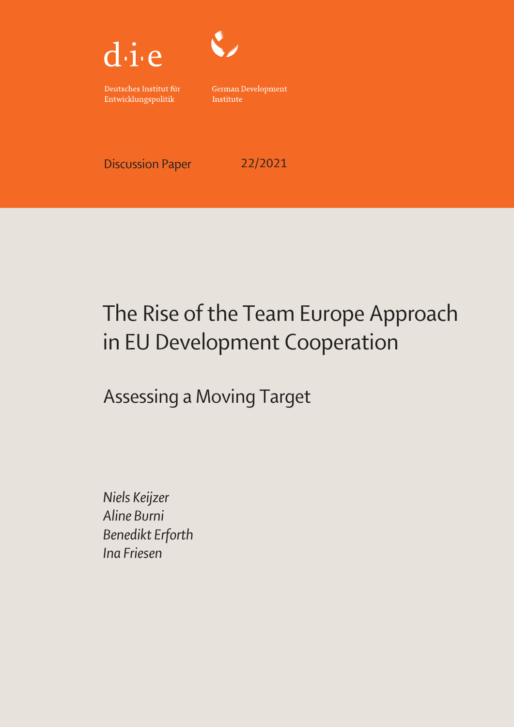d·i·e

Deutsches Institut für Entwicklungspolitik

German Development Institute

Discussion Paper 22/2021

# The Rise of the Team Europe Approach in EU Development Cooperation

## Assessing a Moving Target

*Niels Keijzer*
*Aline Burni*
*Benedikt Erforth*
*Ina Friesen*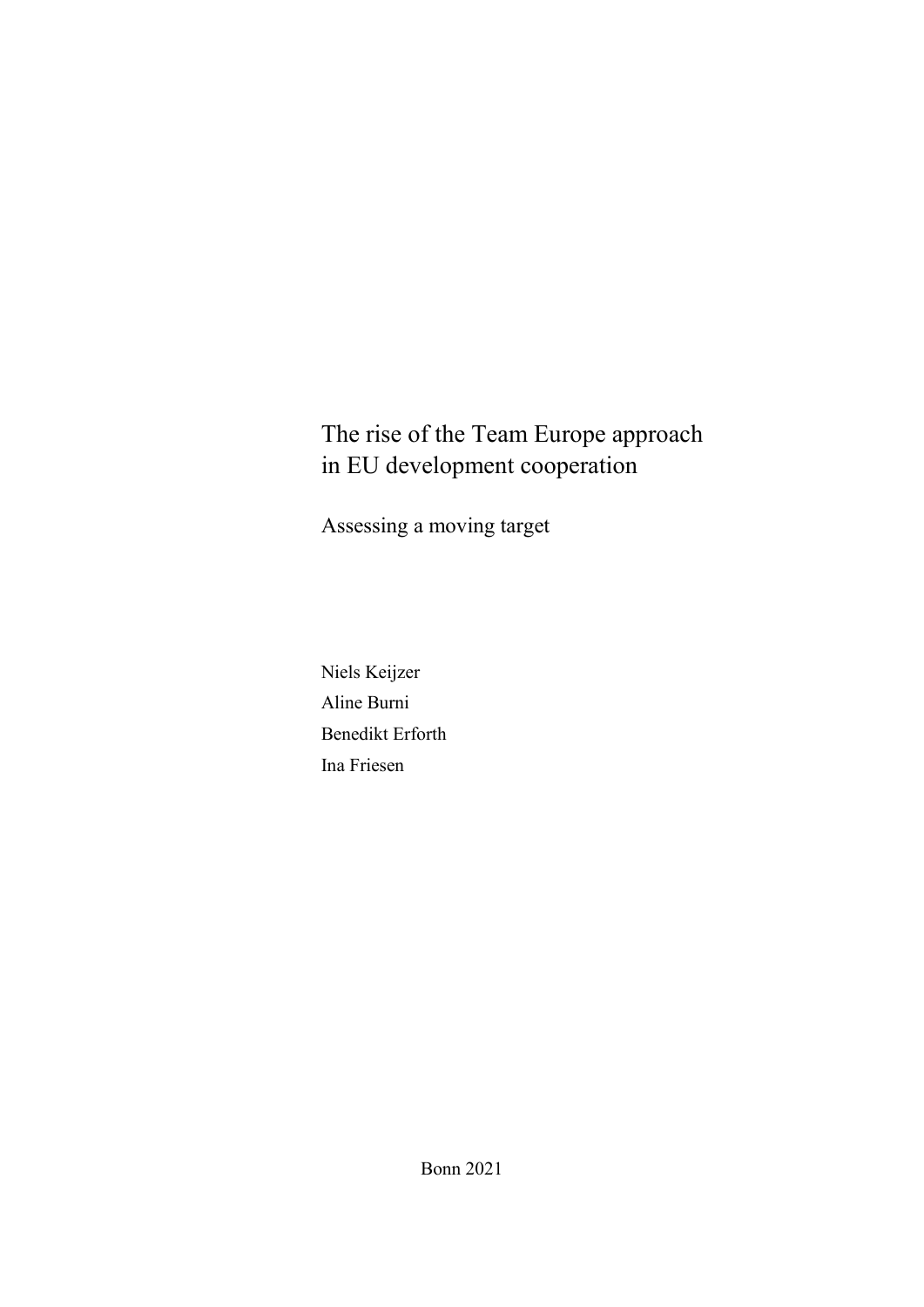# The rise of the Team Europe approach in EU development cooperation

## Assessing a moving target

Niels Keijzer

Aline Burni

Benedikt Erforth

Ina Friesen

Bonn 2021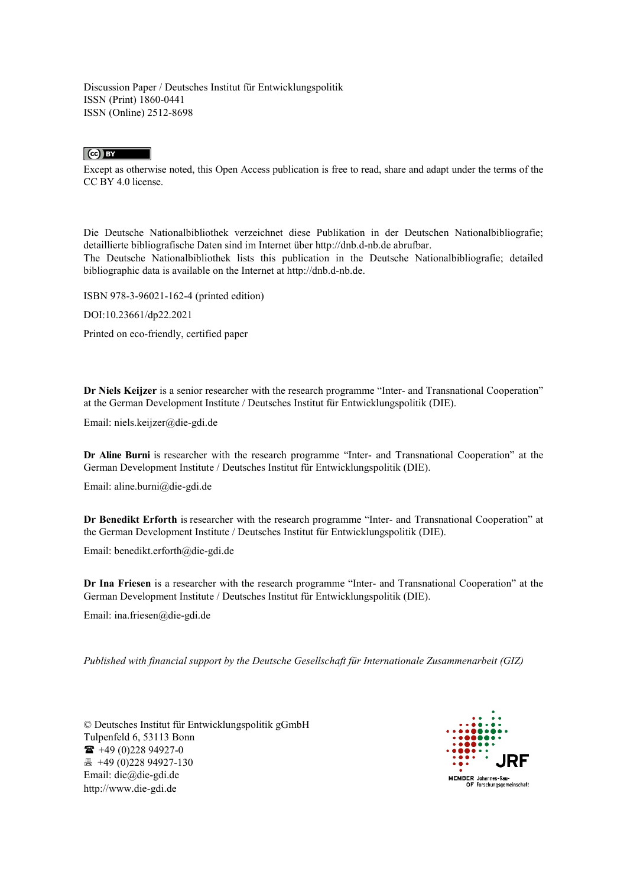Discussion Paper / Deutsches Institut für Entwicklungspolitik
ISSN (Print) 1860-0441
ISSN (Online) 2512-8698

Except as otherwise noted, this Open Access publication is free to read, share and adapt under the terms of the CC BY 4.0 license.

Die Deutsche Nationalbibliothek verzeichnet diese Publikation in der Deutschen Nationalbibliografie; detaillierte bibliografische Daten sind im Internet über http://dnb.d-nb.de abrufbar.
The Deutsche Nationalbibliothek lists this publication in the Deutsche Nationalbibliografie; detailed bibliographic data is available on the Internet at http://dnb.d-nb.de.

ISBN 978-3-96021-162-4 (printed edition)

DOI:10.23661/dp22.2021

Printed on eco-friendly, certified paper

**Dr Niels Keijzer** is a senior researcher with the research programme "Inter- and Transnational Cooperation" at the German Development Institute / Deutsches Institut für Entwicklungspolitik (DIE).

Email: niels.keijzer@die-gdi.de

**Dr Aline Burni** is researcher with the research programme "Inter- and Transnational Cooperation" at the German Development Institute / Deutsches Institut für Entwicklungspolitik (DIE).

Email: aline.burni@die-gdi.de

**Dr Benedikt Erforth** is researcher with the research programme "Inter- and Transnational Cooperation" at the German Development Institute / Deutsches Institut für Entwicklungspolitik (DIE).

Email: benedikt.erforth@die-gdi.de

**Dr Ina Friesen** is a researcher with the research programme "Inter- and Transnational Cooperation" at the German Development Institute / Deutsches Institut für Entwicklungspolitik (DIE).

Email: ina.friesen@die-gdi.de

*Published with financial support by the Deutsche Gesellschaft für Internationale Zusammenarbeit (GIZ)*

© Deutsches Institut für Entwicklungspolitik gGmbH
Tulpenfeld 6, 53113 Bonn
☎ +49 (0)228 94927-0
🖷 +49 (0)228 94927-130
Email: die@die-gdi.de
http://www.die-gdi.de

MEMBER OF Johannes-Rau-Forschungsgemeinschaft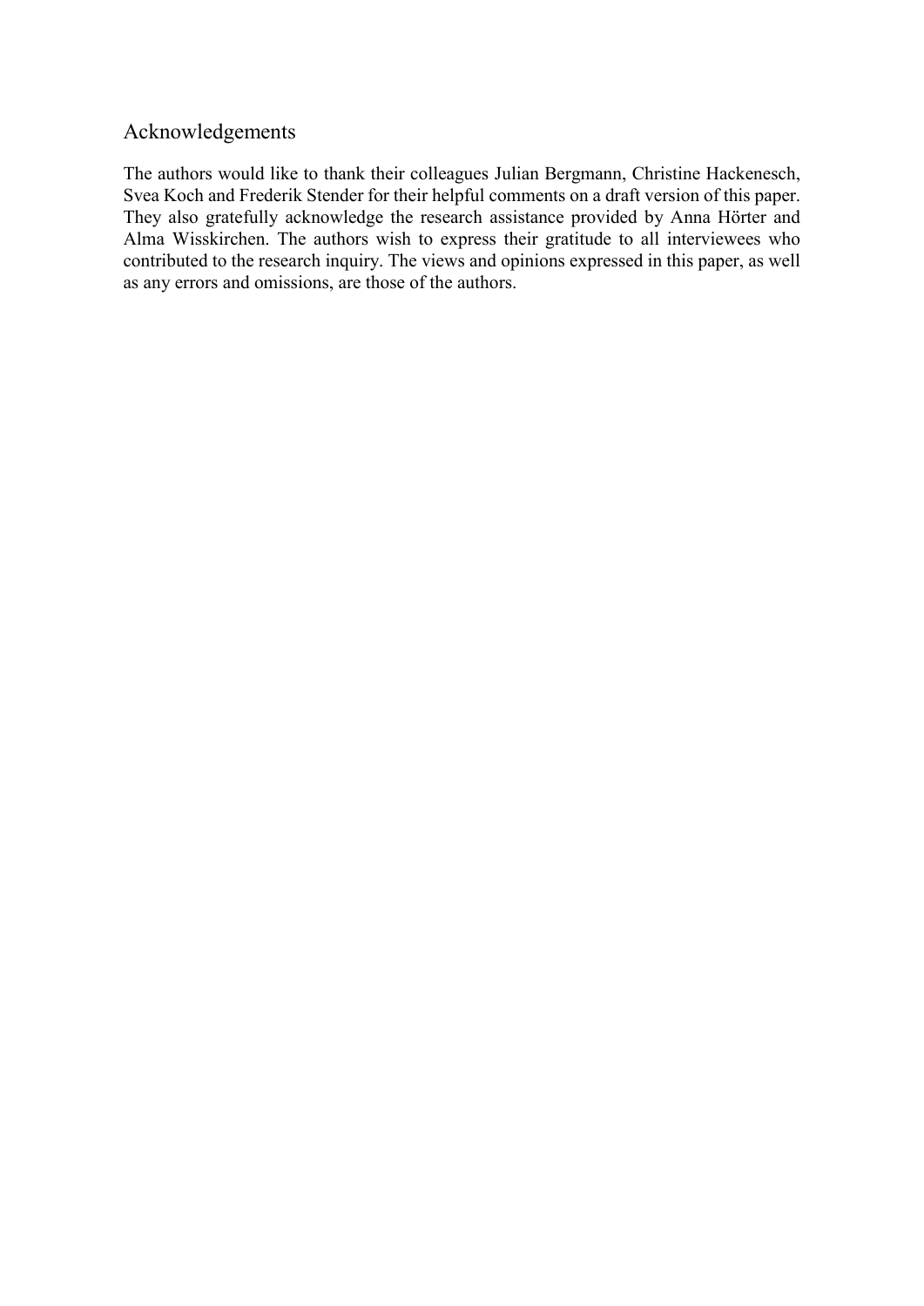## Acknowledgements

The authors would like to thank their colleagues Julian Bergmann, Christine Hackenesch, Svea Koch and Frederik Stender for their helpful comments on a draft version of this paper. They also gratefully acknowledge the research assistance provided by Anna Hörter and Alma Wisskirchen. The authors wish to express their gratitude to all interviewees who contributed to the research inquiry. The views and opinions expressed in this paper, as well as any errors and omissions, are those of the authors.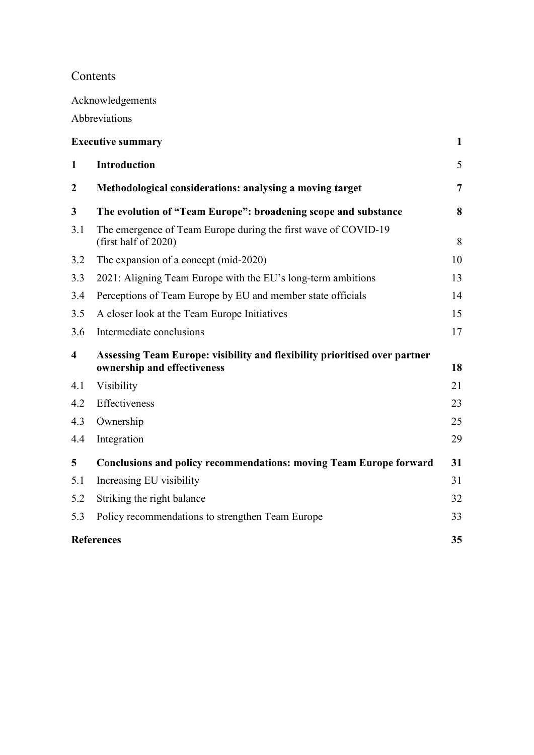# Contents

Acknowledgements

Abbreviations

| | | |
|---|---|---|
| **Executive summary** | | **1** |
| **1** | **Introduction** | 5 |
| **2** | **Methodological considerations: analysing a moving target** | **7** |
| **3** | **The evolution of "Team Europe": broadening scope and substance** | **8** |
| 3.1 | The emergence of Team Europe during the first wave of COVID-19 (first half of 2020) | 8 |
| 3.2 | The expansion of a concept (mid-2020) | 10 |
| 3.3 | 2021: Aligning Team Europe with the EU's long-term ambitions | 13 |
| 3.4 | Perceptions of Team Europe by EU and member state officials | 14 |
| 3.5 | A closer look at the Team Europe Initiatives | 15 |
| 3.6 | Intermediate conclusions | 17 |
| **4** | **Assessing Team Europe: visibility and flexibility prioritised over partner ownership and effectiveness** | **18** |
| 4.1 | Visibility | 21 |
| 4.2 | Effectiveness | 23 |
| 4.3 | Ownership | 25 |
| 4.4 | Integration | 29 |
| **5** | **Conclusions and policy recommendations: moving Team Europe forward** | **31** |
| 5.1 | Increasing EU visibility | 31 |
| 5.2 | Striking the right balance | 32 |
| 5.3 | Policy recommendations to strengthen Team Europe | 33 |
| **References** | | **35** |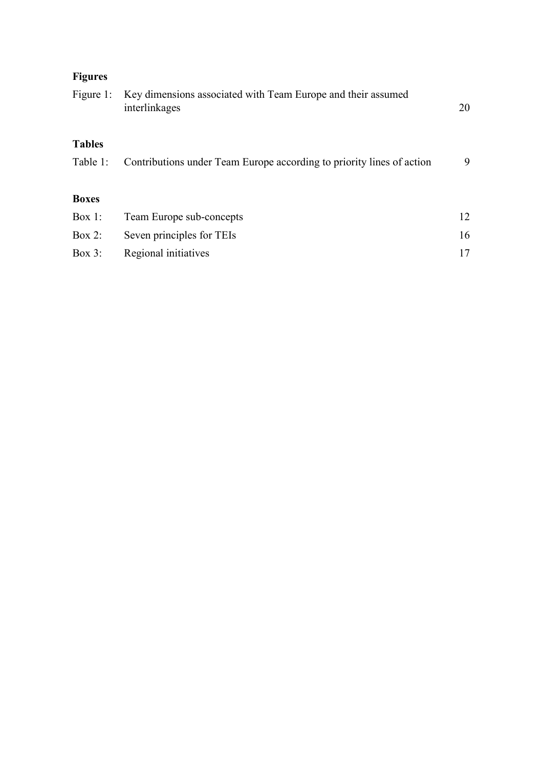**Figures**

| | | |
|---|---|---|
| Figure 1: | Key dimensions associated with Team Europe and their assumed interlinkages | 20 |

**Tables**

| | | |
|---|---|---|
| Table 1: | Contributions under Team Europe according to priority lines of action | 9 |

**Boxes**

| | | |
|---|---|---|
| Box 1: | Team Europe sub-concepts | 12 |
| Box 2: | Seven principles for TEIs | 16 |
| Box 3: | Regional initiatives | 17 |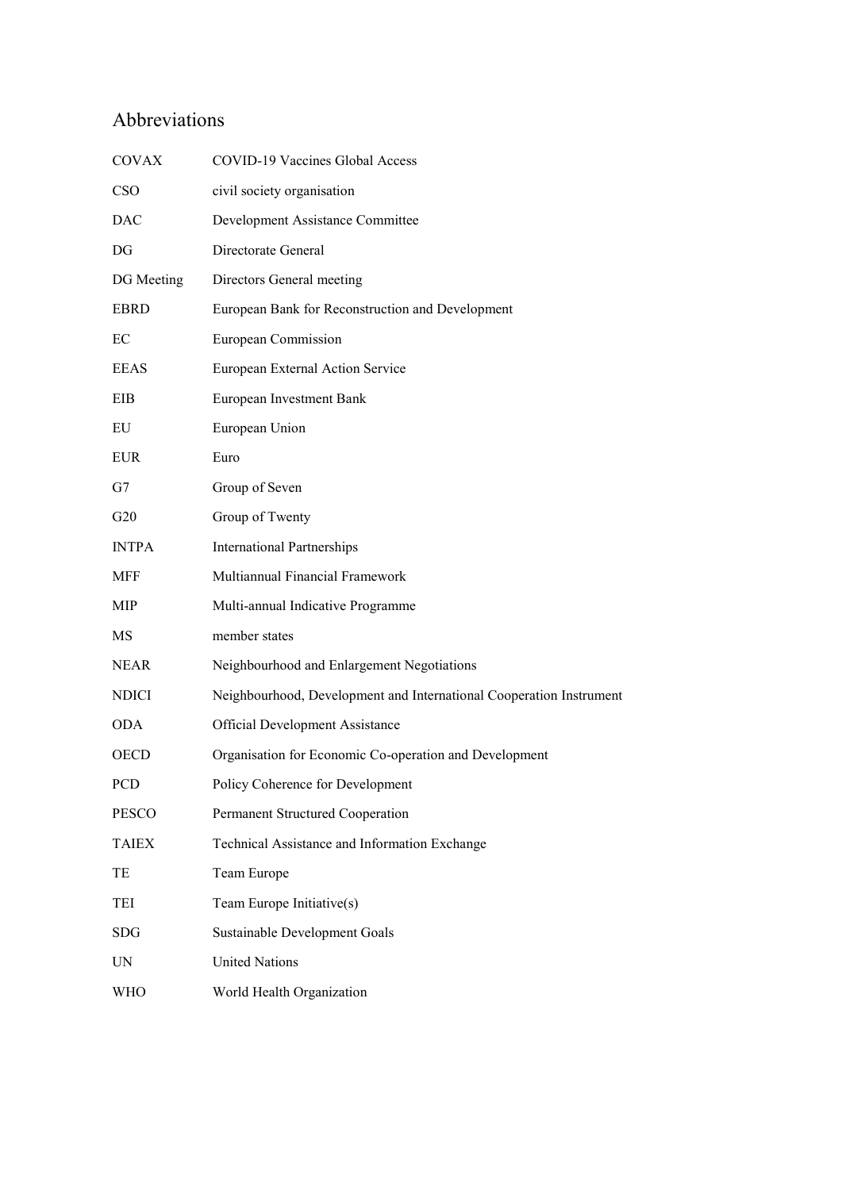## Abbreviations

| | |
|---|---|
| COVAX | COVID-19 Vaccines Global Access |
| CSO | civil society organisation |
| DAC | Development Assistance Committee |
| DG | Directorate General |
| DG Meeting | Directors General meeting |
| EBRD | European Bank for Reconstruction and Development |
| EC | European Commission |
| EEAS | European External Action Service |
| EIB | European Investment Bank |
| EU | European Union |
| EUR | Euro |
| G7 | Group of Seven |
| G20 | Group of Twenty |
| INTPA | International Partnerships |
| MFF | Multiannual Financial Framework |
| MIP | Multi-annual Indicative Programme |
| MS | member states |
| NEAR | Neighbourhood and Enlargement Negotiations |
| NDICI | Neighbourhood, Development and International Cooperation Instrument |
| ODA | Official Development Assistance |
| OECD | Organisation for Economic Co-operation and Development |
| PCD | Policy Coherence for Development |
| PESCO | Permanent Structured Cooperation |
| TAIEX | Technical Assistance and Information Exchange |
| TE | Team Europe |
| TEI | Team Europe Initiative(s) |
| SDG | Sustainable Development Goals |
| UN | United Nations |
| WHO | World Health Organization |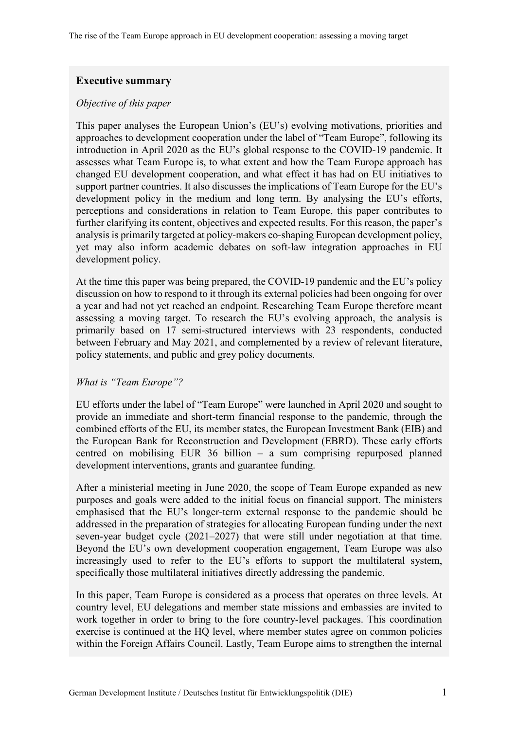## Executive summary

*Objective of this paper*

This paper analyses the European Union's (EU's) evolving motivations, priorities and approaches to development cooperation under the label of "Team Europe", following its introduction in April 2020 as the EU's global response to the COVID-19 pandemic. It assesses what Team Europe is, to what extent and how the Team Europe approach has changed EU development cooperation, and what effect it has had on EU initiatives to support partner countries. It also discusses the implications of Team Europe for the EU's development policy in the medium and long term. By analysing the EU's efforts, perceptions and considerations in relation to Team Europe, this paper contributes to further clarifying its content, objectives and expected results. For this reason, the paper's analysis is primarily targeted at policy-makers co-shaping European development policy, yet may also inform academic debates on soft-law integration approaches in EU development policy.

At the time this paper was being prepared, the COVID-19 pandemic and the EU's policy discussion on how to respond to it through its external policies had been ongoing for over a year and had not yet reached an endpoint. Researching Team Europe therefore meant assessing a moving target. To research the EU's evolving approach, the analysis is primarily based on 17 semi-structured interviews with 23 respondents, conducted between February and May 2021, and complemented by a review of relevant literature, policy statements, and public and grey policy documents.

*What is "Team Europe"?*

EU efforts under the label of "Team Europe" were launched in April 2020 and sought to provide an immediate and short-term financial response to the pandemic, through the combined efforts of the EU, its member states, the European Investment Bank (EIB) and the European Bank for Reconstruction and Development (EBRD). These early efforts centred on mobilising EUR 36 billion – a sum comprising repurposed planned development interventions, grants and guarantee funding.

After a ministerial meeting in June 2020, the scope of Team Europe expanded as new purposes and goals were added to the initial focus on financial support. The ministers emphasised that the EU's longer-term external response to the pandemic should be addressed in the preparation of strategies for allocating European funding under the next seven-year budget cycle (2021–2027) that were still under negotiation at that time. Beyond the EU's own development cooperation engagement, Team Europe was also increasingly used to refer to the EU's efforts to support the multilateral system, specifically those multilateral initiatives directly addressing the pandemic.

In this paper, Team Europe is considered as a process that operates on three levels. At country level, EU delegations and member state missions and embassies are invited to work together in order to bring to the fore country-level packages. This coordination exercise is continued at the HQ level, where member states agree on common policies within the Foreign Affairs Council. Lastly, Team Europe aims to strengthen the internal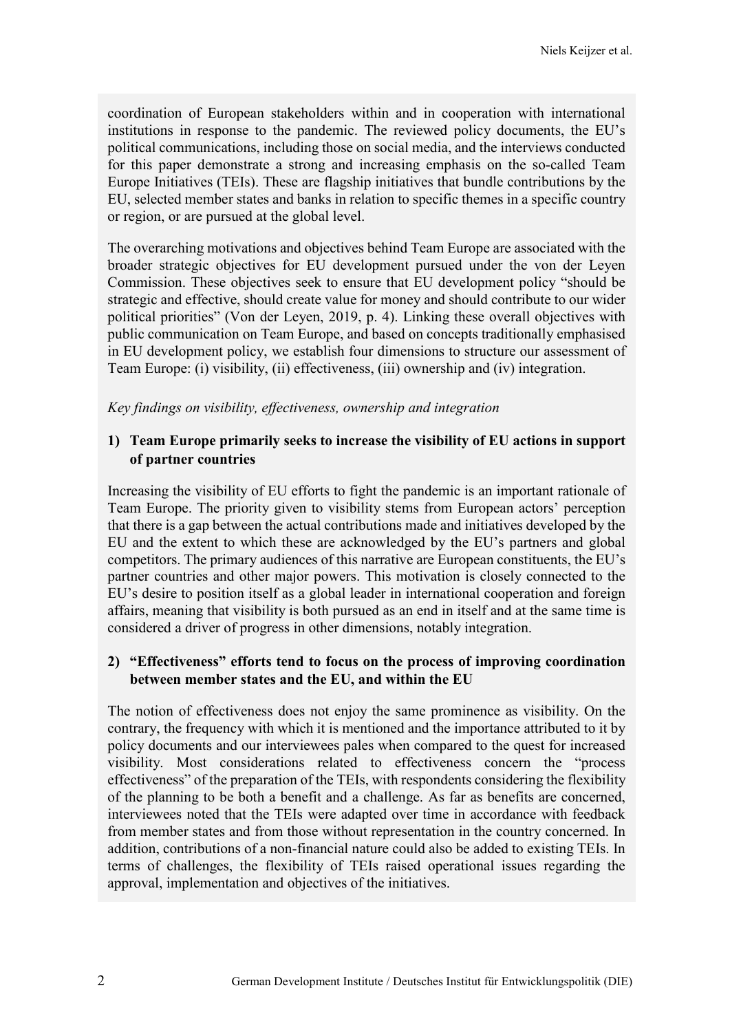coordination of European stakeholders within and in cooperation with international institutions in response to the pandemic. The reviewed policy documents, the EU's political communications, including those on social media, and the interviews conducted for this paper demonstrate a strong and increasing emphasis on the so-called Team Europe Initiatives (TEIs). These are flagship initiatives that bundle contributions by the EU, selected member states and banks in relation to specific themes in a specific country or region, or are pursued at the global level.

The overarching motivations and objectives behind Team Europe are associated with the broader strategic objectives for EU development pursued under the von der Leyen Commission. These objectives seek to ensure that EU development policy "should be strategic and effective, should create value for money and should contribute to our wider political priorities" (Von der Leyen, 2019, p. 4). Linking these overall objectives with public communication on Team Europe, and based on concepts traditionally emphasised in EU development policy, we establish four dimensions to structure our assessment of Team Europe: (i) visibility, (ii) effectiveness, (iii) ownership and (iv) integration.

*Key findings on visibility, effectiveness, ownership and integration*

**1) Team Europe primarily seeks to increase the visibility of EU actions in support of partner countries**

Increasing the visibility of EU efforts to fight the pandemic is an important rationale of Team Europe. The priority given to visibility stems from European actors' perception that there is a gap between the actual contributions made and initiatives developed by the EU and the extent to which these are acknowledged by the EU's partners and global competitors. The primary audiences of this narrative are European constituents, the EU's partner countries and other major powers. This motivation is closely connected to the EU's desire to position itself as a global leader in international cooperation and foreign affairs, meaning that visibility is both pursued as an end in itself and at the same time is considered a driver of progress in other dimensions, notably integration.

**2) "Effectiveness" efforts tend to focus on the process of improving coordination between member states and the EU, and within the EU**

The notion of effectiveness does not enjoy the same prominence as visibility. On the contrary, the frequency with which it is mentioned and the importance attributed to it by policy documents and our interviewees pales when compared to the quest for increased visibility. Most considerations related to effectiveness concern the "process effectiveness" of the preparation of the TEIs, with respondents considering the flexibility of the planning to be both a benefit and a challenge. As far as benefits are concerned, interviewees noted that the TEIs were adapted over time in accordance with feedback from member states and from those without representation in the country concerned. In addition, contributions of a non-financial nature could also be added to existing TEIs. In terms of challenges, the flexibility of TEIs raised operational issues regarding the approval, implementation and objectives of the initiatives.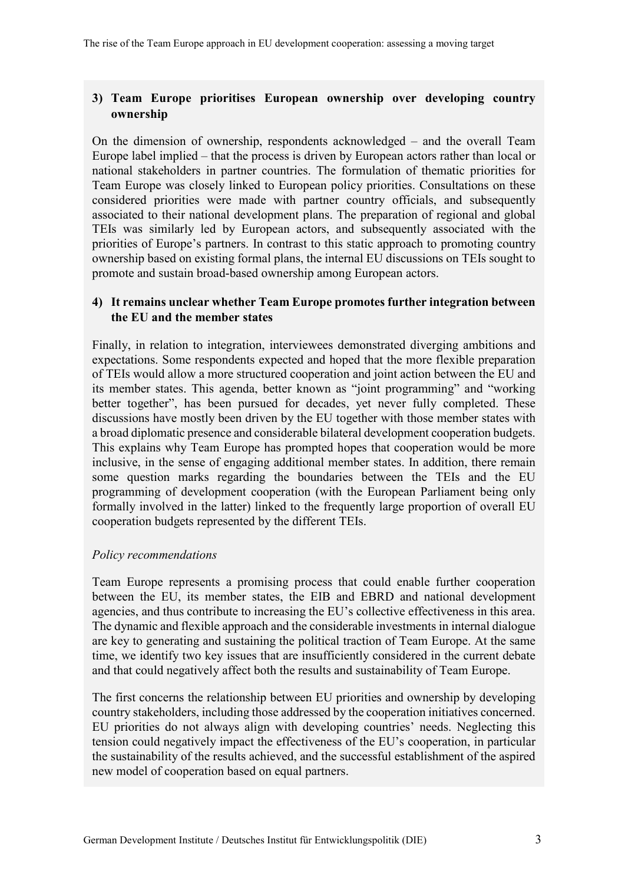**3) Team Europe prioritises European ownership over developing country ownership**

On the dimension of ownership, respondents acknowledged – and the overall Team Europe label implied – that the process is driven by European actors rather than local or national stakeholders in partner countries. The formulation of thematic priorities for Team Europe was closely linked to European policy priorities. Consultations on these considered priorities were made with partner country officials, and subsequently associated to their national development plans. The preparation of regional and global TEIs was similarly led by European actors, and subsequently associated with the priorities of Europe's partners. In contrast to this static approach to promoting country ownership based on existing formal plans, the internal EU discussions on TEIs sought to promote and sustain broad-based ownership among European actors.

**4) It remains unclear whether Team Europe promotes further integration between the EU and the member states**

Finally, in relation to integration, interviewees demonstrated diverging ambitions and expectations. Some respondents expected and hoped that the more flexible preparation of TEIs would allow a more structured cooperation and joint action between the EU and its member states. This agenda, better known as "joint programming" and "working better together", has been pursued for decades, yet never fully completed. These discussions have mostly been driven by the EU together with those member states with a broad diplomatic presence and considerable bilateral development cooperation budgets. This explains why Team Europe has prompted hopes that cooperation would be more inclusive, in the sense of engaging additional member states. In addition, there remain some question marks regarding the boundaries between the TEIs and the EU programming of development cooperation (with the European Parliament being only formally involved in the latter) linked to the frequently large proportion of overall EU cooperation budgets represented by the different TEIs.

*Policy recommendations*

Team Europe represents a promising process that could enable further cooperation between the EU, its member states, the EIB and EBRD and national development agencies, and thus contribute to increasing the EU's collective effectiveness in this area. The dynamic and flexible approach and the considerable investments in internal dialogue are key to generating and sustaining the political traction of Team Europe. At the same time, we identify two key issues that are insufficiently considered in the current debate and that could negatively affect both the results and sustainability of Team Europe.

The first concerns the relationship between EU priorities and ownership by developing country stakeholders, including those addressed by the cooperation initiatives concerned. EU priorities do not always align with developing countries' needs. Neglecting this tension could negatively impact the effectiveness of the EU's cooperation, in particular the sustainability of the results achieved, and the successful establishment of the aspired new model of cooperation based on equal partners.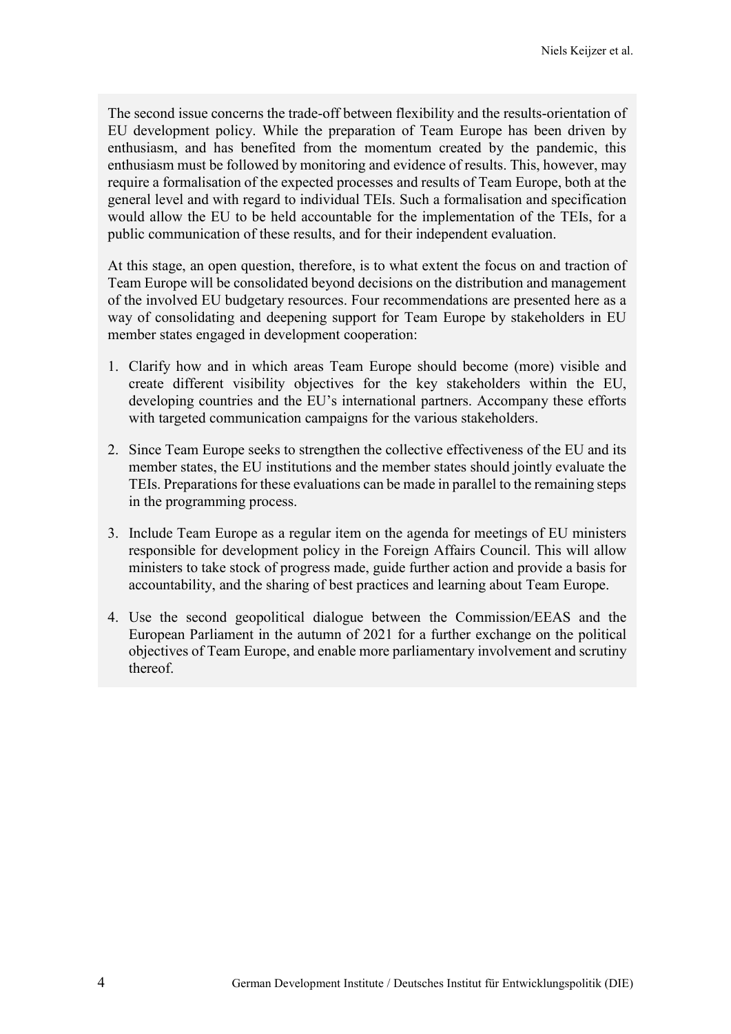The second issue concerns the trade-off between flexibility and the results-orientation of EU development policy. While the preparation of Team Europe has been driven by enthusiasm, and has benefited from the momentum created by the pandemic, this enthusiasm must be followed by monitoring and evidence of results. This, however, may require a formalisation of the expected processes and results of Team Europe, both at the general level and with regard to individual TEIs. Such a formalisation and specification would allow the EU to be held accountable for the implementation of the TEIs, for a public communication of these results, and for their independent evaluation.

At this stage, an open question, therefore, is to what extent the focus on and traction of Team Europe will be consolidated beyond decisions on the distribution and management of the involved EU budgetary resources. Four recommendations are presented here as a way of consolidating and deepening support for Team Europe by stakeholders in EU member states engaged in development cooperation:

1. Clarify how and in which areas Team Europe should become (more) visible and create different visibility objectives for the key stakeholders within the EU, developing countries and the EU's international partners. Accompany these efforts with targeted communication campaigns for the various stakeholders.
2. Since Team Europe seeks to strengthen the collective effectiveness of the EU and its member states, the EU institutions and the member states should jointly evaluate the TEIs. Preparations for these evaluations can be made in parallel to the remaining steps in the programming process.
3. Include Team Europe as a regular item on the agenda for meetings of EU ministers responsible for development policy in the Foreign Affairs Council. This will allow ministers to take stock of progress made, guide further action and provide a basis for accountability, and the sharing of best practices and learning about Team Europe.
4. Use the second geopolitical dialogue between the Commission/EEAS and the European Parliament in the autumn of 2021 for a further exchange on the political objectives of Team Europe, and enable more parliamentary involvement and scrutiny thereof.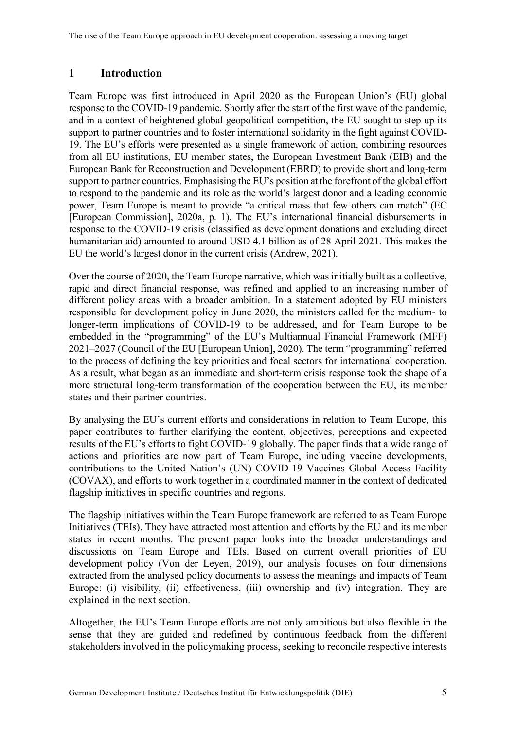# 1 Introduction

Team Europe was first introduced in April 2020 as the European Union's (EU) global response to the COVID-19 pandemic. Shortly after the start of the first wave of the pandemic, and in a context of heightened global geopolitical competition, the EU sought to step up its support to partner countries and to foster international solidarity in the fight against COVID-19. The EU's efforts were presented as a single framework of action, combining resources from all EU institutions, EU member states, the European Investment Bank (EIB) and the European Bank for Reconstruction and Development (EBRD) to provide short and long-term support to partner countries. Emphasising the EU's position at the forefront of the global effort to respond to the pandemic and its role as the world's largest donor and a leading economic power, Team Europe is meant to provide "a critical mass that few others can match" (EC [European Commission], 2020a, p. 1). The EU's international financial disbursements in response to the COVID-19 crisis (classified as development donations and excluding direct humanitarian aid) amounted to around USD 4.1 billion as of 28 April 2021. This makes the EU the world's largest donor in the current crisis (Andrew, 2021).

Over the course of 2020, the Team Europe narrative, which was initially built as a collective, rapid and direct financial response, was refined and applied to an increasing number of different policy areas with a broader ambition. In a statement adopted by EU ministers responsible for development policy in June 2020, the ministers called for the medium- to longer-term implications of COVID-19 to be addressed, and for Team Europe to be embedded in the "programming" of the EU's Multiannual Financial Framework (MFF) 2021–2027 (Council of the EU [European Union], 2020). The term "programming" referred to the process of defining the key priorities and focal sectors for international cooperation. As a result, what began as an immediate and short-term crisis response took the shape of a more structural long-term transformation of the cooperation between the EU, its member states and their partner countries.

By analysing the EU's current efforts and considerations in relation to Team Europe, this paper contributes to further clarifying the content, objectives, perceptions and expected results of the EU's efforts to fight COVID-19 globally. The paper finds that a wide range of actions and priorities are now part of Team Europe, including vaccine developments, contributions to the United Nation's (UN) COVID-19 Vaccines Global Access Facility (COVAX), and efforts to work together in a coordinated manner in the context of dedicated flagship initiatives in specific countries and regions.

The flagship initiatives within the Team Europe framework are referred to as Team Europe Initiatives (TEIs). They have attracted most attention and efforts by the EU and its member states in recent months. The present paper looks into the broader understandings and discussions on Team Europe and TEIs. Based on current overall priorities of EU development policy (Von der Leyen, 2019), our analysis focuses on four dimensions extracted from the analysed policy documents to assess the meanings and impacts of Team Europe: (i) visibility, (ii) effectiveness, (iii) ownership and (iv) integration. They are explained in the next section.

Altogether, the EU's Team Europe efforts are not only ambitious but also flexible in the sense that they are guided and redefined by continuous feedback from the different stakeholders involved in the policymaking process, seeking to reconcile respective interests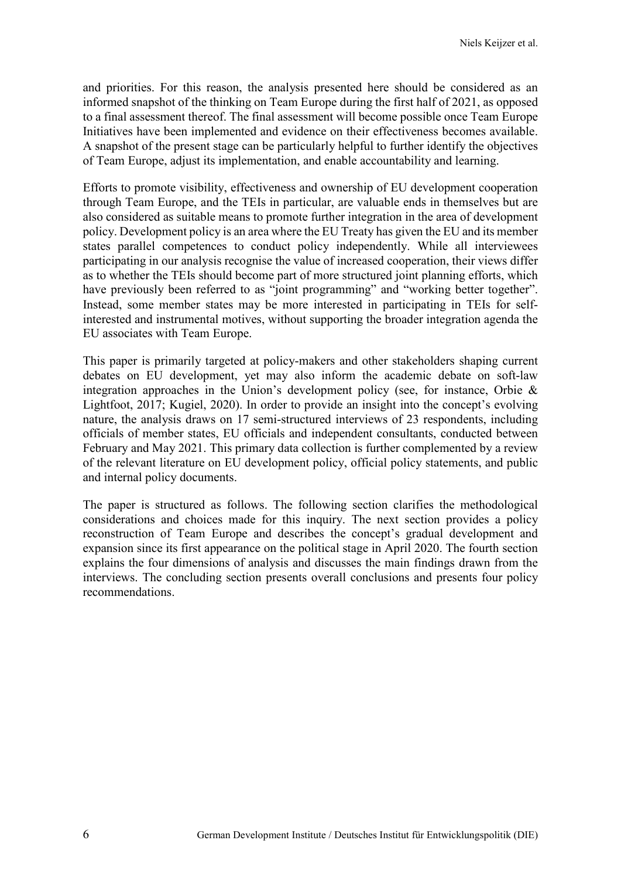and priorities. For this reason, the analysis presented here should be considered as an informed snapshot of the thinking on Team Europe during the first half of 2021, as opposed to a final assessment thereof. The final assessment will become possible once Team Europe Initiatives have been implemented and evidence on their effectiveness becomes available. A snapshot of the present stage can be particularly helpful to further identify the objectives of Team Europe, adjust its implementation, and enable accountability and learning.

Efforts to promote visibility, effectiveness and ownership of EU development cooperation through Team Europe, and the TEIs in particular, are valuable ends in themselves but are also considered as suitable means to promote further integration in the area of development policy. Development policy is an area where the EU Treaty has given the EU and its member states parallel competences to conduct policy independently. While all interviewees participating in our analysis recognise the value of increased cooperation, their views differ as to whether the TEIs should become part of more structured joint planning efforts, which have previously been referred to as "joint programming" and "working better together". Instead, some member states may be more interested in participating in TEIs for self-interested and instrumental motives, without supporting the broader integration agenda the EU associates with Team Europe.

This paper is primarily targeted at policy-makers and other stakeholders shaping current debates on EU development, yet may also inform the academic debate on soft-law integration approaches in the Union's development policy (see, for instance, Orbie & Lightfoot, 2017; Kugiel, 2020). In order to provide an insight into the concept's evolving nature, the analysis draws on 17 semi-structured interviews of 23 respondents, including officials of member states, EU officials and independent consultants, conducted between February and May 2021. This primary data collection is further complemented by a review of the relevant literature on EU development policy, official policy statements, and public and internal policy documents.

The paper is structured as follows. The following section clarifies the methodological considerations and choices made for this inquiry. The next section provides a policy reconstruction of Team Europe and describes the concept's gradual development and expansion since its first appearance on the political stage in April 2020. The fourth section explains the four dimensions of analysis and discusses the main findings drawn from the interviews. The concluding section presents overall conclusions and presents four policy recommendations.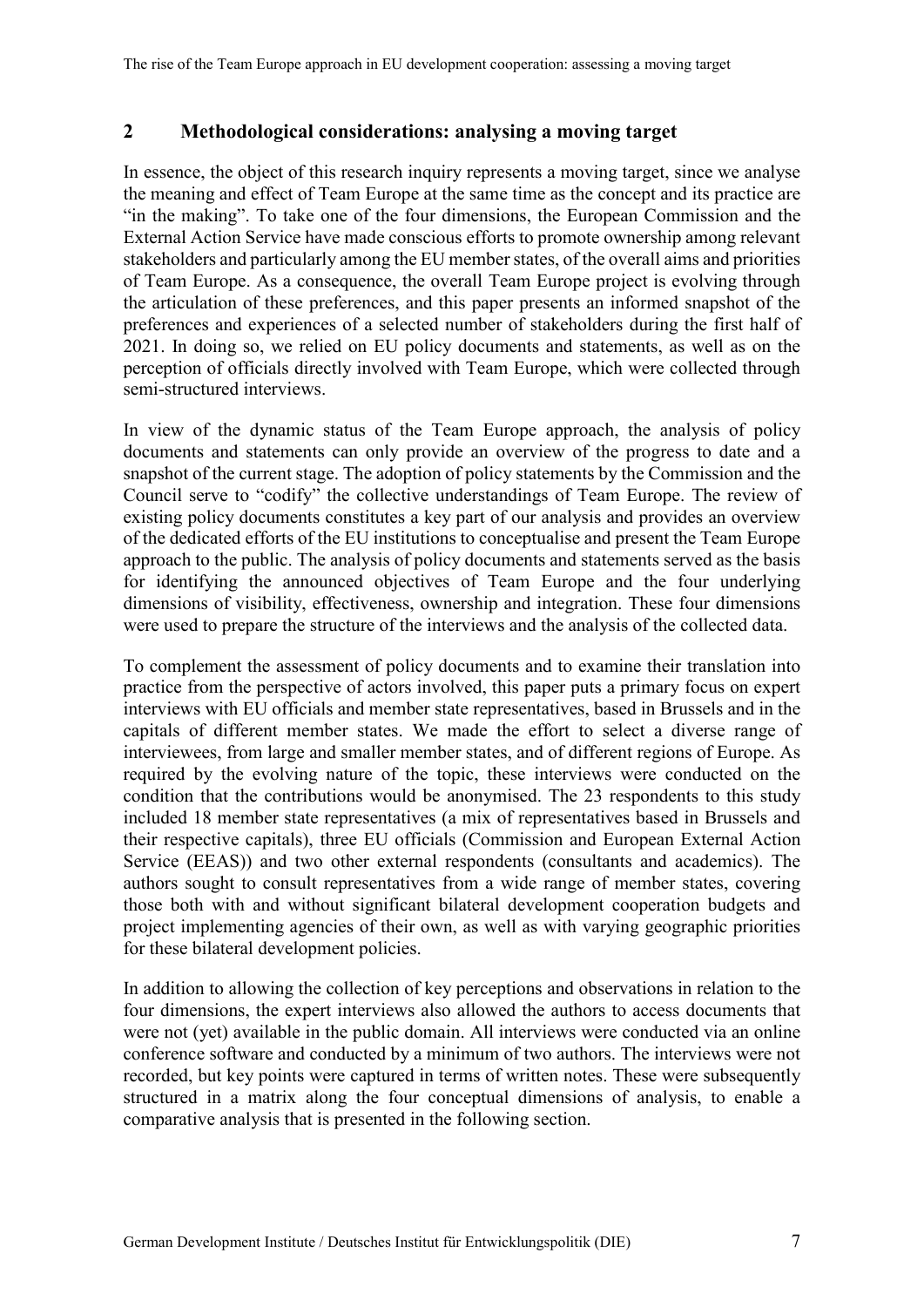## 2 Methodological considerations: analysing a moving target

In essence, the object of this research inquiry represents a moving target, since we analyse the meaning and effect of Team Europe at the same time as the concept and its practice are "in the making". To take one of the four dimensions, the European Commission and the External Action Service have made conscious efforts to promote ownership among relevant stakeholders and particularly among the EU member states, of the overall aims and priorities of Team Europe. As a consequence, the overall Team Europe project is evolving through the articulation of these preferences, and this paper presents an informed snapshot of the preferences and experiences of a selected number of stakeholders during the first half of 2021. In doing so, we relied on EU policy documents and statements, as well as on the perception of officials directly involved with Team Europe, which were collected through semi-structured interviews.

In view of the dynamic status of the Team Europe approach, the analysis of policy documents and statements can only provide an overview of the progress to date and a snapshot of the current stage. The adoption of policy statements by the Commission and the Council serve to "codify" the collective understandings of Team Europe. The review of existing policy documents constitutes a key part of our analysis and provides an overview of the dedicated efforts of the EU institutions to conceptualise and present the Team Europe approach to the public. The analysis of policy documents and statements served as the basis for identifying the announced objectives of Team Europe and the four underlying dimensions of visibility, effectiveness, ownership and integration. These four dimensions were used to prepare the structure of the interviews and the analysis of the collected data.

To complement the assessment of policy documents and to examine their translation into practice from the perspective of actors involved, this paper puts a primary focus on expert interviews with EU officials and member state representatives, based in Brussels and in the capitals of different member states. We made the effort to select a diverse range of interviewees, from large and smaller member states, and of different regions of Europe. As required by the evolving nature of the topic, these interviews were conducted on the condition that the contributions would be anonymised. The 23 respondents to this study included 18 member state representatives (a mix of representatives based in Brussels and their respective capitals), three EU officials (Commission and European External Action Service (EEAS)) and two other external respondents (consultants and academics). The authors sought to consult representatives from a wide range of member states, covering those both with and without significant bilateral development cooperation budgets and project implementing agencies of their own, as well as with varying geographic priorities for these bilateral development policies.

In addition to allowing the collection of key perceptions and observations in relation to the four dimensions, the expert interviews also allowed the authors to access documents that were not (yet) available in the public domain. All interviews were conducted via an online conference software and conducted by a minimum of two authors. The interviews were not recorded, but key points were captured in terms of written notes. These were subsequently structured in a matrix along the four conceptual dimensions of analysis, to enable a comparative analysis that is presented in the following section.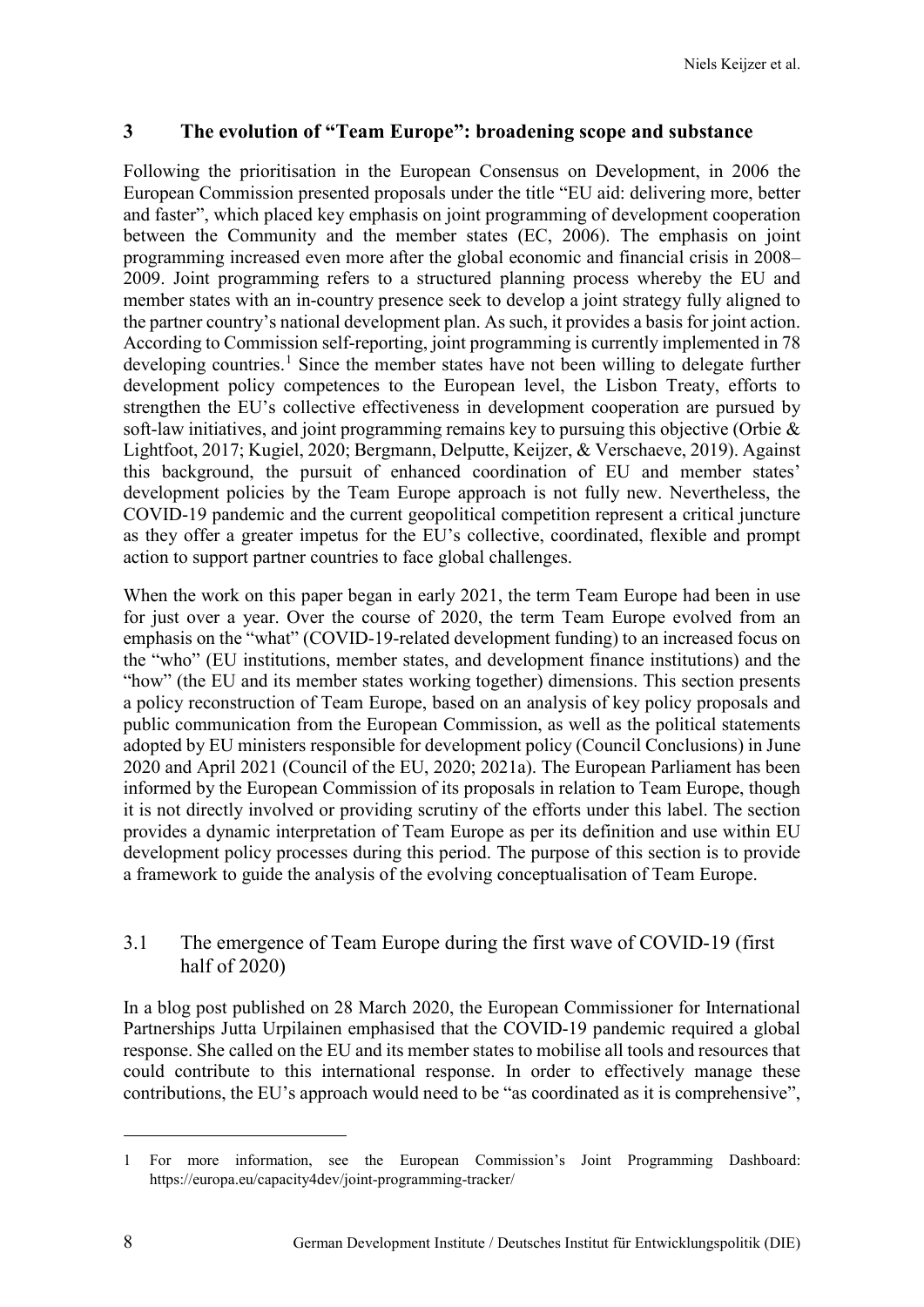## 3 The evolution of "Team Europe": broadening scope and substance

Following the prioritisation in the European Consensus on Development, in 2006 the European Commission presented proposals under the title "EU aid: delivering more, better and faster", which placed key emphasis on joint programming of development cooperation between the Community and the member states (EC, 2006). The emphasis on joint programming increased even more after the global economic and financial crisis in 2008–2009. Joint programming refers to a structured planning process whereby the EU and member states with an in-country presence seek to develop a joint strategy fully aligned to the partner country's national development plan. As such, it provides a basis for joint action. According to Commission self-reporting, joint programming is currently implemented in 78 developing countries.[1] Since the member states have not been willing to delegate further development policy competences to the European level, the Lisbon Treaty, efforts to strengthen the EU's collective effectiveness in development cooperation are pursued by soft-law initiatives, and joint programming remains key to pursuing this objective (Orbie & Lightfoot, 2017; Kugiel, 2020; Bergmann, Delputte, Keijzer, & Verschaeve, 2019). Against this background, the pursuit of enhanced coordination of EU and member states' development policies by the Team Europe approach is not fully new. Nevertheless, the COVID-19 pandemic and the current geopolitical competition represent a critical juncture as they offer a greater impetus for the EU's collective, coordinated, flexible and prompt action to support partner countries to face global challenges.

When the work on this paper began in early 2021, the term Team Europe had been in use for just over a year. Over the course of 2020, the term Team Europe evolved from an emphasis on the "what" (COVID-19-related development funding) to an increased focus on the "who" (EU institutions, member states, and development finance institutions) and the "how" (the EU and its member states working together) dimensions. This section presents a policy reconstruction of Team Europe, based on an analysis of key policy proposals and public communication from the European Commission, as well as the political statements adopted by EU ministers responsible for development policy (Council Conclusions) in June 2020 and April 2021 (Council of the EU, 2020; 2021a). The European Parliament has been informed by the European Commission of its proposals in relation to Team Europe, though it is not directly involved or providing scrutiny of the efforts under this label. The section provides a dynamic interpretation of Team Europe as per its definition and use within EU development policy processes during this period. The purpose of this section is to provide a framework to guide the analysis of the evolving conceptualisation of Team Europe.

### 3.1 The emergence of Team Europe during the first wave of COVID-19 (first half of 2020)

In a blog post published on 28 March 2020, the European Commissioner for International Partnerships Jutta Urpilainen emphasised that the COVID-19 pandemic required a global response. She called on the EU and its member states to mobilise all tools and resources that could contribute to this international response. In order to effectively manage these contributions, the EU's approach would need to be "as coordinated as it is comprehensive",

---

1 For more information, see the European Commission's Joint Programming Dashboard: https://europa.eu/capacity4dev/joint-programming-tracker/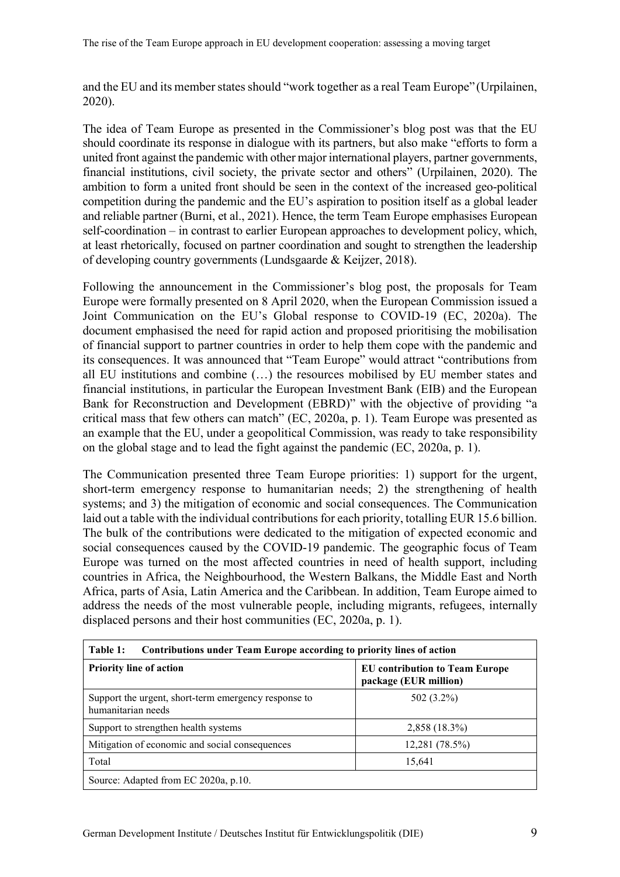and the EU and its member states should "work together as a real Team Europe" (Urpilainen, 2020).

The idea of Team Europe as presented in the Commissioner's blog post was that the EU should coordinate its response in dialogue with its partners, but also make "efforts to form a united front against the pandemic with other major international players, partner governments, financial institutions, civil society, the private sector and others" (Urpilainen, 2020). The ambition to form a united front should be seen in the context of the increased geo-political competition during the pandemic and the EU's aspiration to position itself as a global leader and reliable partner (Burni, et al., 2021). Hence, the term Team Europe emphasises European self-coordination – in contrast to earlier European approaches to development policy, which, at least rhetorically, focused on partner coordination and sought to strengthen the leadership of developing country governments (Lundsgaarde & Keijzer, 2018).

Following the announcement in the Commissioner's blog post, the proposals for Team Europe were formally presented on 8 April 2020, when the European Commission issued a Joint Communication on the EU's Global response to COVID-19 (EC, 2020a). The document emphasised the need for rapid action and proposed prioritising the mobilisation of financial support to partner countries in order to help them cope with the pandemic and its consequences. It was announced that "Team Europe" would attract "contributions from all EU institutions and combine (…) the resources mobilised by EU member states and financial institutions, in particular the European Investment Bank (EIB) and the European Bank for Reconstruction and Development (EBRD)" with the objective of providing "a critical mass that few others can match" (EC, 2020a, p. 1). Team Europe was presented as an example that the EU, under a geopolitical Commission, was ready to take responsibility on the global stage and to lead the fight against the pandemic (EC, 2020a, p. 1).

The Communication presented three Team Europe priorities: 1) support for the urgent, short-term emergency response to humanitarian needs; 2) the strengthening of health systems; and 3) the mitigation of economic and social consequences. The Communication laid out a table with the individual contributions for each priority, totalling EUR 15.6 billion. The bulk of the contributions were dedicated to the mitigation of expected economic and social consequences caused by the COVID-19 pandemic. The geographic focus of Team Europe was turned on the most affected countries in need of health support, including countries in Africa, the Neighbourhood, the Western Balkans, the Middle East and North Africa, parts of Asia, Latin America and the Caribbean. In addition, Team Europe aimed to address the needs of the most vulnerable people, including migrants, refugees, internally displaced persons and their host communities (EC, 2020a, p. 1).

**Table 1: Contributions under Team Europe according to priority lines of action**

| Priority line of action | EU contribution to Team Europe package (EUR million) |
|---|---|
| Support the urgent, short-term emergency response to humanitarian needs | 502 (3.2%) |
| Support to strengthen health systems | 2,858 (18.3%) |
| Mitigation of economic and social consequences | 12,281 (78.5%) |
| Total | 15,641 |

Source: Adapted from EC 2020a, p.10.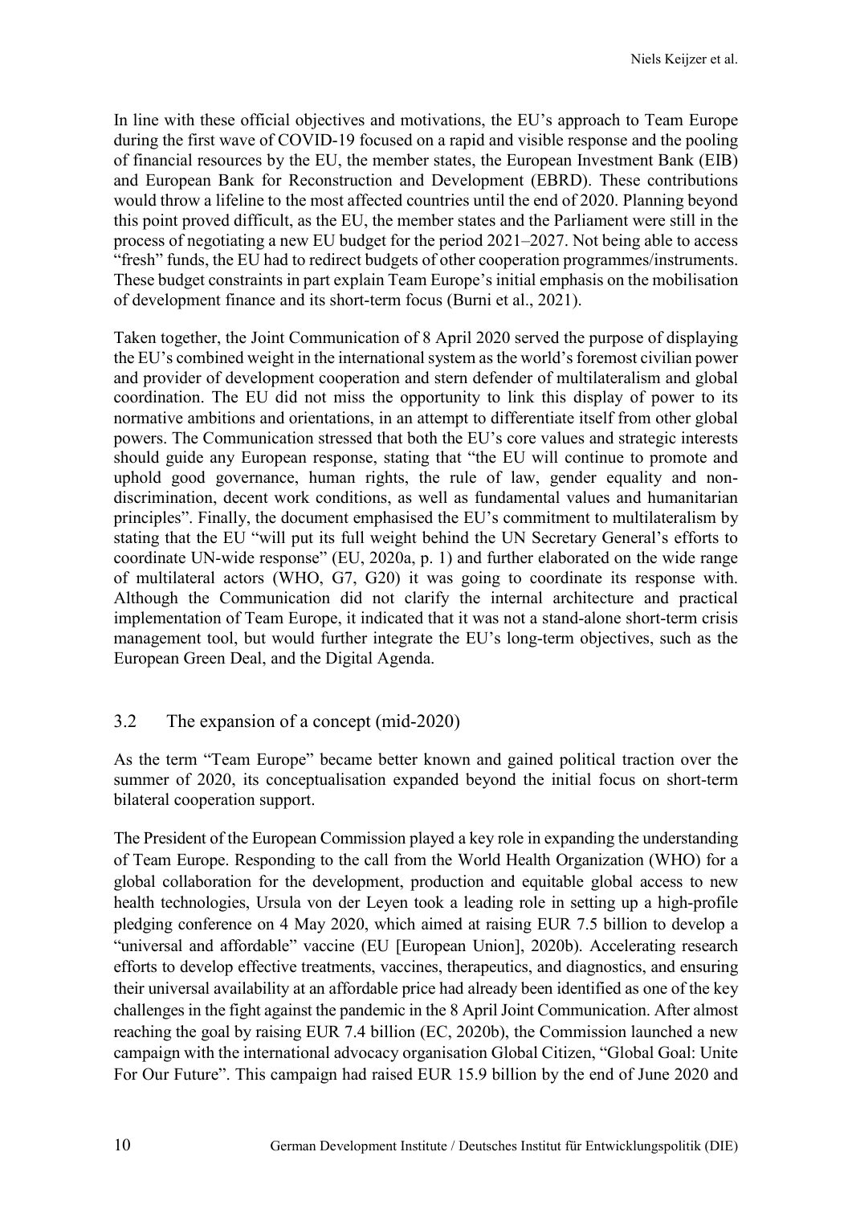In line with these official objectives and motivations, the EU's approach to Team Europe during the first wave of COVID-19 focused on a rapid and visible response and the pooling of financial resources by the EU, the member states, the European Investment Bank (EIB) and European Bank for Reconstruction and Development (EBRD). These contributions would throw a lifeline to the most affected countries until the end of 2020. Planning beyond this point proved difficult, as the EU, the member states and the Parliament were still in the process of negotiating a new EU budget for the period 2021–2027. Not being able to access "fresh" funds, the EU had to redirect budgets of other cooperation programmes/instruments. These budget constraints in part explain Team Europe's initial emphasis on the mobilisation of development finance and its short-term focus (Burni et al., 2021).

Taken together, the Joint Communication of 8 April 2020 served the purpose of displaying the EU's combined weight in the international system as the world's foremost civilian power and provider of development cooperation and stern defender of multilateralism and global coordination. The EU did not miss the opportunity to link this display of power to its normative ambitions and orientations, in an attempt to differentiate itself from other global powers. The Communication stressed that both the EU's core values and strategic interests should guide any European response, stating that "the EU will continue to promote and uphold good governance, human rights, the rule of law, gender equality and non-discrimination, decent work conditions, as well as fundamental values and humanitarian principles". Finally, the document emphasised the EU's commitment to multilateralism by stating that the EU "will put its full weight behind the UN Secretary General's efforts to coordinate UN-wide response" (EU, 2020a, p. 1) and further elaborated on the wide range of multilateral actors (WHO, G7, G20) it was going to coordinate its response with. Although the Communication did not clarify the internal architecture and practical implementation of Team Europe, it indicated that it was not a stand-alone short-term crisis management tool, but would further integrate the EU's long-term objectives, such as the European Green Deal, and the Digital Agenda.

### 3.2 The expansion of a concept (mid-2020)

As the term "Team Europe" became better known and gained political traction over the summer of 2020, its conceptualisation expanded beyond the initial focus on short-term bilateral cooperation support.

The President of the European Commission played a key role in expanding the understanding of Team Europe. Responding to the call from the World Health Organization (WHO) for a global collaboration for the development, production and equitable global access to new health technologies, Ursula von der Leyen took a leading role in setting up a high-profile pledging conference on 4 May 2020, which aimed at raising EUR 7.5 billion to develop a "universal and affordable" vaccine (EU [European Union], 2020b). Accelerating research efforts to develop effective treatments, vaccines, therapeutics, and diagnostics, and ensuring their universal availability at an affordable price had already been identified as one of the key challenges in the fight against the pandemic in the 8 April Joint Communication. After almost reaching the goal by raising EUR 7.4 billion (EC, 2020b), the Commission launched a new campaign with the international advocacy organisation Global Citizen, "Global Goal: Unite For Our Future". This campaign had raised EUR 15.9 billion by the end of June 2020 and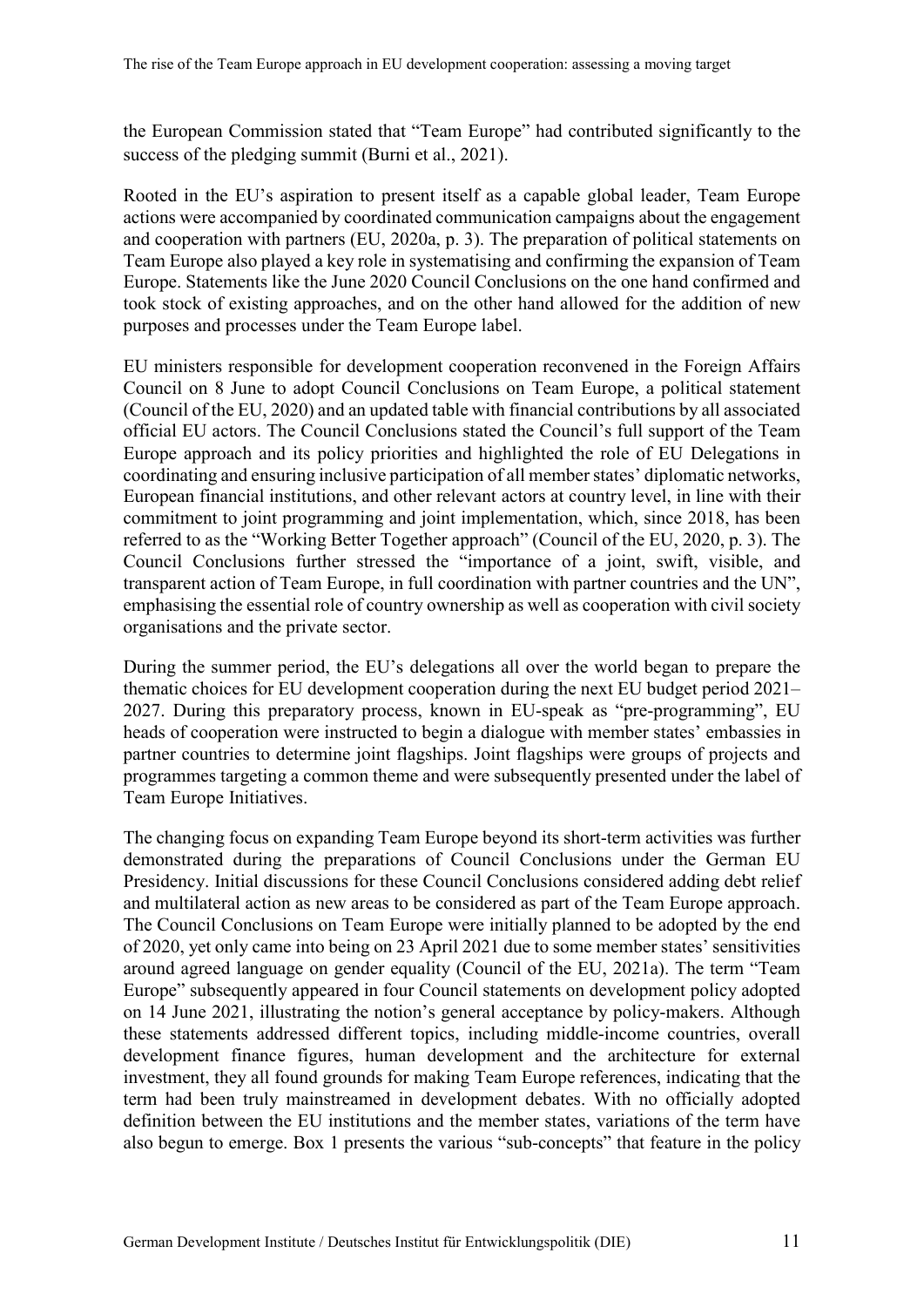the European Commission stated that "Team Europe" had contributed significantly to the success of the pledging summit (Burni et al., 2021).

Rooted in the EU's aspiration to present itself as a capable global leader, Team Europe actions were accompanied by coordinated communication campaigns about the engagement and cooperation with partners (EU, 2020a, p. 3). The preparation of political statements on Team Europe also played a key role in systematising and confirming the expansion of Team Europe. Statements like the June 2020 Council Conclusions on the one hand confirmed and took stock of existing approaches, and on the other hand allowed for the addition of new purposes and processes under the Team Europe label.

EU ministers responsible for development cooperation reconvened in the Foreign Affairs Council on 8 June to adopt Council Conclusions on Team Europe, a political statement (Council of the EU, 2020) and an updated table with financial contributions by all associated official EU actors. The Council Conclusions stated the Council's full support of the Team Europe approach and its policy priorities and highlighted the role of EU Delegations in coordinating and ensuring inclusive participation of all member states' diplomatic networks, European financial institutions, and other relevant actors at country level, in line with their commitment to joint programming and joint implementation, which, since 2018, has been referred to as the "Working Better Together approach" (Council of the EU, 2020, p. 3). The Council Conclusions further stressed the "importance of a joint, swift, visible, and transparent action of Team Europe, in full coordination with partner countries and the UN", emphasising the essential role of country ownership as well as cooperation with civil society organisations and the private sector.

During the summer period, the EU's delegations all over the world began to prepare the thematic choices for EU development cooperation during the next EU budget period 2021–2027. During this preparatory process, known in EU-speak as "pre-programming", EU heads of cooperation were instructed to begin a dialogue with member states' embassies in partner countries to determine joint flagships. Joint flagships were groups of projects and programmes targeting a common theme and were subsequently presented under the label of Team Europe Initiatives.

The changing focus on expanding Team Europe beyond its short-term activities was further demonstrated during the preparations of Council Conclusions under the German EU Presidency. Initial discussions for these Council Conclusions considered adding debt relief and multilateral action as new areas to be considered as part of the Team Europe approach. The Council Conclusions on Team Europe were initially planned to be adopted by the end of 2020, yet only came into being on 23 April 2021 due to some member states' sensitivities around agreed language on gender equality (Council of the EU, 2021a). The term "Team Europe" subsequently appeared in four Council statements on development policy adopted on 14 June 2021, illustrating the notion's general acceptance by policy-makers. Although these statements addressed different topics, including middle-income countries, overall development finance figures, human development and the architecture for external investment, they all found grounds for making Team Europe references, indicating that the term had been truly mainstreamed in development debates. With no officially adopted definition between the EU institutions and the member states, variations of the term have also begun to emerge. Box 1 presents the various "sub-concepts" that feature in the policy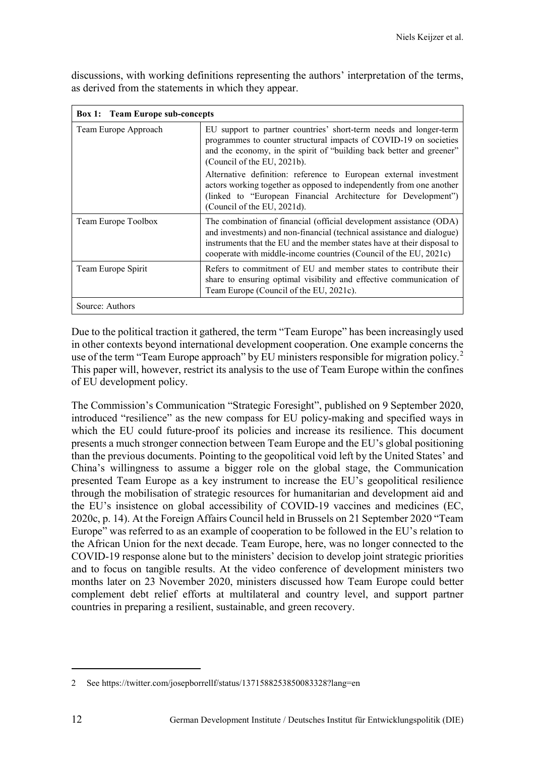discussions, with working definitions representing the authors' interpretation of the terms, as derived from the statements in which they appear.

| **Box 1: Team Europe sub-concepts** | |
|---|---|
| Team Europe Approach | EU support to partner countries' short-term needs and longer-term programmes to counter structural impacts of COVID-19 on societies and the economy, in the spirit of "building back better and greener" (Council of the EU, 2021b).<br>Alternative definition: reference to European external investment actors working together as opposed to independently from one another (linked to "European Financial Architecture for Development") (Council of the EU, 2021d). |
| Team Europe Toolbox | The combination of financial (official development assistance (ODA) and investments) and non-financial (technical assistance and dialogue) instruments that the EU and the member states have at their disposal to cooperate with middle-income countries (Council of the EU, 2021c) |
| Team Europe Spirit | Refers to commitment of EU and member states to contribute their share to ensuring optimal visibility and effective communication of Team Europe (Council of the EU, 2021c). |
| Source: Authors | |

Due to the political traction it gathered, the term "Team Europe" has been increasingly used in other contexts beyond international development cooperation. One example concerns the use of the term "Team Europe approach" by EU ministers responsible for migration policy.[2] This paper will, however, restrict its analysis to the use of Team Europe within the confines of EU development policy.

The Commission's Communication "Strategic Foresight", published on 9 September 2020, introduced "resilience" as the new compass for EU policy-making and specified ways in which the EU could future-proof its policies and increase its resilience. This document presents a much stronger connection between Team Europe and the EU's global positioning than the previous documents. Pointing to the geopolitical void left by the United States' and China's willingness to assume a bigger role on the global stage, the Communication presented Team Europe as a key instrument to increase the EU's geopolitical resilience through the mobilisation of strategic resources for humanitarian and development aid and the EU's insistence on global accessibility of COVID-19 vaccines and medicines (EC, 2020c, p. 14). At the Foreign Affairs Council held in Brussels on 21 September 2020 "Team Europe" was referred to as an example of cooperation to be followed in the EU's relation to the African Union for the next decade. Team Europe, here, was no longer connected to the COVID-19 response alone but to the ministers' decision to develop joint strategic priorities and to focus on tangible results. At the video conference of development ministers two months later on 23 November 2020, ministers discussed how Team Europe could better complement debt relief efforts at multilateral and country level, and support partner countries in preparing a resilient, sustainable, and green recovery.

2 See https://twitter.com/josepborrellf/status/1371588253850083328?lang=en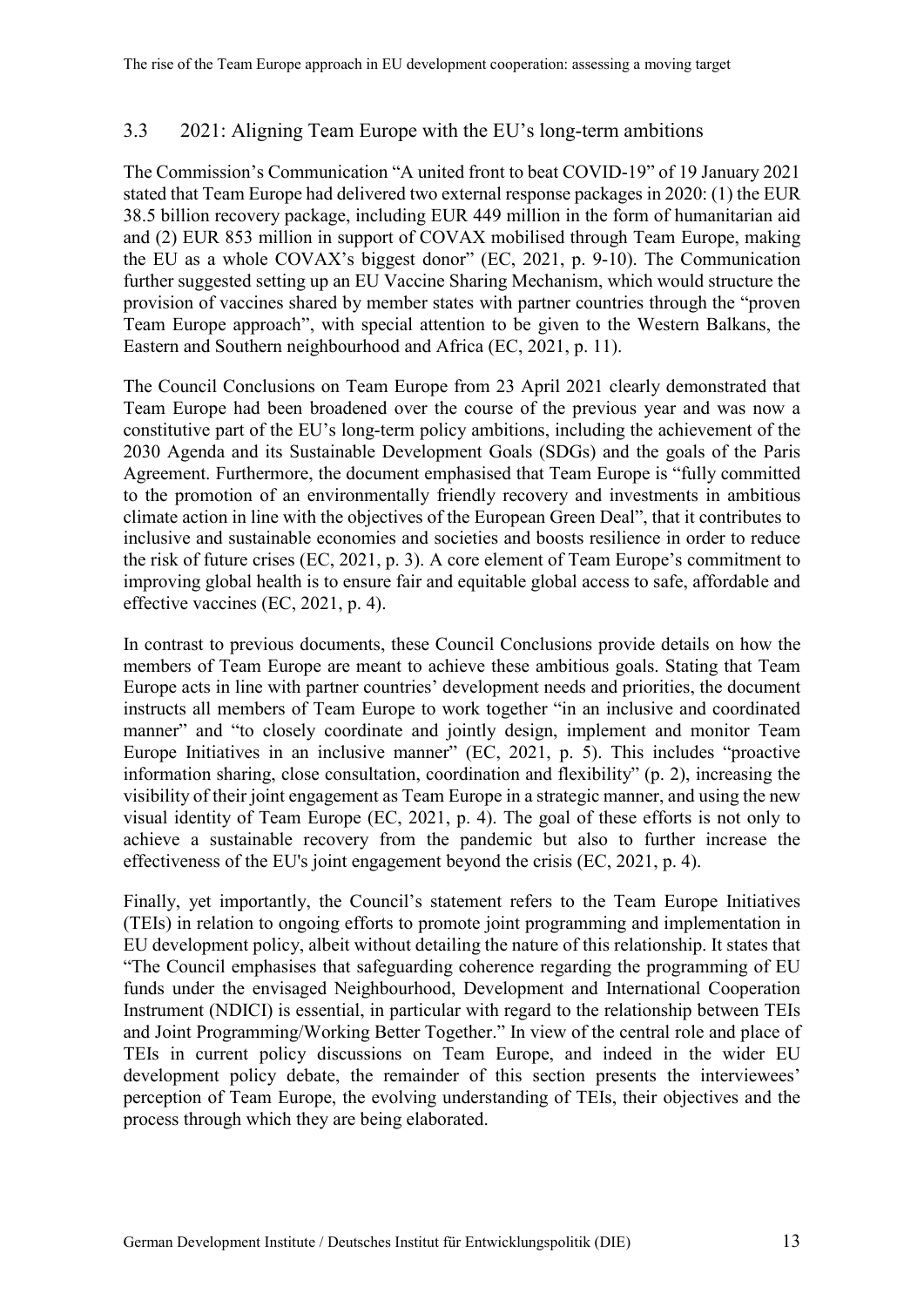## 3.3 2021: Aligning Team Europe with the EU's long-term ambitions

The Commission's Communication "A united front to beat COVID-19" of 19 January 2021 stated that Team Europe had delivered two external response packages in 2020: (1) the EUR 38.5 billion recovery package, including EUR 449 million in the form of humanitarian aid and (2) EUR 853 million in support of COVAX mobilised through Team Europe, making the EU as a whole COVAX's biggest donor" (EC, 2021, p. 9-10). The Communication further suggested setting up an EU Vaccine Sharing Mechanism, which would structure the provision of vaccines shared by member states with partner countries through the "proven Team Europe approach", with special attention to be given to the Western Balkans, the Eastern and Southern neighbourhood and Africa (EC, 2021, p. 11).

The Council Conclusions on Team Europe from 23 April 2021 clearly demonstrated that Team Europe had been broadened over the course of the previous year and was now a constitutive part of the EU's long-term policy ambitions, including the achievement of the 2030 Agenda and its Sustainable Development Goals (SDGs) and the goals of the Paris Agreement. Furthermore, the document emphasised that Team Europe is "fully committed to the promotion of an environmentally friendly recovery and investments in ambitious climate action in line with the objectives of the European Green Deal", that it contributes to inclusive and sustainable economies and societies and boosts resilience in order to reduce the risk of future crises (EC, 2021, p. 3). A core element of Team Europe's commitment to improving global health is to ensure fair and equitable global access to safe, affordable and effective vaccines (EC, 2021, p. 4).

In contrast to previous documents, these Council Conclusions provide details on how the members of Team Europe are meant to achieve these ambitious goals. Stating that Team Europe acts in line with partner countries' development needs and priorities, the document instructs all members of Team Europe to work together "in an inclusive and coordinated manner" and "to closely coordinate and jointly design, implement and monitor Team Europe Initiatives in an inclusive manner" (EC, 2021, p. 5). This includes "proactive information sharing, close consultation, coordination and flexibility" (p. 2), increasing the visibility of their joint engagement as Team Europe in a strategic manner, and using the new visual identity of Team Europe (EC, 2021, p. 4). The goal of these efforts is not only to achieve a sustainable recovery from the pandemic but also to further increase the effectiveness of the EU's joint engagement beyond the crisis (EC, 2021, p. 4).

Finally, yet importantly, the Council's statement refers to the Team Europe Initiatives (TEIs) in relation to ongoing efforts to promote joint programming and implementation in EU development policy, albeit without detailing the nature of this relationship. It states that "The Council emphasises that safeguarding coherence regarding the programming of EU funds under the envisaged Neighbourhood, Development and International Cooperation Instrument (NDICI) is essential, in particular with regard to the relationship between TEIs and Joint Programming/Working Better Together." In view of the central role and place of TEIs in current policy discussions on Team Europe, and indeed in the wider EU development policy debate, the remainder of this section presents the interviewees' perception of Team Europe, the evolving understanding of TEIs, their objectives and the process through which they are being elaborated.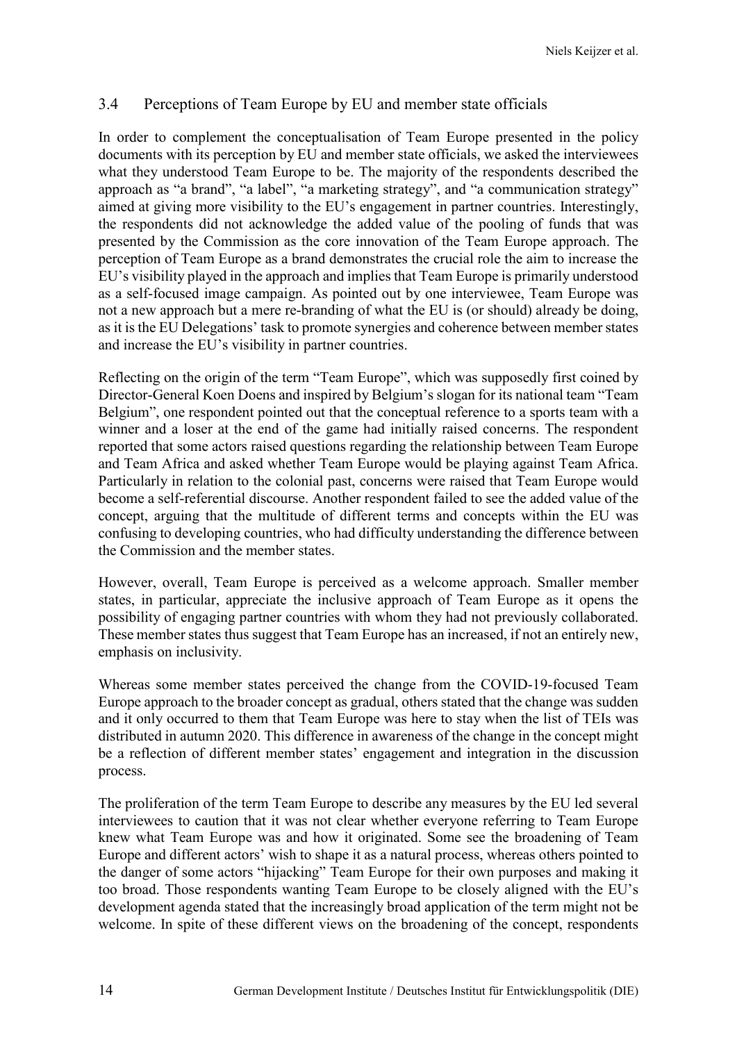### 3.4 Perceptions of Team Europe by EU and member state officials

In order to complement the conceptualisation of Team Europe presented in the policy documents with its perception by EU and member state officials, we asked the interviewees what they understood Team Europe to be. The majority of the respondents described the approach as "a brand", "a label", "a marketing strategy", and "a communication strategy" aimed at giving more visibility to the EU's engagement in partner countries. Interestingly, the respondents did not acknowledge the added value of the pooling of funds that was presented by the Commission as the core innovation of the Team Europe approach. The perception of Team Europe as a brand demonstrates the crucial role the aim to increase the EU's visibility played in the approach and implies that Team Europe is primarily understood as a self-focused image campaign. As pointed out by one interviewee, Team Europe was not a new approach but a mere re-branding of what the EU is (or should) already be doing, as it is the EU Delegations' task to promote synergies and coherence between member states and increase the EU's visibility in partner countries.

Reflecting on the origin of the term "Team Europe", which was supposedly first coined by Director-General Koen Doens and inspired by Belgium's slogan for its national team "Team Belgium", one respondent pointed out that the conceptual reference to a sports team with a winner and a loser at the end of the game had initially raised concerns. The respondent reported that some actors raised questions regarding the relationship between Team Europe and Team Africa and asked whether Team Europe would be playing against Team Africa. Particularly in relation to the colonial past, concerns were raised that Team Europe would become a self-referential discourse. Another respondent failed to see the added value of the concept, arguing that the multitude of different terms and concepts within the EU was confusing to developing countries, who had difficulty understanding the difference between the Commission and the member states.

However, overall, Team Europe is perceived as a welcome approach. Smaller member states, in particular, appreciate the inclusive approach of Team Europe as it opens the possibility of engaging partner countries with whom they had not previously collaborated. These member states thus suggest that Team Europe has an increased, if not an entirely new, emphasis on inclusivity.

Whereas some member states perceived the change from the COVID-19-focused Team Europe approach to the broader concept as gradual, others stated that the change was sudden and it only occurred to them that Team Europe was here to stay when the list of TEIs was distributed in autumn 2020. This difference in awareness of the change in the concept might be a reflection of different member states' engagement and integration in the discussion process.

The proliferation of the term Team Europe to describe any measures by the EU led several interviewees to caution that it was not clear whether everyone referring to Team Europe knew what Team Europe was and how it originated. Some see the broadening of Team Europe and different actors' wish to shape it as a natural process, whereas others pointed to the danger of some actors "hijacking" Team Europe for their own purposes and making it too broad. Those respondents wanting Team Europe to be closely aligned with the EU's development agenda stated that the increasingly broad application of the term might not be welcome. In spite of these different views on the broadening of the concept, respondents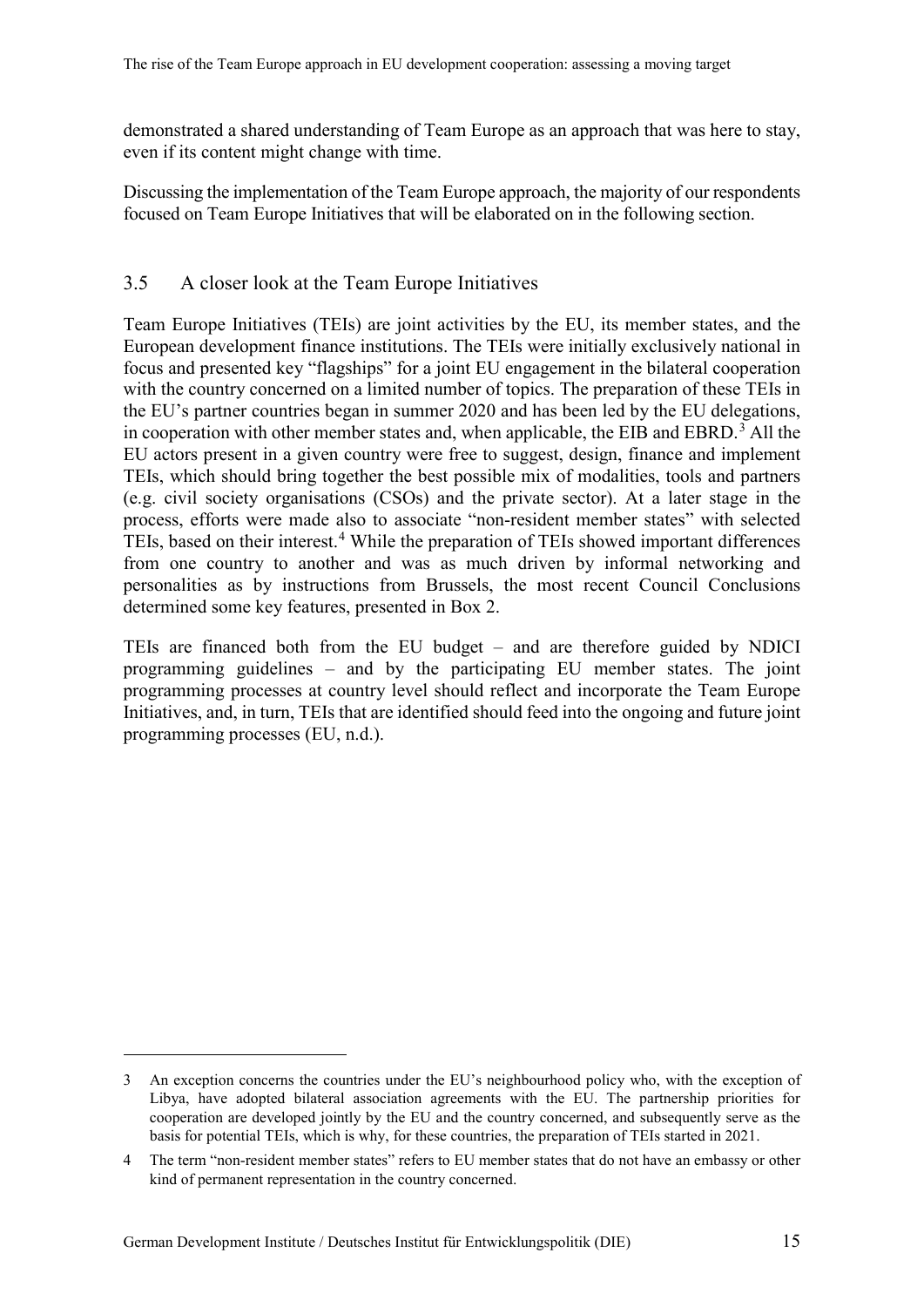demonstrated a shared understanding of Team Europe as an approach that was here to stay, even if its content might change with time.

Discussing the implementation of the Team Europe approach, the majority of our respondents focused on Team Europe Initiatives that will be elaborated on in the following section.

## 3.5 A closer look at the Team Europe Initiatives

Team Europe Initiatives (TEIs) are joint activities by the EU, its member states, and the European development finance institutions. The TEIs were initially exclusively national in focus and presented key "flagships" for a joint EU engagement in the bilateral cooperation with the country concerned on a limited number of topics. The preparation of these TEIs in the EU's partner countries began in summer 2020 and has been led by the EU delegations, in cooperation with other member states and, when applicable, the EIB and EBRD.[3] All the EU actors present in a given country were free to suggest, design, finance and implement TEIs, which should bring together the best possible mix of modalities, tools and partners (e.g. civil society organisations (CSOs) and the private sector). At a later stage in the process, efforts were made also to associate "non-resident member states" with selected TEIs, based on their interest.[4] While the preparation of TEIs showed important differences from one country to another and was as much driven by informal networking and personalities as by instructions from Brussels, the most recent Council Conclusions determined some key features, presented in Box 2.

TEIs are financed both from the EU budget – and are therefore guided by NDICI programming guidelines – and by the participating EU member states. The joint programming processes at country level should reflect and incorporate the Team Europe Initiatives, and, in turn, TEIs that are identified should feed into the ongoing and future joint programming processes (EU, n.d.).

---

3 An exception concerns the countries under the EU's neighbourhood policy who, with the exception of Libya, have adopted bilateral association agreements with the EU. The partnership priorities for cooperation are developed jointly by the EU and the country concerned, and subsequently serve as the basis for potential TEIs, which is why, for these countries, the preparation of TEIs started in 2021.

4 The term "non-resident member states" refers to EU member states that do not have an embassy or other kind of permanent representation in the country concerned.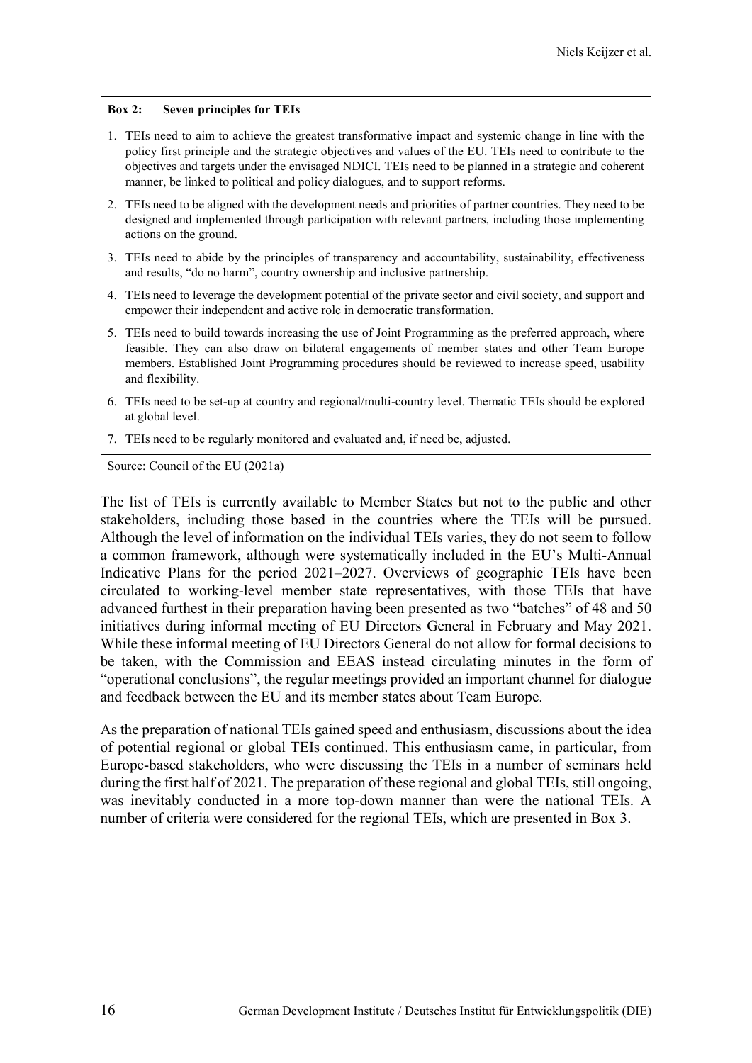**Box 2: Seven principles for TEIs**

1. TEIs need to aim to achieve the greatest transformative impact and systemic change in line with the policy first principle and the strategic objectives and values of the EU. TEIs need to contribute to the objectives and targets under the envisaged NDICI. TEIs need to be planned in a strategic and coherent manner, be linked to political and policy dialogues, and to support reforms.
2. TEIs need to be aligned with the development needs and priorities of partner countries. They need to be designed and implemented through participation with relevant partners, including those implementing actions on the ground.
3. TEIs need to abide by the principles of transparency and accountability, sustainability, effectiveness and results, "do no harm", country ownership and inclusive partnership.
4. TEIs need to leverage the development potential of the private sector and civil society, and support and empower their independent and active role in democratic transformation.
5. TEIs need to build towards increasing the use of Joint Programming as the preferred approach, where feasible. They can also draw on bilateral engagements of member states and other Team Europe members. Established Joint Programming procedures should be reviewed to increase speed, usability and flexibility.
6. TEIs need to be set-up at country and regional/multi-country level. Thematic TEIs should be explored at global level.
7. TEIs need to be regularly monitored and evaluated and, if need be, adjusted.

Source: Council of the EU (2021a)

The list of TEIs is currently available to Member States but not to the public and other stakeholders, including those based in the countries where the TEIs will be pursued. Although the level of information on the individual TEIs varies, they do not seem to follow a common framework, although were systematically included in the EU's Multi-Annual Indicative Plans for the period 2021–2027. Overviews of geographic TEIs have been circulated to working-level member state representatives, with those TEIs that have advanced furthest in their preparation having been presented as two "batches" of 48 and 50 initiatives during informal meeting of EU Directors General in February and May 2021. While these informal meeting of EU Directors General do not allow for formal decisions to be taken, with the Commission and EEAS instead circulating minutes in the form of "operational conclusions", the regular meetings provided an important channel for dialogue and feedback between the EU and its member states about Team Europe.

As the preparation of national TEIs gained speed and enthusiasm, discussions about the idea of potential regional or global TEIs continued. This enthusiasm came, in particular, from Europe-based stakeholders, who were discussing the TEIs in a number of seminars held during the first half of 2021. The preparation of these regional and global TEIs, still ongoing, was inevitably conducted in a more top-down manner than were the national TEIs. A number of criteria were considered for the regional TEIs, which are presented in Box 3.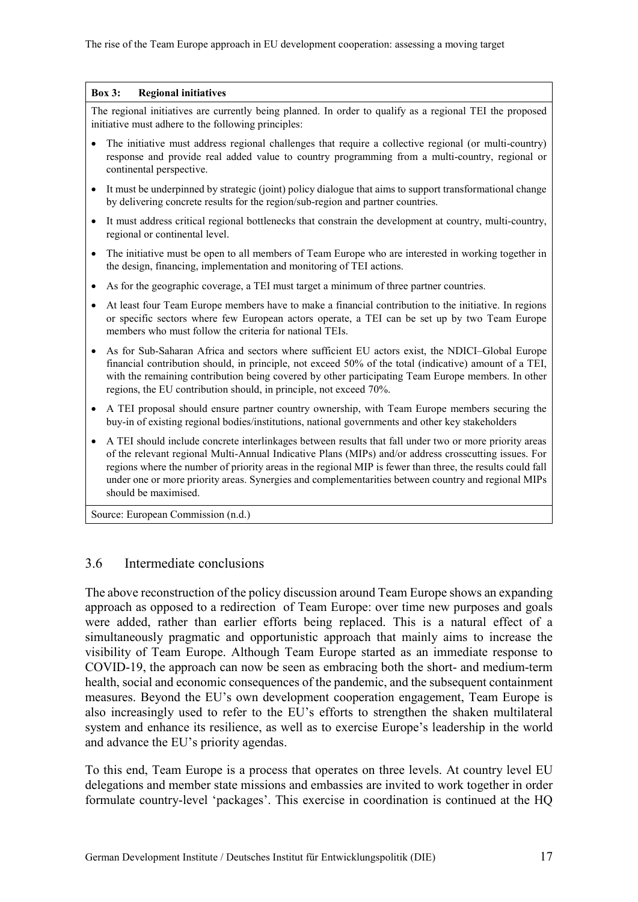**Box 3: Regional initiatives**

The regional initiatives are currently being planned. In order to qualify as a regional TEI the proposed initiative must adhere to the following principles:

- The initiative must address regional challenges that require a collective regional (or multi-country) response and provide real added value to country programming from a multi-country, regional or continental perspective.
- It must be underpinned by strategic (joint) policy dialogue that aims to support transformational change by delivering concrete results for the region/sub-region and partner countries.
- It must address critical regional bottlenecks that constrain the development at country, multi-country, regional or continental level.
- The initiative must be open to all members of Team Europe who are interested in working together in the design, financing, implementation and monitoring of TEI actions.
- As for the geographic coverage, a TEI must target a minimum of three partner countries.
- At least four Team Europe members have to make a financial contribution to the initiative. In regions or specific sectors where few European actors operate, a TEI can be set up by two Team Europe members who must follow the criteria for national TEIs.
- As for Sub-Saharan Africa and sectors where sufficient EU actors exist, the NDICI–Global Europe financial contribution should, in principle, not exceed 50% of the total (indicative) amount of a TEI, with the remaining contribution being covered by other participating Team Europe members. In other regions, the EU contribution should, in principle, not exceed 70%.
- A TEI proposal should ensure partner country ownership, with Team Europe members securing the buy-in of existing regional bodies/institutions, national governments and other key stakeholders
- A TEI should include concrete interlinkages between results that fall under two or more priority areas of the relevant regional Multi-Annual Indicative Plans (MIPs) and/or address crosscutting issues. For regions where the number of priority areas in the regional MIP is fewer than three, the results could fall under one or more priority areas. Synergies and complementarities between country and regional MIPs should be maximised.

Source: European Commission (n.d.)

## 3.6 Intermediate conclusions

The above reconstruction of the policy discussion around Team Europe shows an expanding approach as opposed to a redirection of Team Europe: over time new purposes and goals were added, rather than earlier efforts being replaced. This is a natural effect of a simultaneously pragmatic and opportunistic approach that mainly aims to increase the visibility of Team Europe. Although Team Europe started as an immediate response to COVID-19, the approach can now be seen as embracing both the short- and medium-term health, social and economic consequences of the pandemic, and the subsequent containment measures. Beyond the EU's own development cooperation engagement, Team Europe is also increasingly used to refer to the EU's efforts to strengthen the shaken multilateral system and enhance its resilience, as well as to exercise Europe's leadership in the world and advance the EU's priority agendas.

To this end, Team Europe is a process that operates on three levels. At country level EU delegations and member state missions and embassies are invited to work together in order formulate country-level 'packages'. This exercise in coordination is continued at the HQ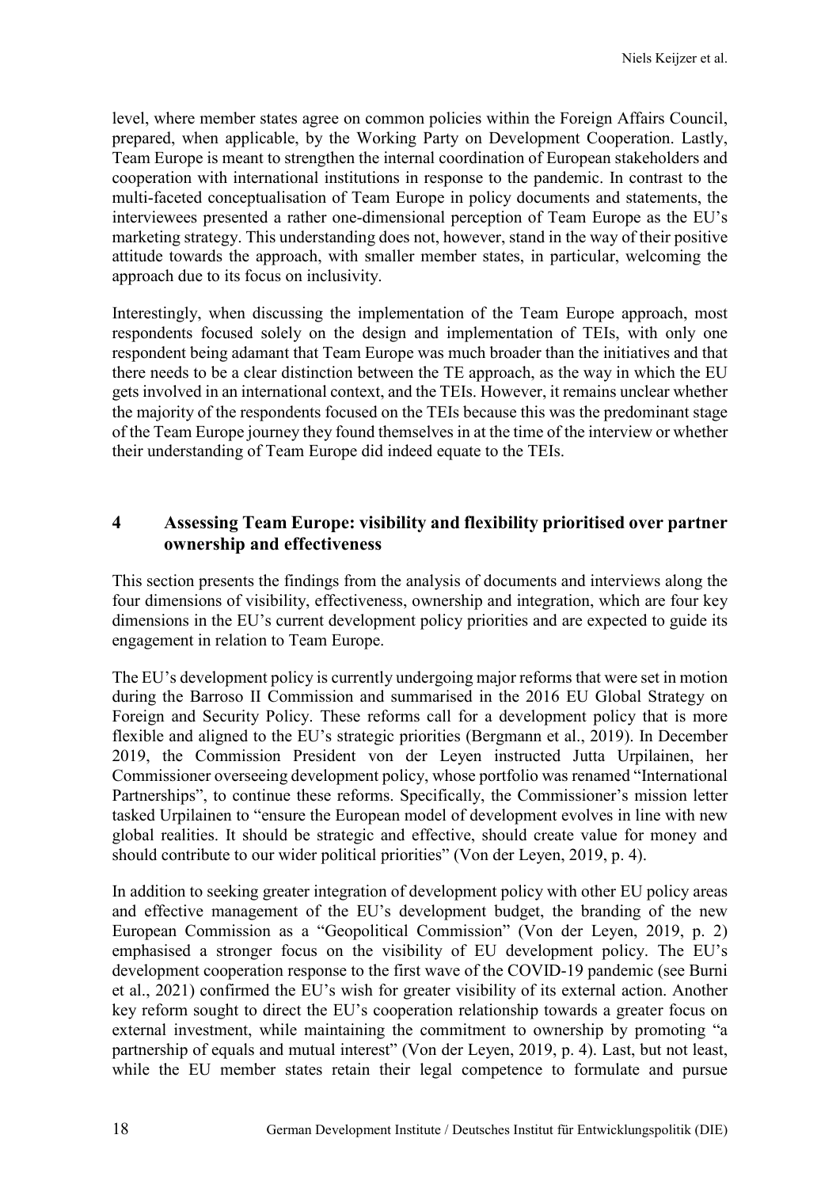level, where member states agree on common policies within the Foreign Affairs Council, prepared, when applicable, by the Working Party on Development Cooperation. Lastly, Team Europe is meant to strengthen the internal coordination of European stakeholders and cooperation with international institutions in response to the pandemic. In contrast to the multi-faceted conceptualisation of Team Europe in policy documents and statements, the interviewees presented a rather one-dimensional perception of Team Europe as the EU's marketing strategy. This understanding does not, however, stand in the way of their positive attitude towards the approach, with smaller member states, in particular, welcoming the approach due to its focus on inclusivity.

Interestingly, when discussing the implementation of the Team Europe approach, most respondents focused solely on the design and implementation of TEIs, with only one respondent being adamant that Team Europe was much broader than the initiatives and that there needs to be a clear distinction between the TE approach, as the way in which the EU gets involved in an international context, and the TEIs. However, it remains unclear whether the majority of the respondents focused on the TEIs because this was the predominant stage of the Team Europe journey they found themselves in at the time of the interview or whether their understanding of Team Europe did indeed equate to the TEIs.

## 4 Assessing Team Europe: visibility and flexibility prioritised over partner ownership and effectiveness

This section presents the findings from the analysis of documents and interviews along the four dimensions of visibility, effectiveness, ownership and integration, which are four key dimensions in the EU's current development policy priorities and are expected to guide its engagement in relation to Team Europe.

The EU's development policy is currently undergoing major reforms that were set in motion during the Barroso II Commission and summarised in the 2016 EU Global Strategy on Foreign and Security Policy. These reforms call for a development policy that is more flexible and aligned to the EU's strategic priorities (Bergmann et al., 2019). In December 2019, the Commission President von der Leyen instructed Jutta Urpilainen, her Commissioner overseeing development policy, whose portfolio was renamed "International Partnerships", to continue these reforms. Specifically, the Commissioner's mission letter tasked Urpilainen to "ensure the European model of development evolves in line with new global realities. It should be strategic and effective, should create value for money and should contribute to our wider political priorities" (Von der Leyen, 2019, p. 4).

In addition to seeking greater integration of development policy with other EU policy areas and effective management of the EU's development budget, the branding of the new European Commission as a "Geopolitical Commission" (Von der Leyen, 2019, p. 2) emphasised a stronger focus on the visibility of EU development policy. The EU's development cooperation response to the first wave of the COVID-19 pandemic (see Burni et al., 2021) confirmed the EU's wish for greater visibility of its external action. Another key reform sought to direct the EU's cooperation relationship towards a greater focus on external investment, while maintaining the commitment to ownership by promoting "a partnership of equals and mutual interest" (Von der Leyen, 2019, p. 4). Last, but not least, while the EU member states retain their legal competence to formulate and pursue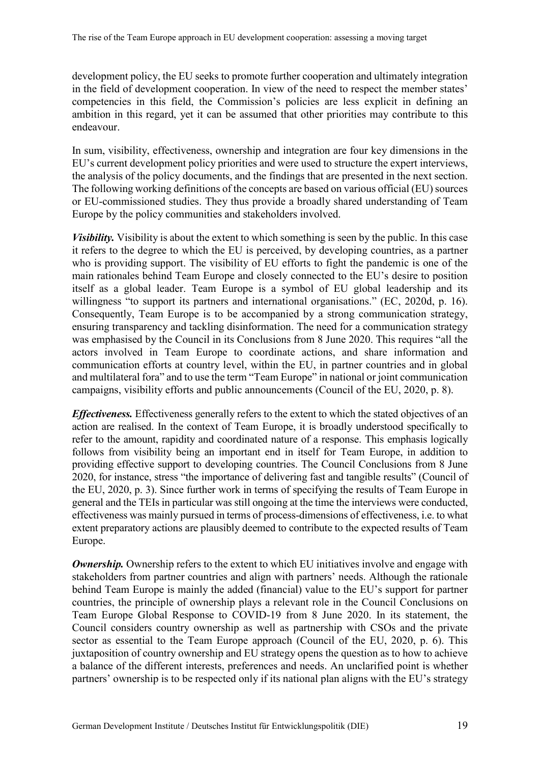development policy, the EU seeks to promote further cooperation and ultimately integration in the field of development cooperation. In view of the need to respect the member states' competencies in this field, the Commission's policies are less explicit in defining an ambition in this regard, yet it can be assumed that other priorities may contribute to this endeavour.

In sum, visibility, effectiveness, ownership and integration are four key dimensions in the EU's current development policy priorities and were used to structure the expert interviews, the analysis of the policy documents, and the findings that are presented in the next section. The following working definitions of the concepts are based on various official (EU) sources or EU-commissioned studies. They thus provide a broadly shared understanding of Team Europe by the policy communities and stakeholders involved.

***Visibility.*** Visibility is about the extent to which something is seen by the public. In this case it refers to the degree to which the EU is perceived, by developing countries, as a partner who is providing support. The visibility of EU efforts to fight the pandemic is one of the main rationales behind Team Europe and closely connected to the EU's desire to position itself as a global leader. Team Europe is a symbol of EU global leadership and its willingness "to support its partners and international organisations." (EC, 2020d, p. 16). Consequently, Team Europe is to be accompanied by a strong communication strategy, ensuring transparency and tackling disinformation. The need for a communication strategy was emphasised by the Council in its Conclusions from 8 June 2020. This requires "all the actors involved in Team Europe to coordinate actions, and share information and communication efforts at country level, within the EU, in partner countries and in global and multilateral fora" and to use the term "Team Europe" in national or joint communication campaigns, visibility efforts and public announcements (Council of the EU, 2020, p. 8).

***Effectiveness.*** Effectiveness generally refers to the extent to which the stated objectives of an action are realised. In the context of Team Europe, it is broadly understood specifically to refer to the amount, rapidity and coordinated nature of a response. This emphasis logically follows from visibility being an important end in itself for Team Europe, in addition to providing effective support to developing countries. The Council Conclusions from 8 June 2020, for instance, stress "the importance of delivering fast and tangible results" (Council of the EU, 2020, p. 3). Since further work in terms of specifying the results of Team Europe in general and the TEIs in particular was still ongoing at the time the interviews were conducted, effectiveness was mainly pursued in terms of process-dimensions of effectiveness, i.e. to what extent preparatory actions are plausibly deemed to contribute to the expected results of Team Europe.

***Ownership.*** Ownership refers to the extent to which EU initiatives involve and engage with stakeholders from partner countries and align with partners' needs. Although the rationale behind Team Europe is mainly the added (financial) value to the EU's support for partner countries, the principle of ownership plays a relevant role in the Council Conclusions on Team Europe Global Response to COVID-19 from 8 June 2020. In its statement, the Council considers country ownership as well as partnership with CSOs and the private sector as essential to the Team Europe approach (Council of the EU, 2020, p. 6). This juxtaposition of country ownership and EU strategy opens the question as to how to achieve a balance of the different interests, preferences and needs. An unclarified point is whether partners' ownership is to be respected only if its national plan aligns with the EU's strategy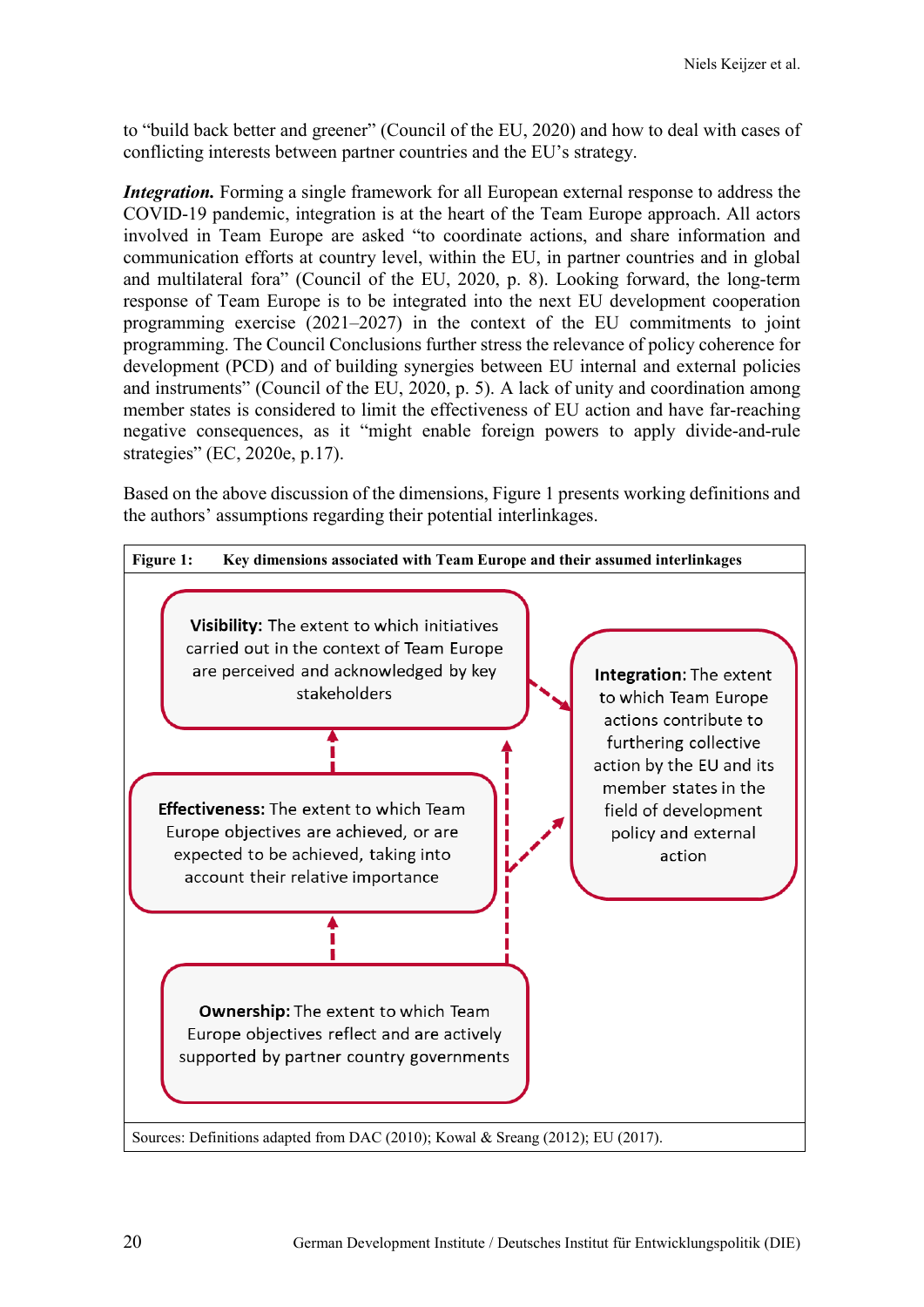to "build back better and greener" (Council of the EU, 2020) and how to deal with cases of conflicting interests between partner countries and the EU's strategy.

***Integration.*** Forming a single framework for all European external response to address the COVID-19 pandemic, integration is at the heart of the Team Europe approach. All actors involved in Team Europe are asked "to coordinate actions, and share information and communication efforts at country level, within the EU, in partner countries and in global and multilateral fora" (Council of the EU, 2020, p. 8). Looking forward, the long-term response of Team Europe is to be integrated into the next EU development cooperation programming exercise (2021–2027) in the context of the EU commitments to joint programming. The Council Conclusions further stress the relevance of policy coherence for development (PCD) and of building synergies between EU internal and external policies and instruments" (Council of the EU, 2020, p. 5). A lack of unity and coordination among member states is considered to limit the effectiveness of EU action and have far-reaching negative consequences, as it "might enable foreign powers to apply divide-and-rule strategies" (EC, 2020e, p.17).

Based on the above discussion of the dimensions, Figure 1 presents working definitions and the authors' assumptions regarding their potential interlinkages.

**Figure 1: Key dimensions associated with Team Europe and their assumed interlinkages**

**Visibility:** The extent to which initiatives carried out in the context of Team Europe are perceived and acknowledged by key stakeholders

**Integration:** The extent to which Team Europe actions contribute to furthering collective action by the EU and its member states in the field of development policy and external action

**Effectiveness:** The extent to which Team Europe objectives are achieved, or are expected to be achieved, taking into account their relative importance

**Ownership:** The extent to which Team Europe objectives reflect and are actively supported by partner country governments

Sources: Definitions adapted from DAC (2010); Kowal & Sreang (2012); EU (2017).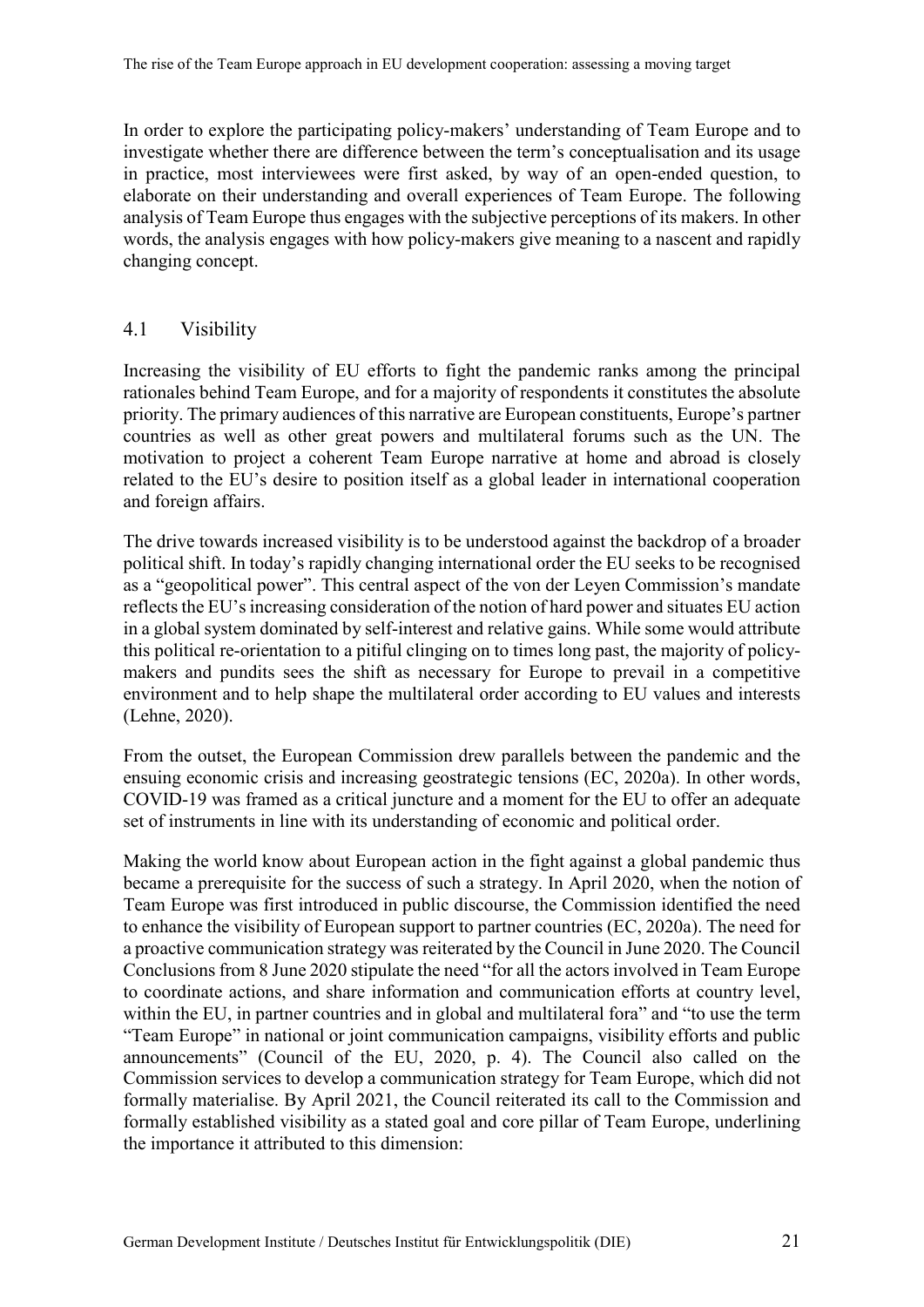In order to explore the participating policy-makers' understanding of Team Europe and to investigate whether there are difference between the term's conceptualisation and its usage in practice, most interviewees were first asked, by way of an open-ended question, to elaborate on their understanding and overall experiences of Team Europe. The following analysis of Team Europe thus engages with the subjective perceptions of its makers. In other words, the analysis engages with how policy-makers give meaning to a nascent and rapidly changing concept.

## 4.1 Visibility

Increasing the visibility of EU efforts to fight the pandemic ranks among the principal rationales behind Team Europe, and for a majority of respondents it constitutes the absolute priority. The primary audiences of this narrative are European constituents, Europe's partner countries as well as other great powers and multilateral forums such as the UN. The motivation to project a coherent Team Europe narrative at home and abroad is closely related to the EU's desire to position itself as a global leader in international cooperation and foreign affairs.

The drive towards increased visibility is to be understood against the backdrop of a broader political shift. In today's rapidly changing international order the EU seeks to be recognised as a "geopolitical power". This central aspect of the von der Leyen Commission's mandate reflects the EU's increasing consideration of the notion of hard power and situates EU action in a global system dominated by self-interest and relative gains. While some would attribute this political re-orientation to a pitiful clinging on to times long past, the majority of policy-makers and pundits sees the shift as necessary for Europe to prevail in a competitive environment and to help shape the multilateral order according to EU values and interests (Lehne, 2020).

From the outset, the European Commission drew parallels between the pandemic and the ensuing economic crisis and increasing geostrategic tensions (EC, 2020a). In other words, COVID-19 was framed as a critical juncture and a moment for the EU to offer an adequate set of instruments in line with its understanding of economic and political order.

Making the world know about European action in the fight against a global pandemic thus became a prerequisite for the success of such a strategy. In April 2020, when the notion of Team Europe was first introduced in public discourse, the Commission identified the need to enhance the visibility of European support to partner countries (EC, 2020a). The need for a proactive communication strategy was reiterated by the Council in June 2020. The Council Conclusions from 8 June 2020 stipulate the need "for all the actors involved in Team Europe to coordinate actions, and share information and communication efforts at country level, within the EU, in partner countries and in global and multilateral fora" and "to use the term "Team Europe" in national or joint communication campaigns, visibility efforts and public announcements" (Council of the EU, 2020, p. 4). The Council also called on the Commission services to develop a communication strategy for Team Europe, which did not formally materialise. By April 2021, the Council reiterated its call to the Commission and formally established visibility as a stated goal and core pillar of Team Europe, underlining the importance it attributed to this dimension: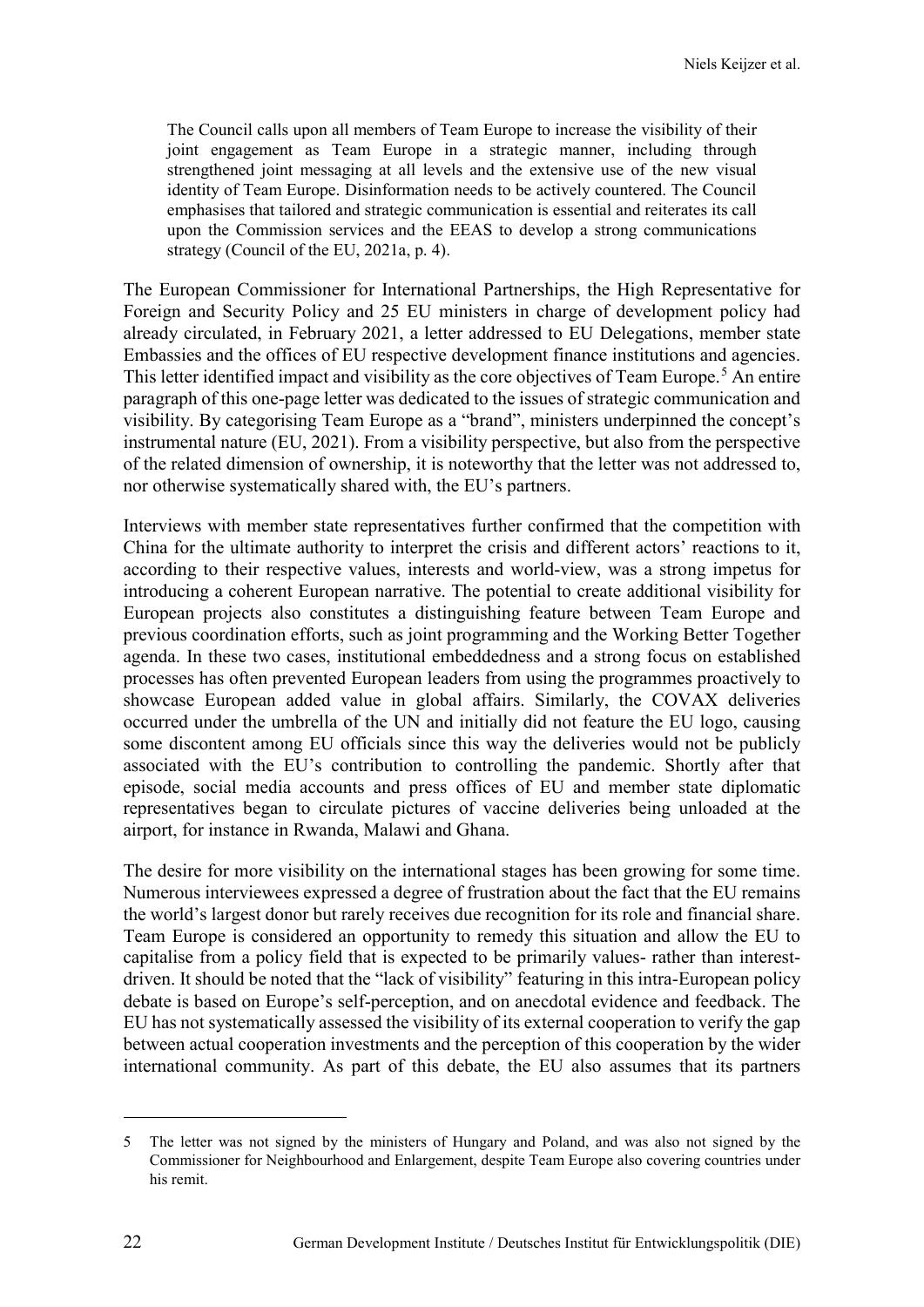> The Council calls upon all members of Team Europe to increase the visibility of their joint engagement as Team Europe in a strategic manner, including through strengthened joint messaging at all levels and the extensive use of the new visual identity of Team Europe. Disinformation needs to be actively countered. The Council emphasises that tailored and strategic communication is essential and reiterates its call upon the Commission services and the EEAS to develop a strong communications strategy (Council of the EU, 2021a, p. 4).

The European Commissioner for International Partnerships, the High Representative for Foreign and Security Policy and 25 EU ministers in charge of development policy had already circulated, in February 2021, a letter addressed to EU Delegations, member state Embassies and the offices of EU respective development finance institutions and agencies. This letter identified impact and visibility as the core objectives of Team Europe.[5] An entire paragraph of this one-page letter was dedicated to the issues of strategic communication and visibility. By categorising Team Europe as a "brand", ministers underpinned the concept's instrumental nature (EU, 2021). From a visibility perspective, but also from the perspective of the related dimension of ownership, it is noteworthy that the letter was not addressed to, nor otherwise systematically shared with, the EU's partners.

Interviews with member state representatives further confirmed that the competition with China for the ultimate authority to interpret the crisis and different actors' reactions to it, according to their respective values, interests and world-view, was a strong impetus for introducing a coherent European narrative. The potential to create additional visibility for European projects also constitutes a distinguishing feature between Team Europe and previous coordination efforts, such as joint programming and the Working Better Together agenda. In these two cases, institutional embeddedness and a strong focus on established processes has often prevented European leaders from using the programmes proactively to showcase European added value in global affairs. Similarly, the COVAX deliveries occurred under the umbrella of the UN and initially did not feature the EU logo, causing some discontent among EU officials since this way the deliveries would not be publicly associated with the EU's contribution to controlling the pandemic. Shortly after that episode, social media accounts and press offices of EU and member state diplomatic representatives began to circulate pictures of vaccine deliveries being unloaded at the airport, for instance in Rwanda, Malawi and Ghana.

The desire for more visibility on the international stages has been growing for some time. Numerous interviewees expressed a degree of frustration about the fact that the EU remains the world's largest donor but rarely receives due recognition for its role and financial share. Team Europe is considered an opportunity to remedy this situation and allow the EU to capitalise from a policy field that is expected to be primarily values- rather than interest-driven. It should be noted that the "lack of visibility" featuring in this intra-European policy debate is based on Europe's self-perception, and on anecdotal evidence and feedback. The EU has not systematically assessed the visibility of its external cooperation to verify the gap between actual cooperation investments and the perception of this cooperation by the wider international community. As part of this debate, the EU also assumes that its partners

---

5 The letter was not signed by the ministers of Hungary and Poland, and was also not signed by the Commissioner for Neighbourhood and Enlargement, despite Team Europe also covering countries under his remit.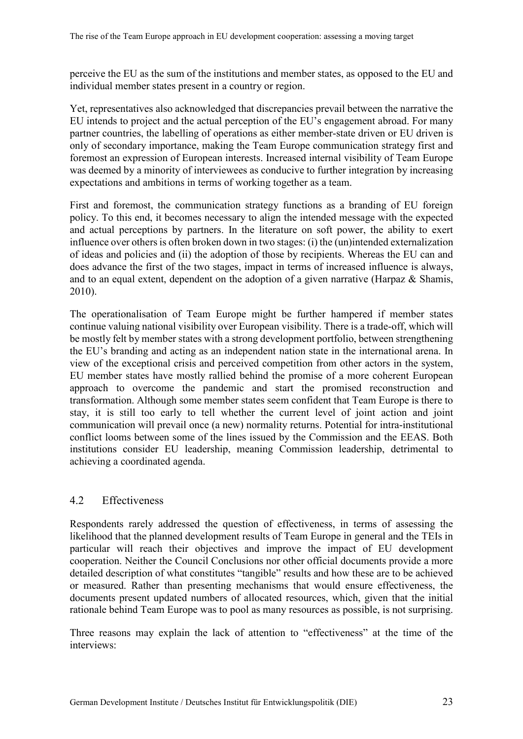perceive the EU as the sum of the institutions and member states, as opposed to the EU and individual member states present in a country or region.

Yet, representatives also acknowledged that discrepancies prevail between the narrative the EU intends to project and the actual perception of the EU's engagement abroad. For many partner countries, the labelling of operations as either member-state driven or EU driven is only of secondary importance, making the Team Europe communication strategy first and foremost an expression of European interests. Increased internal visibility of Team Europe was deemed by a minority of interviewees as conducive to further integration by increasing expectations and ambitions in terms of working together as a team.

First and foremost, the communication strategy functions as a branding of EU foreign policy. To this end, it becomes necessary to align the intended message with the expected and actual perceptions by partners. In the literature on soft power, the ability to exert influence over others is often broken down in two stages: (i) the (un)intended externalization of ideas and policies and (ii) the adoption of those by recipients. Whereas the EU can and does advance the first of the two stages, impact in terms of increased influence is always, and to an equal extent, dependent on the adoption of a given narrative (Harpaz & Shamis, 2010).

The operationalisation of Team Europe might be further hampered if member states continue valuing national visibility over European visibility. There is a trade-off, which will be mostly felt by member states with a strong development portfolio, between strengthening the EU's branding and acting as an independent nation state in the international arena. In view of the exceptional crisis and perceived competition from other actors in the system, EU member states have mostly rallied behind the promise of a more coherent European approach to overcome the pandemic and start the promised reconstruction and transformation. Although some member states seem confident that Team Europe is there to stay, it is still too early to tell whether the current level of joint action and joint communication will prevail once (a new) normality returns. Potential for intra-institutional conflict looms between some of the lines issued by the Commission and the EEAS. Both institutions consider EU leadership, meaning Commission leadership, detrimental to achieving a coordinated agenda.

## 4.2 Effectiveness

Respondents rarely addressed the question of effectiveness, in terms of assessing the likelihood that the planned development results of Team Europe in general and the TEIs in particular will reach their objectives and improve the impact of EU development cooperation. Neither the Council Conclusions nor other official documents provide a more detailed description of what constitutes "tangible" results and how these are to be achieved or measured. Rather than presenting mechanisms that would ensure effectiveness, the documents present updated numbers of allocated resources, which, given that the initial rationale behind Team Europe was to pool as many resources as possible, is not surprising.

Three reasons may explain the lack of attention to "effectiveness" at the time of the interviews: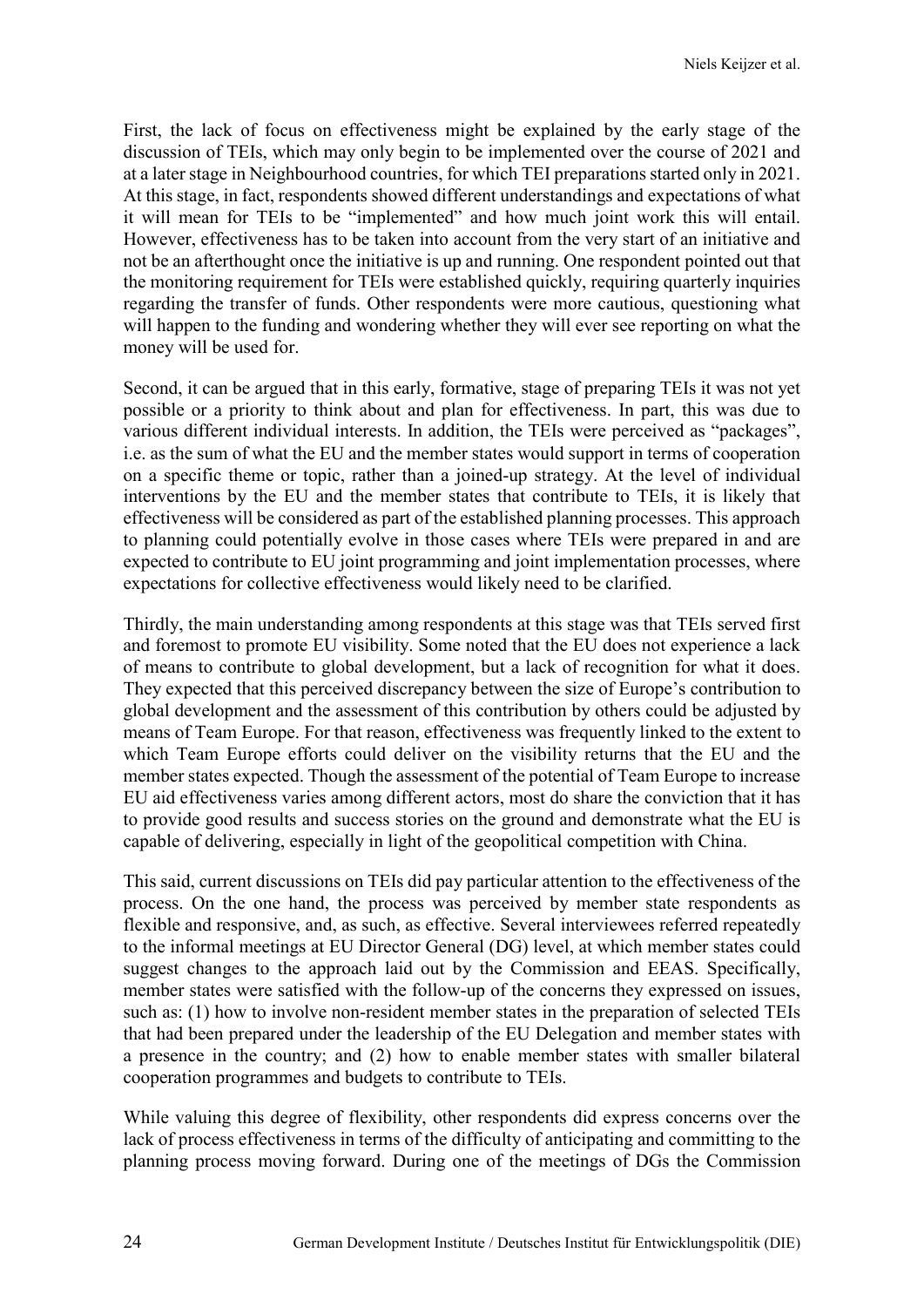First, the lack of focus on effectiveness might be explained by the early stage of the discussion of TEIs, which may only begin to be implemented over the course of 2021 and at a later stage in Neighbourhood countries, for which TEI preparations started only in 2021. At this stage, in fact, respondents showed different understandings and expectations of what it will mean for TEIs to be "implemented" and how much joint work this will entail. However, effectiveness has to be taken into account from the very start of an initiative and not be an afterthought once the initiative is up and running. One respondent pointed out that the monitoring requirement for TEIs were established quickly, requiring quarterly inquiries regarding the transfer of funds. Other respondents were more cautious, questioning what will happen to the funding and wondering whether they will ever see reporting on what the money will be used for.

Second, it can be argued that in this early, formative, stage of preparing TEIs it was not yet possible or a priority to think about and plan for effectiveness. In part, this was due to various different individual interests. In addition, the TEIs were perceived as "packages", i.e. as the sum of what the EU and the member states would support in terms of cooperation on a specific theme or topic, rather than a joined-up strategy. At the level of individual interventions by the EU and the member states that contribute to TEIs, it is likely that effectiveness will be considered as part of the established planning processes. This approach to planning could potentially evolve in those cases where TEIs were prepared in and are expected to contribute to EU joint programming and joint implementation processes, where expectations for collective effectiveness would likely need to be clarified.

Thirdly, the main understanding among respondents at this stage was that TEIs served first and foremost to promote EU visibility. Some noted that the EU does not experience a lack of means to contribute to global development, but a lack of recognition for what it does. They expected that this perceived discrepancy between the size of Europe's contribution to global development and the assessment of this contribution by others could be adjusted by means of Team Europe. For that reason, effectiveness was frequently linked to the extent to which Team Europe efforts could deliver on the visibility returns that the EU and the member states expected. Though the assessment of the potential of Team Europe to increase EU aid effectiveness varies among different actors, most do share the conviction that it has to provide good results and success stories on the ground and demonstrate what the EU is capable of delivering, especially in light of the geopolitical competition with China.

This said, current discussions on TEIs did pay particular attention to the effectiveness of the process. On the one hand, the process was perceived by member state respondents as flexible and responsive, and, as such, as effective. Several interviewees referred repeatedly to the informal meetings at EU Director General (DG) level, at which member states could suggest changes to the approach laid out by the Commission and EEAS. Specifically, member states were satisfied with the follow-up of the concerns they expressed on issues, such as: (1) how to involve non-resident member states in the preparation of selected TEIs that had been prepared under the leadership of the EU Delegation and member states with a presence in the country; and (2) how to enable member states with smaller bilateral cooperation programmes and budgets to contribute to TEIs.

While valuing this degree of flexibility, other respondents did express concerns over the lack of process effectiveness in terms of the difficulty of anticipating and committing to the planning process moving forward. During one of the meetings of DGs the Commission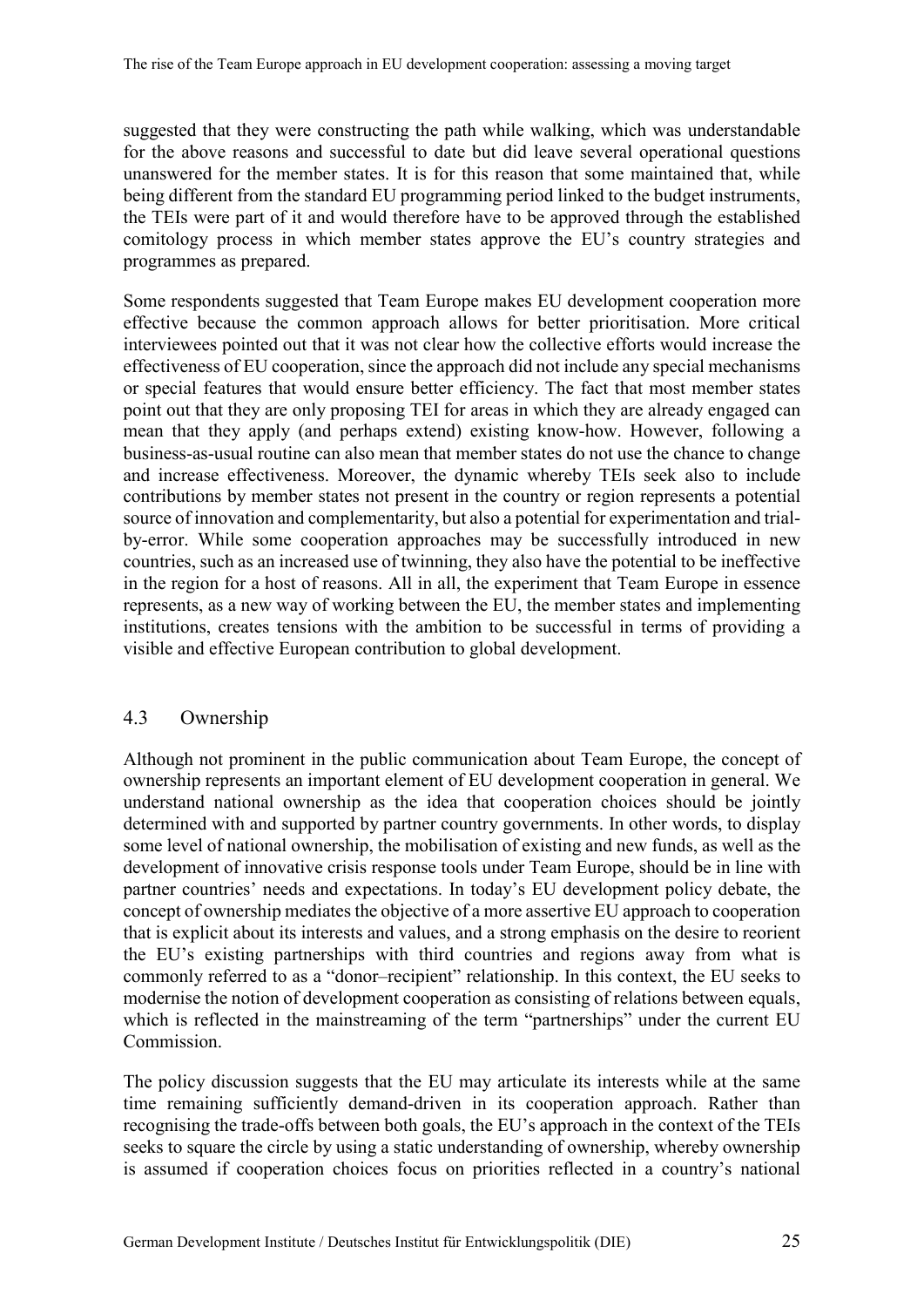suggested that they were constructing the path while walking, which was understandable for the above reasons and successful to date but did leave several operational questions unanswered for the member states. It is for this reason that some maintained that, while being different from the standard EU programming period linked to the budget instruments, the TEIs were part of it and would therefore have to be approved through the established comitology process in which member states approve the EU's country strategies and programmes as prepared.

Some respondents suggested that Team Europe makes EU development cooperation more effective because the common approach allows for better prioritisation. More critical interviewees pointed out that it was not clear how the collective efforts would increase the effectiveness of EU cooperation, since the approach did not include any special mechanisms or special features that would ensure better efficiency. The fact that most member states point out that they are only proposing TEI for areas in which they are already engaged can mean that they apply (and perhaps extend) existing know-how. However, following a business-as-usual routine can also mean that member states do not use the chance to change and increase effectiveness. Moreover, the dynamic whereby TEIs seek also to include contributions by member states not present in the country or region represents a potential source of innovation and complementarity, but also a potential for experimentation and trial-by-error. While some cooperation approaches may be successfully introduced in new countries, such as an increased use of twinning, they also have the potential to be ineffective in the region for a host of reasons. All in all, the experiment that Team Europe in essence represents, as a new way of working between the EU, the member states and implementing institutions, creates tensions with the ambition to be successful in terms of providing a visible and effective European contribution to global development.

## 4.3 Ownership

Although not prominent in the public communication about Team Europe, the concept of ownership represents an important element of EU development cooperation in general. We understand national ownership as the idea that cooperation choices should be jointly determined with and supported by partner country governments. In other words, to display some level of national ownership, the mobilisation of existing and new funds, as well as the development of innovative crisis response tools under Team Europe, should be in line with partner countries' needs and expectations. In today's EU development policy debate, the concept of ownership mediates the objective of a more assertive EU approach to cooperation that is explicit about its interests and values, and a strong emphasis on the desire to reorient the EU's existing partnerships with third countries and regions away from what is commonly referred to as a "donor–recipient" relationship. In this context, the EU seeks to modernise the notion of development cooperation as consisting of relations between equals, which is reflected in the mainstreaming of the term "partnerships" under the current EU Commission.

The policy discussion suggests that the EU may articulate its interests while at the same time remaining sufficiently demand-driven in its cooperation approach. Rather than recognising the trade-offs between both goals, the EU's approach in the context of the TEIs seeks to square the circle by using a static understanding of ownership, whereby ownership is assumed if cooperation choices focus on priorities reflected in a country's national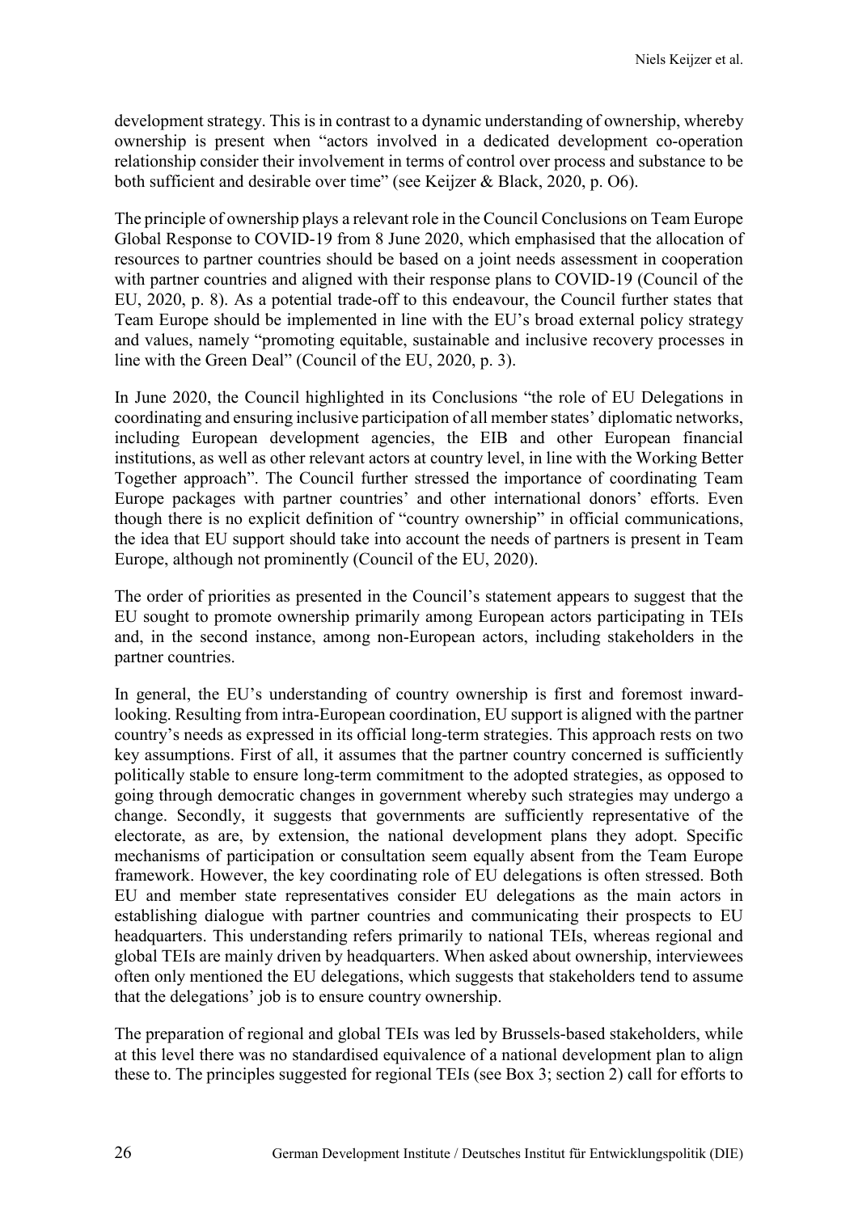development strategy. This is in contrast to a dynamic understanding of ownership, whereby ownership is present when "actors involved in a dedicated development co-operation relationship consider their involvement in terms of control over process and substance to be both sufficient and desirable over time" (see Keijzer & Black, 2020, p. O6).

The principle of ownership plays a relevant role in the Council Conclusions on Team Europe Global Response to COVID-19 from 8 June 2020, which emphasised that the allocation of resources to partner countries should be based on a joint needs assessment in cooperation with partner countries and aligned with their response plans to COVID-19 (Council of the EU, 2020, p. 8). As a potential trade-off to this endeavour, the Council further states that Team Europe should be implemented in line with the EU's broad external policy strategy and values, namely "promoting equitable, sustainable and inclusive recovery processes in line with the Green Deal" (Council of the EU, 2020, p. 3).

In June 2020, the Council highlighted in its Conclusions "the role of EU Delegations in coordinating and ensuring inclusive participation of all member states' diplomatic networks, including European development agencies, the EIB and other European financial institutions, as well as other relevant actors at country level, in line with the Working Better Together approach". The Council further stressed the importance of coordinating Team Europe packages with partner countries' and other international donors' efforts. Even though there is no explicit definition of "country ownership" in official communications, the idea that EU support should take into account the needs of partners is present in Team Europe, although not prominently (Council of the EU, 2020).

The order of priorities as presented in the Council's statement appears to suggest that the EU sought to promote ownership primarily among European actors participating in TEIs and, in the second instance, among non-European actors, including stakeholders in the partner countries.

In general, the EU's understanding of country ownership is first and foremost inward-looking. Resulting from intra-European coordination, EU support is aligned with the partner country's needs as expressed in its official long-term strategies. This approach rests on two key assumptions. First of all, it assumes that the partner country concerned is sufficiently politically stable to ensure long-term commitment to the adopted strategies, as opposed to going through democratic changes in government whereby such strategies may undergo a change. Secondly, it suggests that governments are sufficiently representative of the electorate, as are, by extension, the national development plans they adopt. Specific mechanisms of participation or consultation seem equally absent from the Team Europe framework. However, the key coordinating role of EU delegations is often stressed. Both EU and member state representatives consider EU delegations as the main actors in establishing dialogue with partner countries and communicating their prospects to EU headquarters. This understanding refers primarily to national TEIs, whereas regional and global TEIs are mainly driven by headquarters. When asked about ownership, interviewees often only mentioned the EU delegations, which suggests that stakeholders tend to assume that the delegations' job is to ensure country ownership.

The preparation of regional and global TEIs was led by Brussels-based stakeholders, while at this level there was no standardised equivalence of a national development plan to align these to. The principles suggested for regional TEIs (see Box 3; section 2) call for efforts to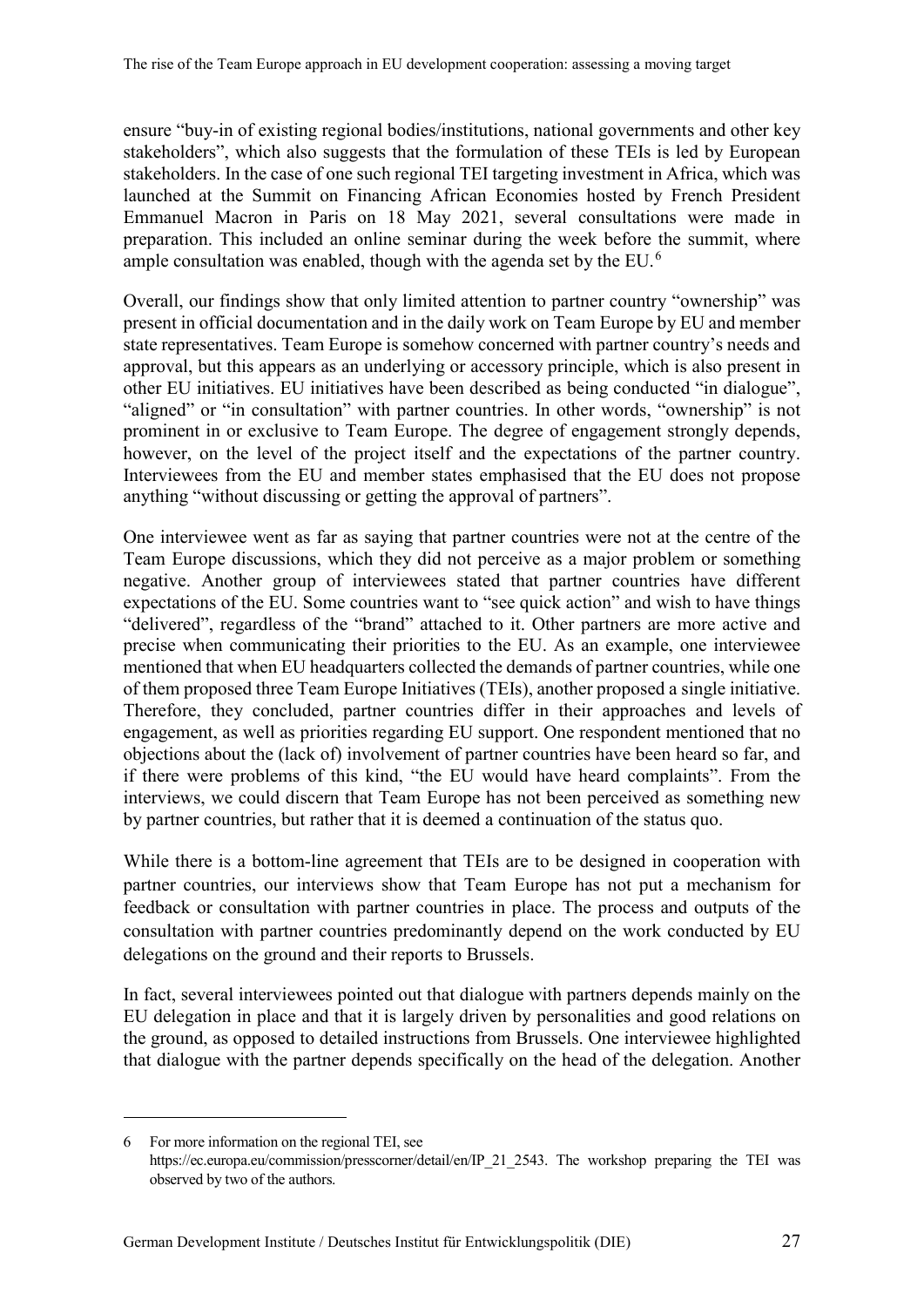ensure “buy-in of existing regional bodies/institutions, national governments and other key stakeholders”, which also suggests that the formulation of these TEIs is led by European stakeholders. In the case of one such regional TEI targeting investment in Africa, which was launched at the Summit on Financing African Economies hosted by French President Emmanuel Macron in Paris on 18 May 2021, several consultations were made in preparation. This included an online seminar during the week before the summit, where ample consultation was enabled, though with the agenda set by the EU.[6]

Overall, our findings show that only limited attention to partner country “ownership” was present in official documentation and in the daily work on Team Europe by EU and member state representatives. Team Europe is somehow concerned with partner country’s needs and approval, but this appears as an underlying or accessory principle, which is also present in other EU initiatives. EU initiatives have been described as being conducted “in dialogue”, “aligned” or “in consultation” with partner countries. In other words, “ownership” is not prominent in or exclusive to Team Europe. The degree of engagement strongly depends, however, on the level of the project itself and the expectations of the partner country. Interviewees from the EU and member states emphasised that the EU does not propose anything “without discussing or getting the approval of partners”.

One interviewee went as far as saying that partner countries were not at the centre of the Team Europe discussions, which they did not perceive as a major problem or something negative. Another group of interviewees stated that partner countries have different expectations of the EU. Some countries want to “see quick action” and wish to have things “delivered”, regardless of the “brand” attached to it. Other partners are more active and precise when communicating their priorities to the EU. As an example, one interviewee mentioned that when EU headquarters collected the demands of partner countries, while one of them proposed three Team Europe Initiatives (TEIs), another proposed a single initiative. Therefore, they concluded, partner countries differ in their approaches and levels of engagement, as well as priorities regarding EU support. One respondent mentioned that no objections about the (lack of) involvement of partner countries have been heard so far, and if there were problems of this kind, “the EU would have heard complaints”. From the interviews, we could discern that Team Europe has not been perceived as something new by partner countries, but rather that it is deemed a continuation of the status quo.

While there is a bottom-line agreement that TEIs are to be designed in cooperation with partner countries, our interviews show that Team Europe has not put a mechanism for feedback or consultation with partner countries in place. The process and outputs of the consultation with partner countries predominantly depend on the work conducted by EU delegations on the ground and their reports to Brussels.

In fact, several interviewees pointed out that dialogue with partners depends mainly on the EU delegation in place and that it is largely driven by personalities and good relations on the ground, as opposed to detailed instructions from Brussels. One interviewee highlighted that dialogue with the partner depends specifically on the head of the delegation. Another

---

6 For more information on the regional TEI, see https://ec.europa.eu/commission/presscorner/detail/en/IP_21_2543. The workshop preparing the TEI was observed by two of the authors.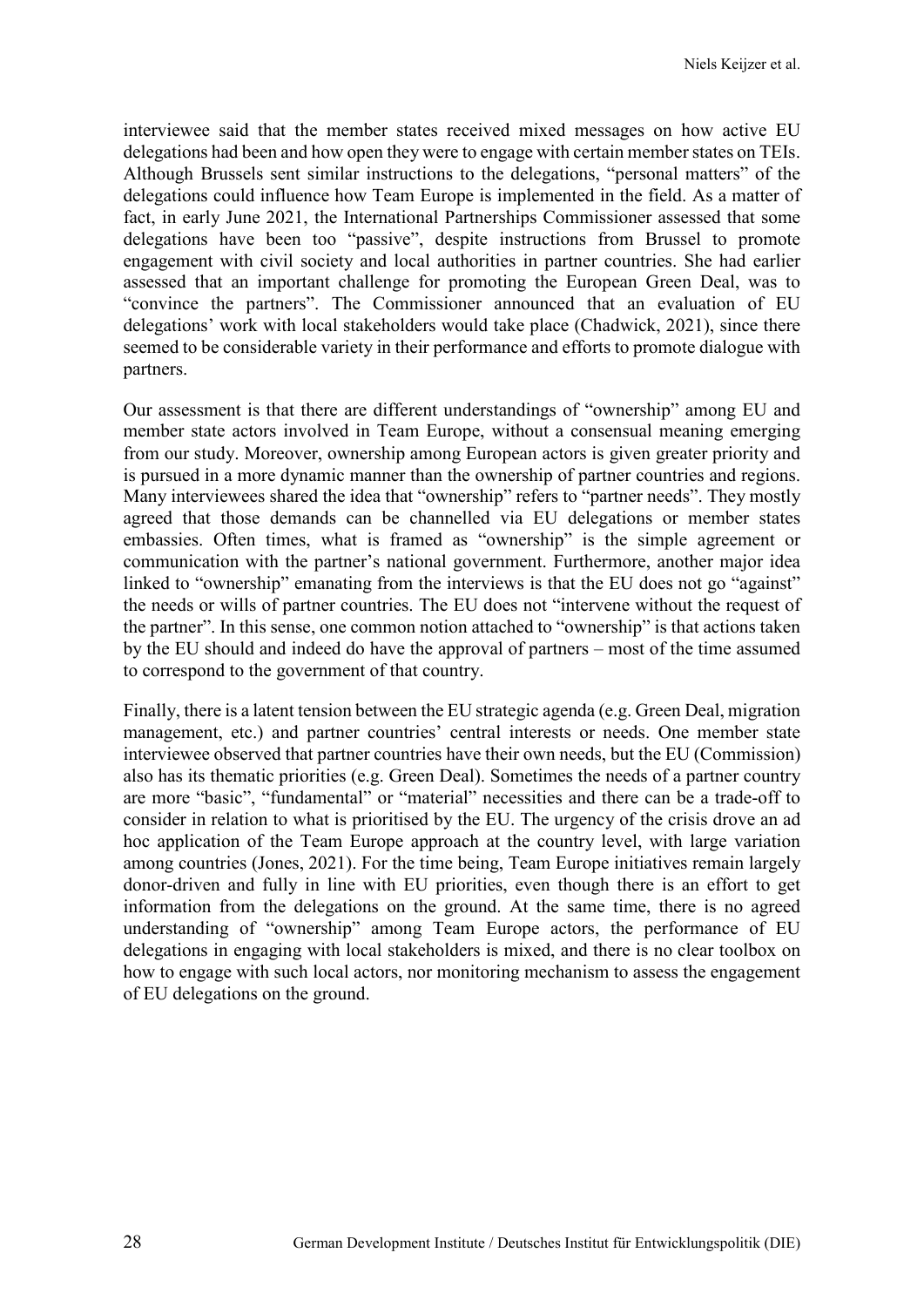interviewee said that the member states received mixed messages on how active EU delegations had been and how open they were to engage with certain member states on TEIs. Although Brussels sent similar instructions to the delegations, "personal matters" of the delegations could influence how Team Europe is implemented in the field. As a matter of fact, in early June 2021, the International Partnerships Commissioner assessed that some delegations have been too "passive", despite instructions from Brussel to promote engagement with civil society and local authorities in partner countries. She had earlier assessed that an important challenge for promoting the European Green Deal, was to "convince the partners". The Commissioner announced that an evaluation of EU delegations' work with local stakeholders would take place (Chadwick, 2021), since there seemed to be considerable variety in their performance and efforts to promote dialogue with partners.

Our assessment is that there are different understandings of "ownership" among EU and member state actors involved in Team Europe, without a consensual meaning emerging from our study. Moreover, ownership among European actors is given greater priority and is pursued in a more dynamic manner than the ownership of partner countries and regions. Many interviewees shared the idea that "ownership" refers to "partner needs". They mostly agreed that those demands can be channelled via EU delegations or member states embassies. Often times, what is framed as "ownership" is the simple agreement or communication with the partner's national government. Furthermore, another major idea linked to "ownership" emanating from the interviews is that the EU does not go "against" the needs or wills of partner countries. The EU does not "intervene without the request of the partner". In this sense, one common notion attached to "ownership" is that actions taken by the EU should and indeed do have the approval of partners – most of the time assumed to correspond to the government of that country.

Finally, there is a latent tension between the EU strategic agenda (e.g. Green Deal, migration management, etc.) and partner countries' central interests or needs. One member state interviewee observed that partner countries have their own needs, but the EU (Commission) also has its thematic priorities (e.g. Green Deal). Sometimes the needs of a partner country are more "basic", "fundamental" or "material" necessities and there can be a trade-off to consider in relation to what is prioritised by the EU. The urgency of the crisis drove an ad hoc application of the Team Europe approach at the country level, with large variation among countries (Jones, 2021). For the time being, Team Europe initiatives remain largely donor-driven and fully in line with EU priorities, even though there is an effort to get information from the delegations on the ground. At the same time, there is no agreed understanding of "ownership" among Team Europe actors, the performance of EU delegations in engaging with local stakeholders is mixed, and there is no clear toolbox on how to engage with such local actors, nor monitoring mechanism to assess the engagement of EU delegations on the ground.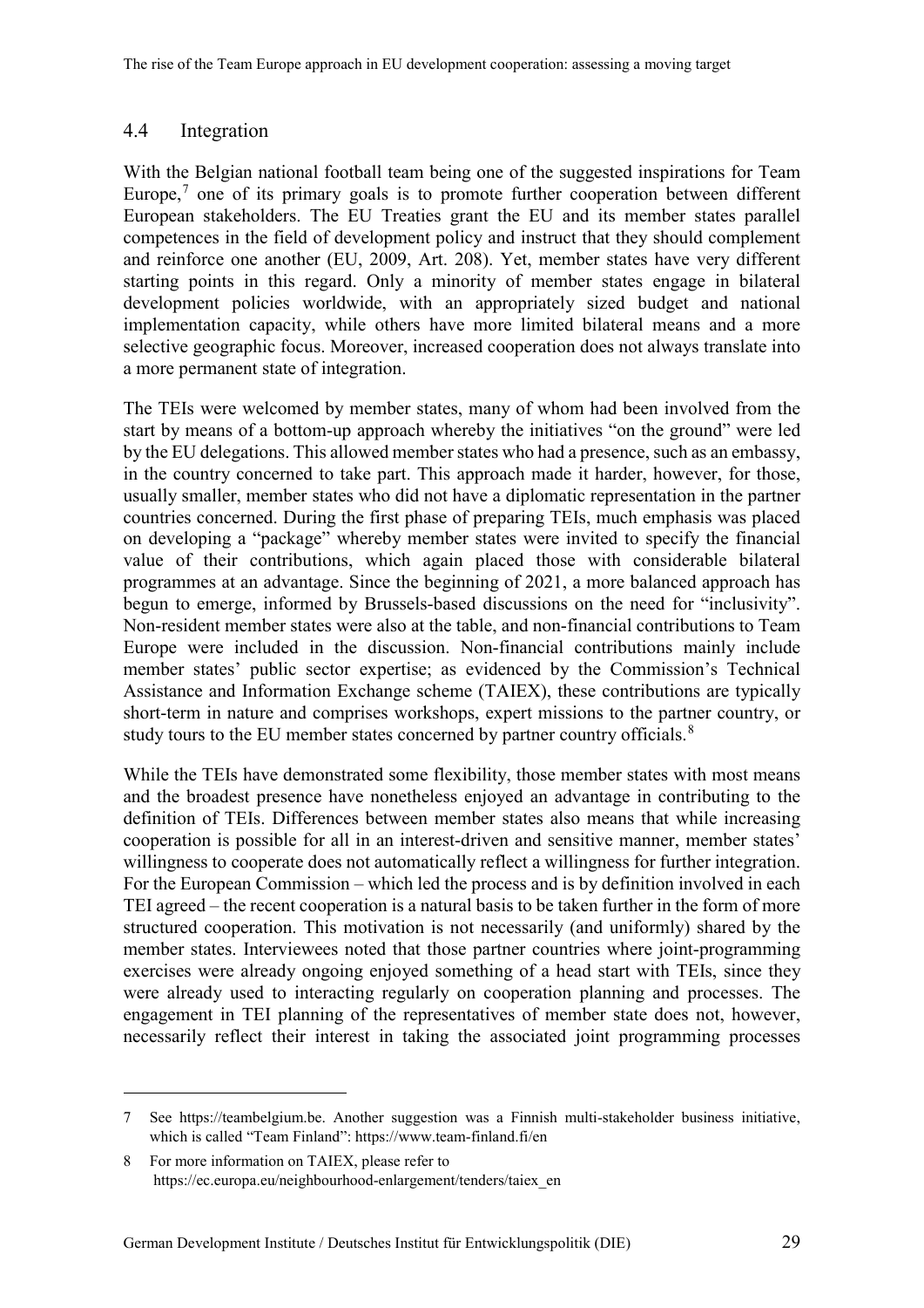## 4.4 Integration

With the Belgian national football team being one of the suggested inspirations for Team Europe,[7] one of its primary goals is to promote further cooperation between different European stakeholders. The EU Treaties grant the EU and its member states parallel competences in the field of development policy and instruct that they should complement and reinforce one another (EU, 2009, Art. 208). Yet, member states have very different starting points in this regard. Only a minority of member states engage in bilateral development policies worldwide, with an appropriately sized budget and national implementation capacity, while others have more limited bilateral means and a more selective geographic focus. Moreover, increased cooperation does not always translate into a more permanent state of integration.

The TEIs were welcomed by member states, many of whom had been involved from the start by means of a bottom-up approach whereby the initiatives "on the ground" were led by the EU delegations. This allowed member states who had a presence, such as an embassy, in the country concerned to take part. This approach made it harder, however, for those, usually smaller, member states who did not have a diplomatic representation in the partner countries concerned. During the first phase of preparing TEIs, much emphasis was placed on developing a "package" whereby member states were invited to specify the financial value of their contributions, which again placed those with considerable bilateral programmes at an advantage. Since the beginning of 2021, a more balanced approach has begun to emerge, informed by Brussels-based discussions on the need for "inclusivity". Non-resident member states were also at the table, and non-financial contributions to Team Europe were included in the discussion. Non-financial contributions mainly include member states' public sector expertise; as evidenced by the Commission's Technical Assistance and Information Exchange scheme (TAIEX), these contributions are typically short-term in nature and comprises workshops, expert missions to the partner country, or study tours to the EU member states concerned by partner country officials.[8]

While the TEIs have demonstrated some flexibility, those member states with most means and the broadest presence have nonetheless enjoyed an advantage in contributing to the definition of TEIs. Differences between member states also means that while increasing cooperation is possible for all in an interest-driven and sensitive manner, member states' willingness to cooperate does not automatically reflect a willingness for further integration. For the European Commission – which led the process and is by definition involved in each TEI agreed – the recent cooperation is a natural basis to be taken further in the form of more structured cooperation. This motivation is not necessarily (and uniformly) shared by the member states. Interviewees noted that those partner countries where joint-programming exercises were already ongoing enjoyed something of a head start with TEIs, since they were already used to interacting regularly on cooperation planning and processes. The engagement in TEI planning of the representatives of member state does not, however, necessarily reflect their interest in taking the associated joint programming processes

---

7 See https://teambelgium.be. Another suggestion was a Finnish multi-stakeholder business initiative, which is called "Team Finland": https://www.team-finland.fi/en

8 For more information on TAIEX, please refer to https://ec.europa.eu/neighbourhood-enlargement/tenders/taiex_en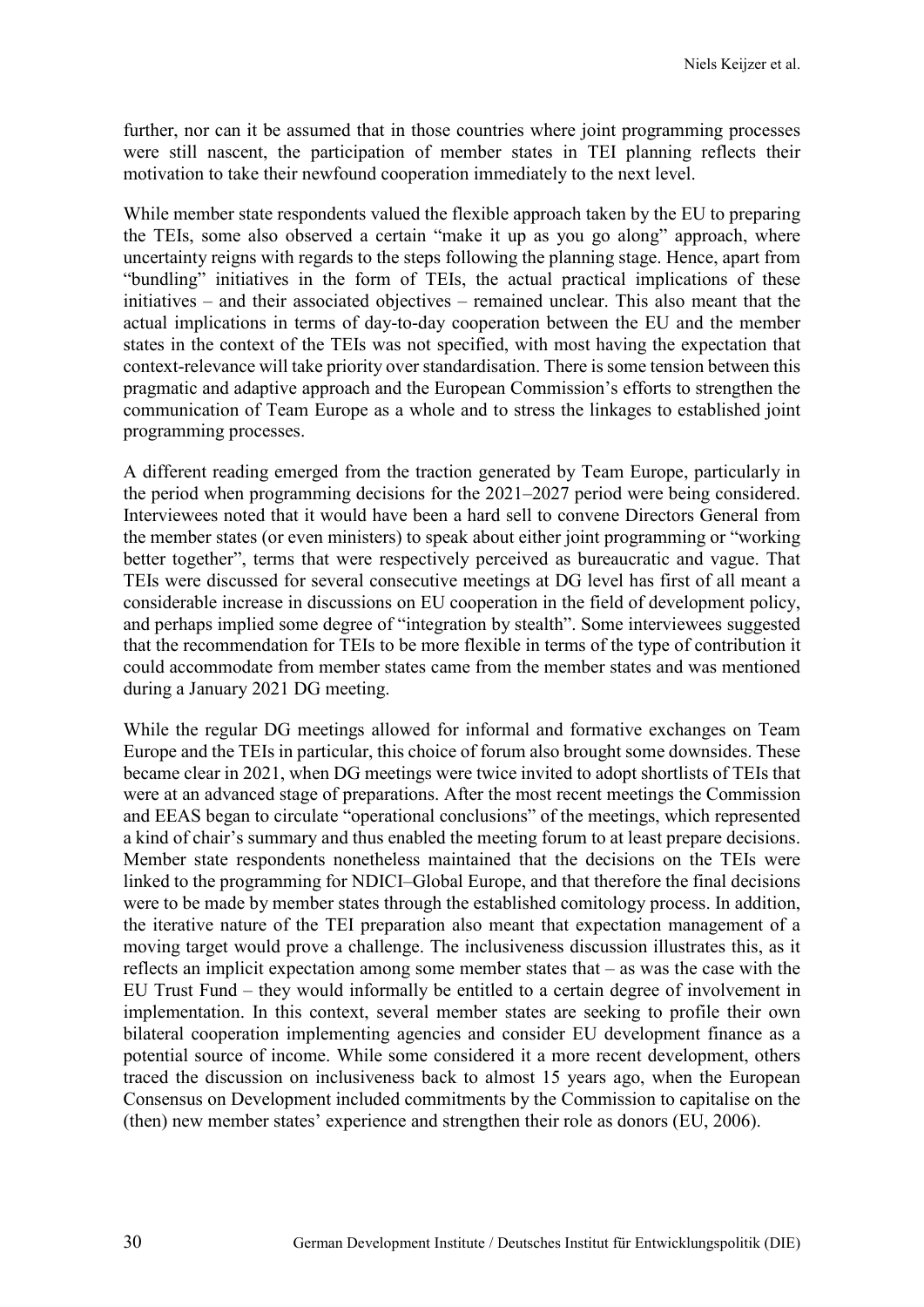further, nor can it be assumed that in those countries where joint programming processes were still nascent, the participation of member states in TEI planning reflects their motivation to take their newfound cooperation immediately to the next level.

While member state respondents valued the flexible approach taken by the EU to preparing the TEIs, some also observed a certain "make it up as you go along" approach, where uncertainty reigns with regards to the steps following the planning stage. Hence, apart from "bundling" initiatives in the form of TEIs, the actual practical implications of these initiatives – and their associated objectives – remained unclear. This also meant that the actual implications in terms of day-to-day cooperation between the EU and the member states in the context of the TEIs was not specified, with most having the expectation that context-relevance will take priority over standardisation. There is some tension between this pragmatic and adaptive approach and the European Commission's efforts to strengthen the communication of Team Europe as a whole and to stress the linkages to established joint programming processes.

A different reading emerged from the traction generated by Team Europe, particularly in the period when programming decisions for the 2021–2027 period were being considered. Interviewees noted that it would have been a hard sell to convene Directors General from the member states (or even ministers) to speak about either joint programming or "working better together", terms that were respectively perceived as bureaucratic and vague. That TEIs were discussed for several consecutive meetings at DG level has first of all meant a considerable increase in discussions on EU cooperation in the field of development policy, and perhaps implied some degree of "integration by stealth". Some interviewees suggested that the recommendation for TEIs to be more flexible in terms of the type of contribution it could accommodate from member states came from the member states and was mentioned during a January 2021 DG meeting.

While the regular DG meetings allowed for informal and formative exchanges on Team Europe and the TEIs in particular, this choice of forum also brought some downsides. These became clear in 2021, when DG meetings were twice invited to adopt shortlists of TEIs that were at an advanced stage of preparations. After the most recent meetings the Commission and EEAS began to circulate "operational conclusions" of the meetings, which represented a kind of chair's summary and thus enabled the meeting forum to at least prepare decisions. Member state respondents nonetheless maintained that the decisions on the TEIs were linked to the programming for NDICI–Global Europe, and that therefore the final decisions were to be made by member states through the established comitology process. In addition, the iterative nature of the TEI preparation also meant that expectation management of a moving target would prove a challenge. The inclusiveness discussion illustrates this, as it reflects an implicit expectation among some member states that – as was the case with the EU Trust Fund – they would informally be entitled to a certain degree of involvement in implementation. In this context, several member states are seeking to profile their own bilateral cooperation implementing agencies and consider EU development finance as a potential source of income. While some considered it a more recent development, others traced the discussion on inclusiveness back to almost 15 years ago, when the European Consensus on Development included commitments by the Commission to capitalise on the (then) new member states' experience and strengthen their role as donors (EU, 2006).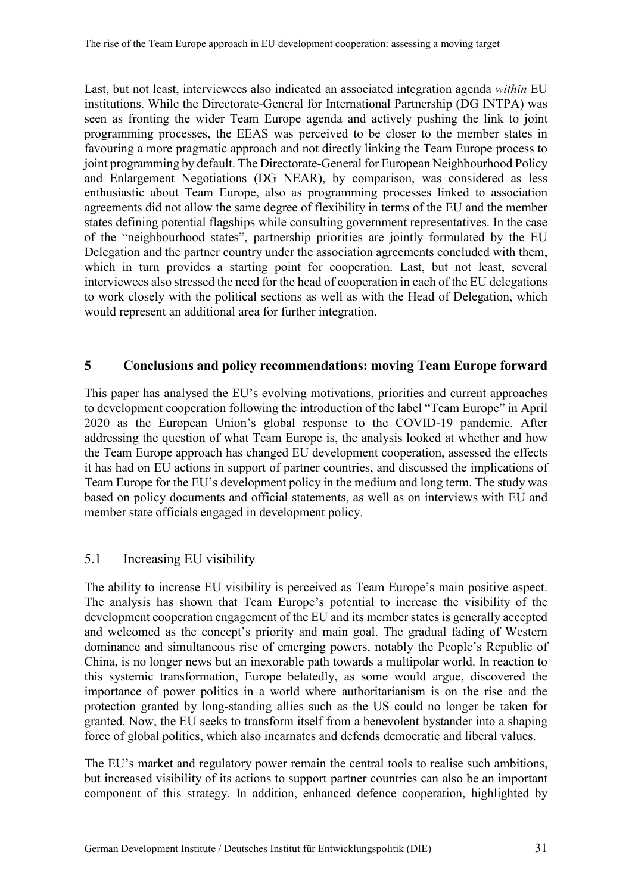Last, but not least, interviewees also indicated an associated integration agenda *within* EU institutions. While the Directorate-General for International Partnership (DG INTPA) was seen as fronting the wider Team Europe agenda and actively pushing the link to joint programming processes, the EEAS was perceived to be closer to the member states in favouring a more pragmatic approach and not directly linking the Team Europe process to joint programming by default. The Directorate-General for European Neighbourhood Policy and Enlargement Negotiations (DG NEAR), by comparison, was considered as less enthusiastic about Team Europe, also as programming processes linked to association agreements did not allow the same degree of flexibility in terms of the EU and the member states defining potential flagships while consulting government representatives. In the case of the "neighbourhood states", partnership priorities are jointly formulated by the EU Delegation and the partner country under the association agreements concluded with them, which in turn provides a starting point for cooperation. Last, but not least, several interviewees also stressed the need for the head of cooperation in each of the EU delegations to work closely with the political sections as well as with the Head of Delegation, which would represent an additional area for further integration.

# 5 Conclusions and policy recommendations: moving Team Europe forward

This paper has analysed the EU's evolving motivations, priorities and current approaches to development cooperation following the introduction of the label "Team Europe" in April 2020 as the European Union's global response to the COVID-19 pandemic. After addressing the question of what Team Europe is, the analysis looked at whether and how the Team Europe approach has changed EU development cooperation, assessed the effects it has had on EU actions in support of partner countries, and discussed the implications of Team Europe for the EU's development policy in the medium and long term. The study was based on policy documents and official statements, as well as on interviews with EU and member state officials engaged in development policy.

## 5.1 Increasing EU visibility

The ability to increase EU visibility is perceived as Team Europe's main positive aspect. The analysis has shown that Team Europe's potential to increase the visibility of the development cooperation engagement of the EU and its member states is generally accepted and welcomed as the concept's priority and main goal. The gradual fading of Western dominance and simultaneous rise of emerging powers, notably the People's Republic of China, is no longer news but an inexorable path towards a multipolar world. In reaction to this systemic transformation, Europe belatedly, as some would argue, discovered the importance of power politics in a world where authoritarianism is on the rise and the protection granted by long-standing allies such as the US could no longer be taken for granted. Now, the EU seeks to transform itself from a benevolent bystander into a shaping force of global politics, which also incarnates and defends democratic and liberal values.

The EU's market and regulatory power remain the central tools to realise such ambitions, but increased visibility of its actions to support partner countries can also be an important component of this strategy. In addition, enhanced defence cooperation, highlighted by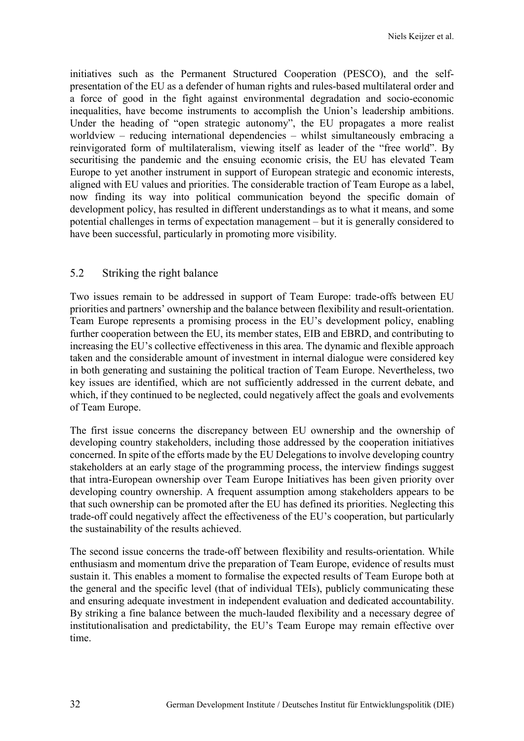initiatives such as the Permanent Structured Cooperation (PESCO), and the self-presentation of the EU as a defender of human rights and rules-based multilateral order and a force of good in the fight against environmental degradation and socio-economic inequalities, have become instruments to accomplish the Union's leadership ambitions. Under the heading of "open strategic autonomy", the EU propagates a more realist worldview – reducing international dependencies – whilst simultaneously embracing a reinvigorated form of multilateralism, viewing itself as leader of the "free world". By securitising the pandemic and the ensuing economic crisis, the EU has elevated Team Europe to yet another instrument in support of European strategic and economic interests, aligned with EU values and priorities. The considerable traction of Team Europe as a label, now finding its way into political communication beyond the specific domain of development policy, has resulted in different understandings as to what it means, and some potential challenges in terms of expectation management – but it is generally considered to have been successful, particularly in promoting more visibility.

## 5.2 Striking the right balance

Two issues remain to be addressed in support of Team Europe: trade-offs between EU priorities and partners' ownership and the balance between flexibility and result-orientation. Team Europe represents a promising process in the EU's development policy, enabling further cooperation between the EU, its member states, EIB and EBRD, and contributing to increasing the EU's collective effectiveness in this area. The dynamic and flexible approach taken and the considerable amount of investment in internal dialogue were considered key in both generating and sustaining the political traction of Team Europe. Nevertheless, two key issues are identified, which are not sufficiently addressed in the current debate, and which, if they continued to be neglected, could negatively affect the goals and evolvements of Team Europe.

The first issue concerns the discrepancy between EU ownership and the ownership of developing country stakeholders, including those addressed by the cooperation initiatives concerned. In spite of the efforts made by the EU Delegations to involve developing country stakeholders at an early stage of the programming process, the interview findings suggest that intra-European ownership over Team Europe Initiatives has been given priority over developing country ownership. A frequent assumption among stakeholders appears to be that such ownership can be promoted after the EU has defined its priorities. Neglecting this trade-off could negatively affect the effectiveness of the EU's cooperation, but particularly the sustainability of the results achieved.

The second issue concerns the trade-off between flexibility and results-orientation. While enthusiasm and momentum drive the preparation of Team Europe, evidence of results must sustain it. This enables a moment to formalise the expected results of Team Europe both at the general and the specific level (that of individual TEIs), publicly communicating these and ensuring adequate investment in independent evaluation and dedicated accountability. By striking a fine balance between the much-lauded flexibility and a necessary degree of institutionalisation and predictability, the EU's Team Europe may remain effective over time.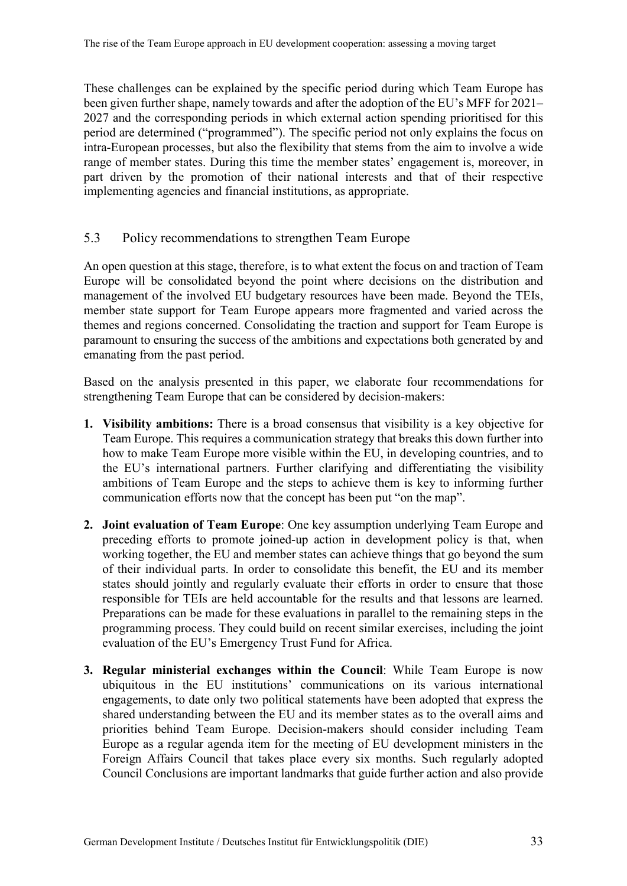These challenges can be explained by the specific period during which Team Europe has been given further shape, namely towards and after the adoption of the EU's MFF for 2021–2027 and the corresponding periods in which external action spending prioritised for this period are determined ("programmed"). The specific period not only explains the focus on intra-European processes, but also the flexibility that stems from the aim to involve a wide range of member states. During this time the member states' engagement is, moreover, in part driven by the promotion of their national interests and that of their respective implementing agencies and financial institutions, as appropriate.

## 5.3 Policy recommendations to strengthen Team Europe

An open question at this stage, therefore, is to what extent the focus on and traction of Team Europe will be consolidated beyond the point where decisions on the distribution and management of the involved EU budgetary resources have been made. Beyond the TEIs, member state support for Team Europe appears more fragmented and varied across the themes and regions concerned. Consolidating the traction and support for Team Europe is paramount to ensuring the success of the ambitions and expectations both generated by and emanating from the past period.

Based on the analysis presented in this paper, we elaborate four recommendations for strengthening Team Europe that can be considered by decision-makers:

1. **Visibility ambitions:** There is a broad consensus that visibility is a key objective for Team Europe. This requires a communication strategy that breaks this down further into how to make Team Europe more visible within the EU, in developing countries, and to the EU's international partners. Further clarifying and differentiating the visibility ambitions of Team Europe and the steps to achieve them is key to informing further communication efforts now that the concept has been put "on the map".

2. **Joint evaluation of Team Europe**: One key assumption underlying Team Europe and preceding efforts to promote joined-up action in development policy is that, when working together, the EU and member states can achieve things that go beyond the sum of their individual parts. In order to consolidate this benefit, the EU and its member states should jointly and regularly evaluate their efforts in order to ensure that those responsible for TEIs are held accountable for the results and that lessons are learned. Preparations can be made for these evaluations in parallel to the remaining steps in the programming process. They could build on recent similar exercises, including the joint evaluation of the EU's Emergency Trust Fund for Africa.

3. **Regular ministerial exchanges within the Council**: While Team Europe is now ubiquitous in the EU institutions' communications on its various international engagements, to date only two political statements have been adopted that express the shared understanding between the EU and its member states as to the overall aims and priorities behind Team Europe. Decision-makers should consider including Team Europe as a regular agenda item for the meeting of EU development ministers in the Foreign Affairs Council that takes place every six months. Such regularly adopted Council Conclusions are important landmarks that guide further action and also provide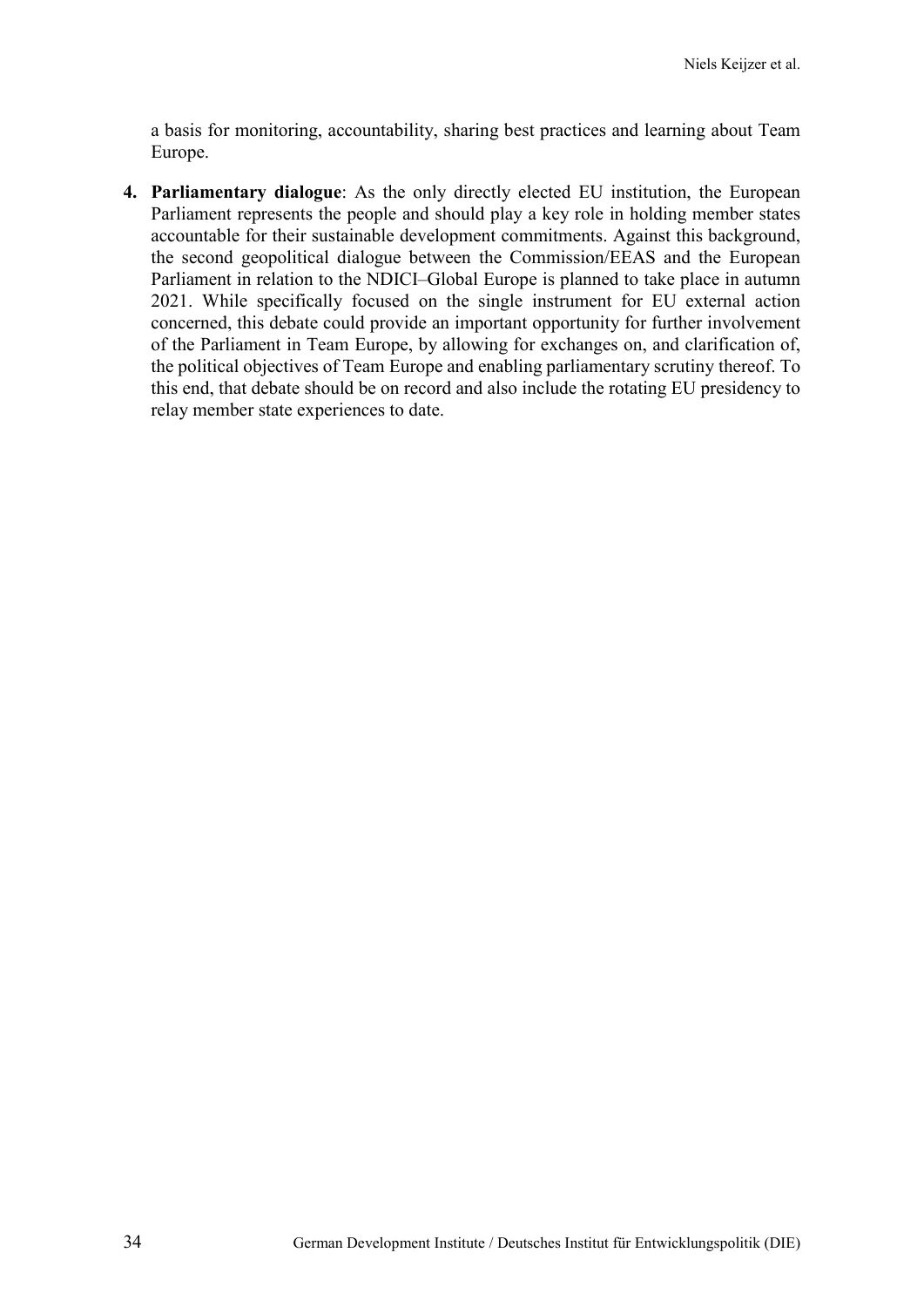a basis for monitoring, accountability, sharing best practices and learning about Team Europe.

4. **Parliamentary dialogue**: As the only directly elected EU institution, the European Parliament represents the people and should play a key role in holding member states accountable for their sustainable development commitments. Against this background, the second geopolitical dialogue between the Commission/EEAS and the European Parliament in relation to the NDICI–Global Europe is planned to take place in autumn 2021. While specifically focused on the single instrument for EU external action concerned, this debate could provide an important opportunity for further involvement of the Parliament in Team Europe, by allowing for exchanges on, and clarification of, the political objectives of Team Europe and enabling parliamentary scrutiny thereof. To this end, that debate should be on record and also include the rotating EU presidency to relay member state experiences to date.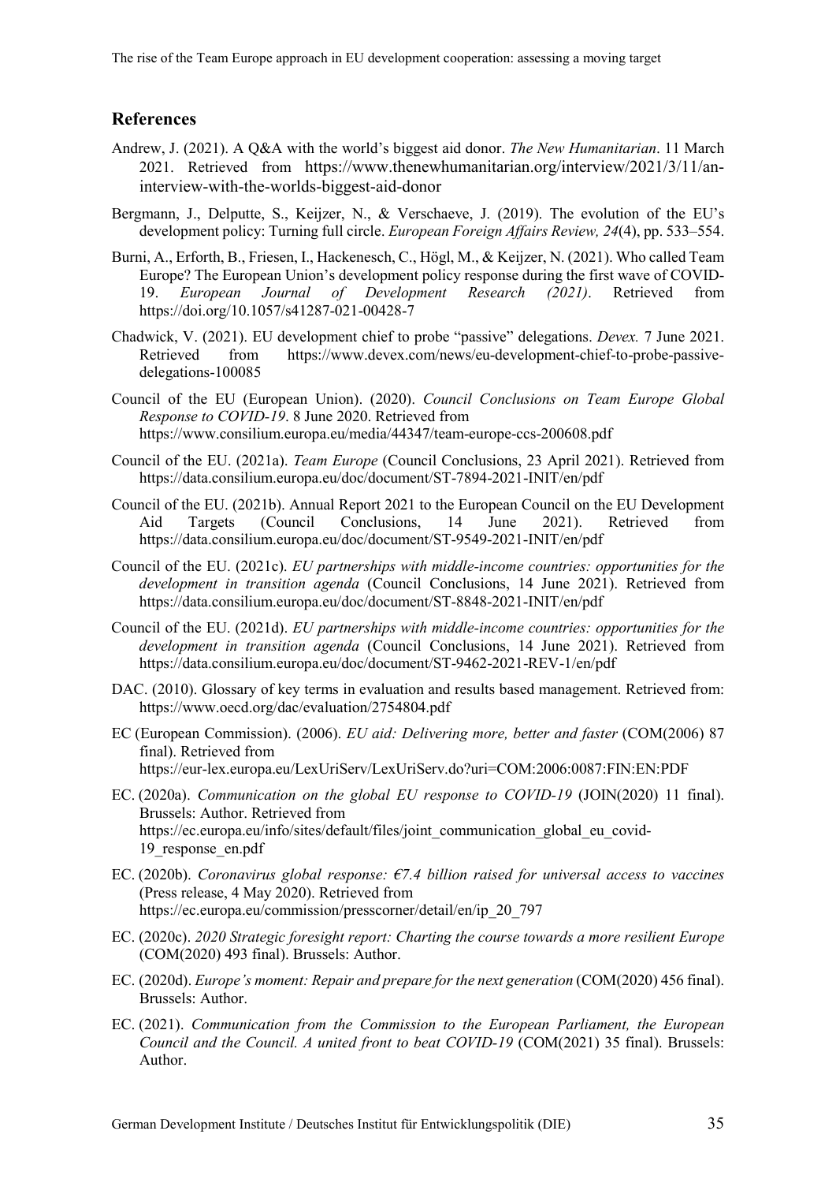## References

Andrew, J. (2021). A Q&A with the world's biggest aid donor. *The New Humanitarian*. 11 March 2021. Retrieved from https://www.thenewhumanitarian.org/interview/2021/3/11/an-interview-with-the-worlds-biggest-aid-donor

Bergmann, J., Delputte, S., Keijzer, N., & Verschaeve, J. (2019). The evolution of the EU's development policy: Turning full circle. *European Foreign Affairs Review, 24*(4), pp. 533–554.

Burni, A., Erforth, B., Friesen, I., Hackenesch, C., Högl, M., & Keijzer, N. (2021). Who called Team Europe? The European Union's development policy response during the first wave of COVID-19. *European Journal of Development Research (2021)*. Retrieved from https://doi.org/10.1057/s41287-021-00428-7

Chadwick, V. (2021). EU development chief to probe "passive" delegations. *Devex.* 7 June 2021. Retrieved from https://www.devex.com/news/eu-development-chief-to-probe-passive-delegations-100085

Council of the EU (European Union). (2020). *Council Conclusions on Team Europe Global Response to COVID-19*. 8 June 2020. Retrieved from https://www.consilium.europa.eu/media/44347/team-europe-ccs-200608.pdf

Council of the EU. (2021a). *Team Europe* (Council Conclusions, 23 April 2021). Retrieved from https://data.consilium.europa.eu/doc/document/ST-7894-2021-INIT/en/pdf

Council of the EU. (2021b). Annual Report 2021 to the European Council on the EU Development Aid Targets (Council Conclusions, 14 June 2021). Retrieved from https://data.consilium.europa.eu/doc/document/ST-9549-2021-INIT/en/pdf

Council of the EU. (2021c). *EU partnerships with middle-income countries: opportunities for the development in transition agenda* (Council Conclusions, 14 June 2021). Retrieved from https://data.consilium.europa.eu/doc/document/ST-8848-2021-INIT/en/pdf

Council of the EU. (2021d). *EU partnerships with middle-income countries: opportunities for the development in transition agenda* (Council Conclusions, 14 June 2021). Retrieved from https://data.consilium.europa.eu/doc/document/ST-9462-2021-REV-1/en/pdf

DAC. (2010). Glossary of key terms in evaluation and results based management. Retrieved from: https://www.oecd.org/dac/evaluation/2754804.pdf

EC (European Commission). (2006). *EU aid: Delivering more, better and faster* (COM(2006) 87 final). Retrieved from https://eur-lex.europa.eu/LexUriServ/LexUriServ.do?uri=COM:2006:0087:FIN:EN:PDF

EC. (2020a). *Communication on the global EU response to COVID-19* (JOIN(2020) 11 final). Brussels: Author. Retrieved from https://ec.europa.eu/info/sites/default/files/joint_communication_global_eu_covid-19_response_en.pdf

EC. (2020b). *Coronavirus global response: €7.4 billion raised for universal access to vaccines* (Press release, 4 May 2020). Retrieved from https://ec.europa.eu/commission/presscorner/detail/en/ip_20_797

EC. (2020c). *2020 Strategic foresight report: Charting the course towards a more resilient Europe* (COM(2020) 493 final). Brussels: Author.

EC. (2020d). *Europe's moment: Repair and prepare for the next generation* (COM(2020) 456 final). Brussels: Author.

EC. (2021). *Communication from the Commission to the European Parliament, the European Council and the Council. A united front to beat COVID-19* (COM(2021) 35 final). Brussels: Author.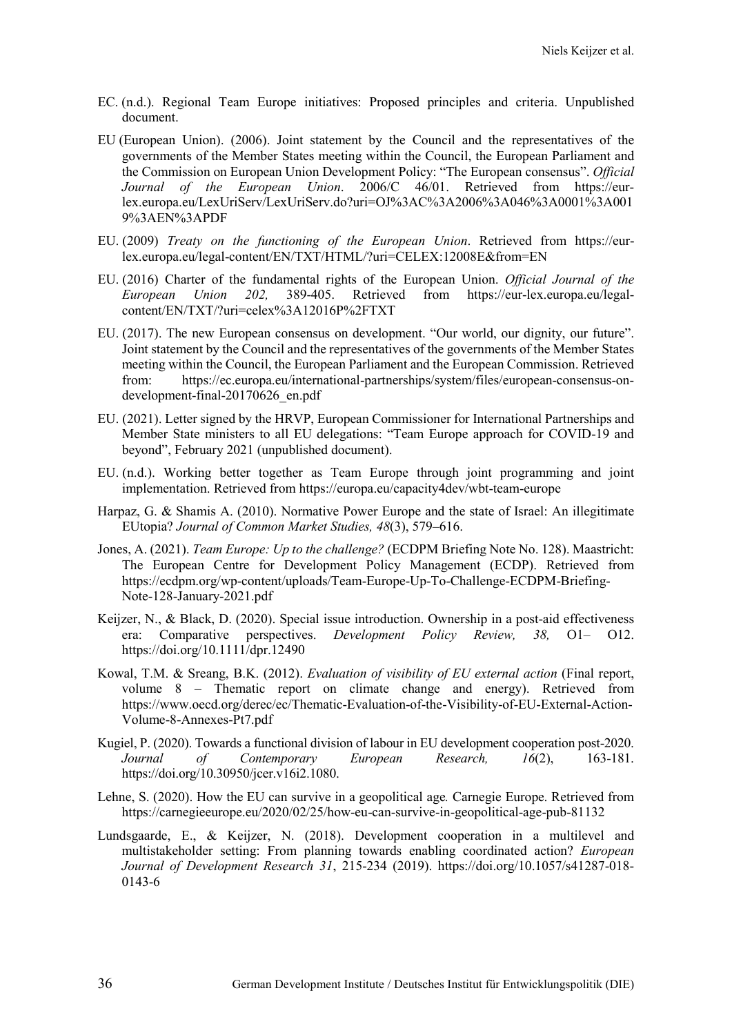EC. (n.d.). Regional Team Europe initiatives: Proposed principles and criteria. Unpublished document.

EU (European Union). (2006). Joint statement by the Council and the representatives of the governments of the Member States meeting within the Council, the European Parliament and the Commission on European Union Development Policy: "The European consensus". *Official Journal of the European Union*. 2006/C 46/01. Retrieved from https://eur-lex.europa.eu/LexUriServ/LexUriServ.do?uri=OJ%3AC%3A2006%3A046%3A0001%3A0019%3AEN%3APDF

EU. (2009) *Treaty on the functioning of the European Union*. Retrieved from https://eur-lex.europa.eu/legal-content/EN/TXT/HTML/?uri=CELEX:12008E&from=EN

EU. (2016) Charter of the fundamental rights of the European Union. *Official Journal of the European Union 202,* 389-405. Retrieved from https://eur-lex.europa.eu/legal-content/EN/TXT/?uri=celex%3A12016P%2FTXT

EU. (2017). The new European consensus on development. "Our world, our dignity, our future". Joint statement by the Council and the representatives of the governments of the Member States meeting within the Council, the European Parliament and the European Commission. Retrieved from: https://ec.europa.eu/international-partnerships/system/files/european-consensus-on-development-final-20170626_en.pdf

EU. (2021). Letter signed by the HRVP, European Commissioner for International Partnerships and Member State ministers to all EU delegations: "Team Europe approach for COVID-19 and beyond", February 2021 (unpublished document).

EU. (n.d.). Working better together as Team Europe through joint programming and joint implementation. Retrieved from https://europa.eu/capacity4dev/wbt-team-europe

Harpaz, G. & Shamis A. (2010). Normative Power Europe and the state of Israel: An illegitimate EUtopia? *Journal of Common Market Studies, 48*(3), 579–616.

Jones, A. (2021). *Team Europe: Up to the challenge?* (ECDPM Briefing Note No. 128). Maastricht: The European Centre for Development Policy Management (ECDP). Retrieved from https://ecdpm.org/wp-content/uploads/Team-Europe-Up-To-Challenge-ECDPM-Briefing-Note-128-January-2021.pdf

Keijzer, N., & Black, D. (2020). Special issue introduction. Ownership in a post-aid effectiveness era: Comparative perspectives. *Development Policy Review, 38,* O1– O12. https://doi.org/10.1111/dpr.12490

Kowal, T.M. & Sreang, B.K. (2012). *Evaluation of visibility of EU external action* (Final report, volume 8 – Thematic report on climate change and energy). Retrieved from https://www.oecd.org/derec/ec/Thematic-Evaluation-of-the-Visibility-of-EU-External-Action-Volume-8-Annexes-Pt7.pdf

Kugiel, P. (2020). Towards a functional division of labour in EU development cooperation post-2020. *Journal of Contemporary European Research, 16*(2), 163-181. https://doi.org/10.30950/jcer.v16i2.1080.

Lehne, S. (2020). How the EU can survive in a geopolitical age*.* Carnegie Europe. Retrieved from https://carnegieeurope.eu/2020/02/25/how-eu-can-survive-in-geopolitical-age-pub-81132

Lundsgaarde, E., & Keijzer, N. (2018). Development cooperation in a multilevel and multistakeholder setting: From planning towards enabling coordinated action? *European Journal of Development Research 31*, 215-234 (2019). https://doi.org/10.1057/s41287-018-0143-6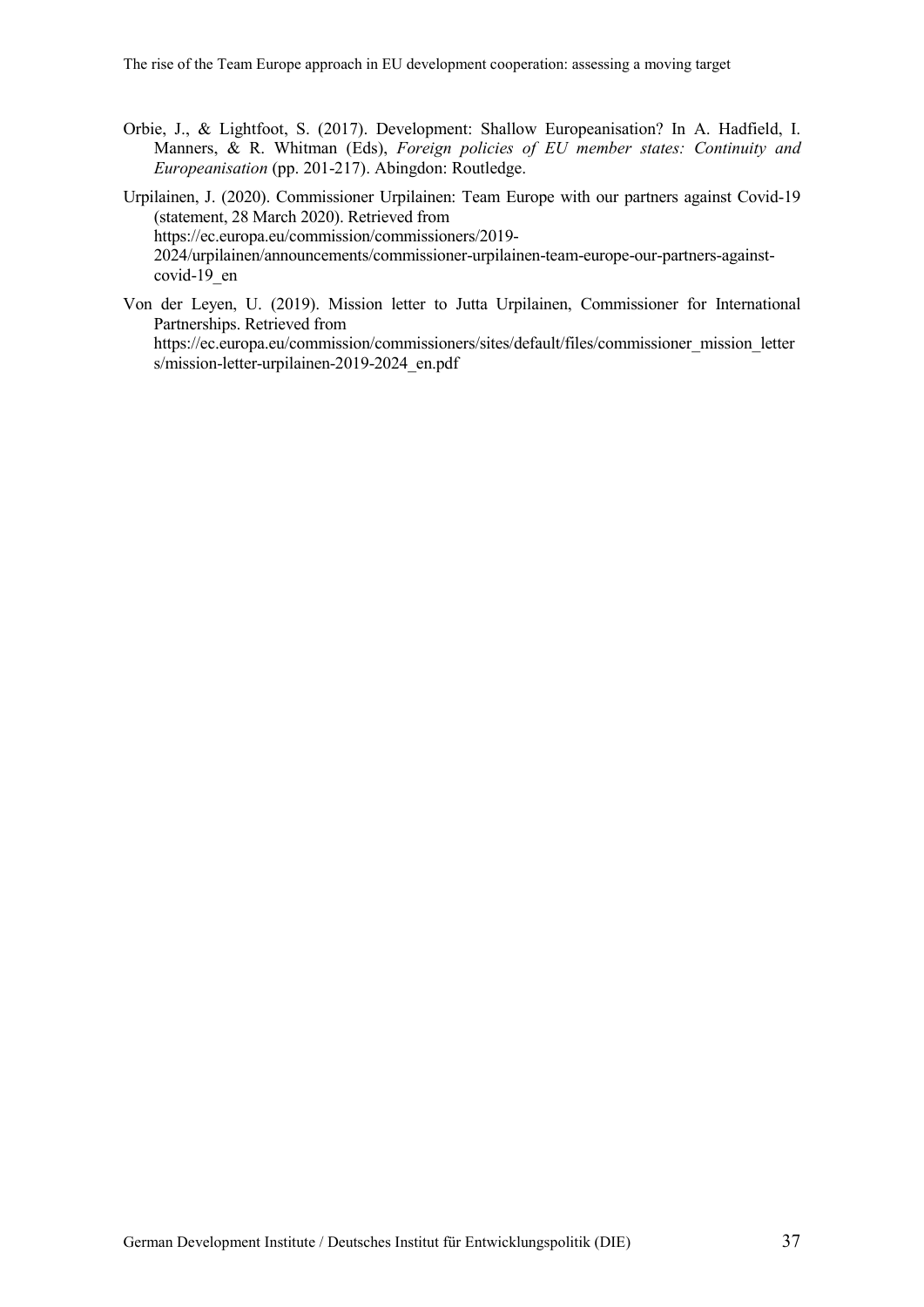Orbie, J., & Lightfoot, S. (2017). Development: Shallow Europeanisation? In A. Hadfield, I. Manners, & R. Whitman (Eds), *Foreign policies of EU member states: Continuity and Europeanisation* (pp. 201-217). Abingdon: Routledge.

Urpilainen, J. (2020). Commissioner Urpilainen: Team Europe with our partners against Covid-19 (statement, 28 March 2020). Retrieved from https://ec.europa.eu/commission/commissioners/2019-2024/urpilainen/announcements/commissioner-urpilainen-team-europe-our-partners-against-covid-19_en

Von der Leyen, U. (2019). Mission letter to Jutta Urpilainen, Commissioner for International Partnerships. Retrieved from https://ec.europa.eu/commission/commissioners/sites/default/files/commissioner_mission_letters/mission-letter-urpilainen-2019-2024_en.pdf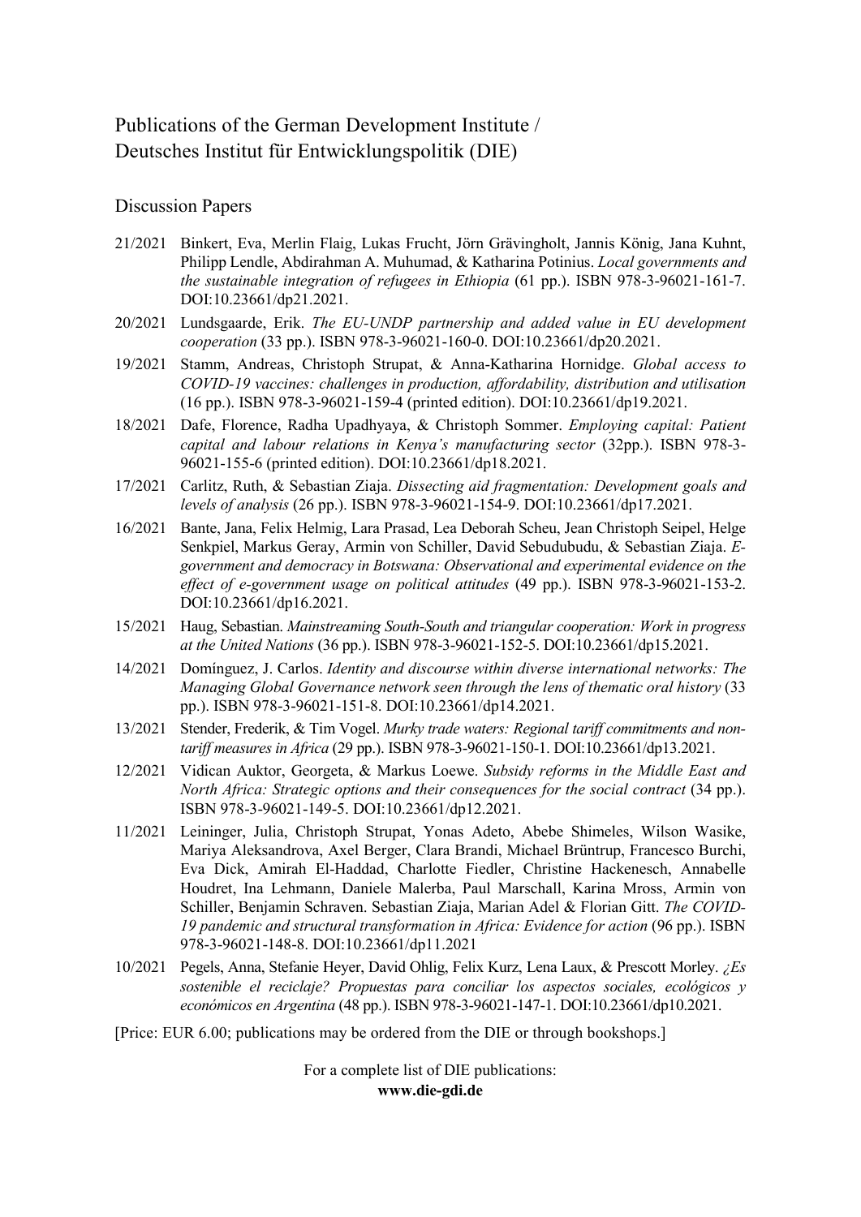# Publications of the German Development Institute / Deutsches Institut für Entwicklungspolitik (DIE)

## Discussion Papers

21/2021 Binkert, Eva, Merlin Flaig, Lukas Frucht, Jörn Grävingholt, Jannis König, Jana Kuhnt, Philipp Lendle, Abdirahman A. Muhumad, & Katharina Potinius. *Local governments and the sustainable integration of refugees in Ethiopia* (61 pp.). ISBN 978-3-96021-161-7. DOI:10.23661/dp21.2021.

20/2021 Lundsgaarde, Erik. *The EU-UNDP partnership and added value in EU development cooperation* (33 pp.). ISBN 978-3-96021-160-0. DOI:10.23661/dp20.2021.

19/2021 Stamm, Andreas, Christoph Strupat, & Anna-Katharina Hornidge. *Global access to COVID-19 vaccines: challenges in production, affordability, distribution and utilisation* (16 pp.). ISBN 978-3-96021-159-4 (printed edition). DOI:10.23661/dp19.2021.

18/2021 Dafe, Florence, Radha Upadhyaya, & Christoph Sommer. *Employing capital: Patient capital and labour relations in Kenya's manufacturing sector* (32pp.). ISBN 978-3-96021-155-6 (printed edition). DOI:10.23661/dp18.2021.

17/2021 Carlitz, Ruth, & Sebastian Ziaja. *Dissecting aid fragmentation: Development goals and levels of analysis* (26 pp.). ISBN 978-3-96021-154-9. DOI:10.23661/dp17.2021.

16/2021 Bante, Jana, Felix Helmig, Lara Prasad, Lea Deborah Scheu, Jean Christoph Seipel, Helge Senkpiel, Markus Geray, Armin von Schiller, David Sebudubudu, & Sebastian Ziaja. *E-government and democracy in Botswana: Observational and experimental evidence on the effect of e-government usage on political attitudes* (49 pp.). ISBN 978-3-96021-153-2. DOI:10.23661/dp16.2021.

15/2021 Haug, Sebastian. *Mainstreaming South-South and triangular cooperation: Work in progress at the United Nations* (36 pp.). ISBN 978-3-96021-152-5. DOI:10.23661/dp15.2021.

14/2021 Domínguez, J. Carlos. *Identity and discourse within diverse international networks: The Managing Global Governance network seen through the lens of thematic oral history* (33 pp.). ISBN 978-3-96021-151-8. DOI:10.23661/dp14.2021.

13/2021 Stender, Frederik, & Tim Vogel. *Murky trade waters: Regional tariff commitments and non-tariff measures in Africa* (29 pp.). ISBN 978-3-96021-150-1. DOI:10.23661/dp13.2021.

12/2021 Vidican Auktor, Georgeta, & Markus Loewe. *Subsidy reforms in the Middle East and North Africa: Strategic options and their consequences for the social contract* (34 pp.). ISBN 978-3-96021-149-5. DOI:10.23661/dp12.2021.

11/2021 Leininger, Julia, Christoph Strupat, Yonas Adeto, Abebe Shimeles, Wilson Wasike, Mariya Aleksandrova, Axel Berger, Clara Brandi, Michael Brüntrup, Francesco Burchi, Eva Dick, Amirah El-Haddad, Charlotte Fiedler, Christine Hackenesch, Annabelle Houdret, Ina Lehmann, Daniele Malerba, Paul Marschall, Karina Mross, Armin von Schiller, Benjamin Schraven. Sebastian Ziaja, Marian Adel & Florian Gitt. *The COVID-19 pandemic and structural transformation in Africa: Evidence for action* (96 pp.). ISBN 978-3-96021-148-8. DOI:10.23661/dp11.2021

10/2021 Pegels, Anna, Stefanie Heyer, David Ohlig, Felix Kurz, Lena Laux, & Prescott Morley. *¿Es sostenible el reciclaje? Propuestas para conciliar los aspectos sociales, ecológicos y económicos en Argentina* (48 pp.). ISBN 978-3-96021-147-1. DOI:10.23661/dp10.2021.

[Price: EUR 6.00; publications may be ordered from the DIE or through bookshops.]

For a complete list of DIE publications:
**www.die-gdi.de**